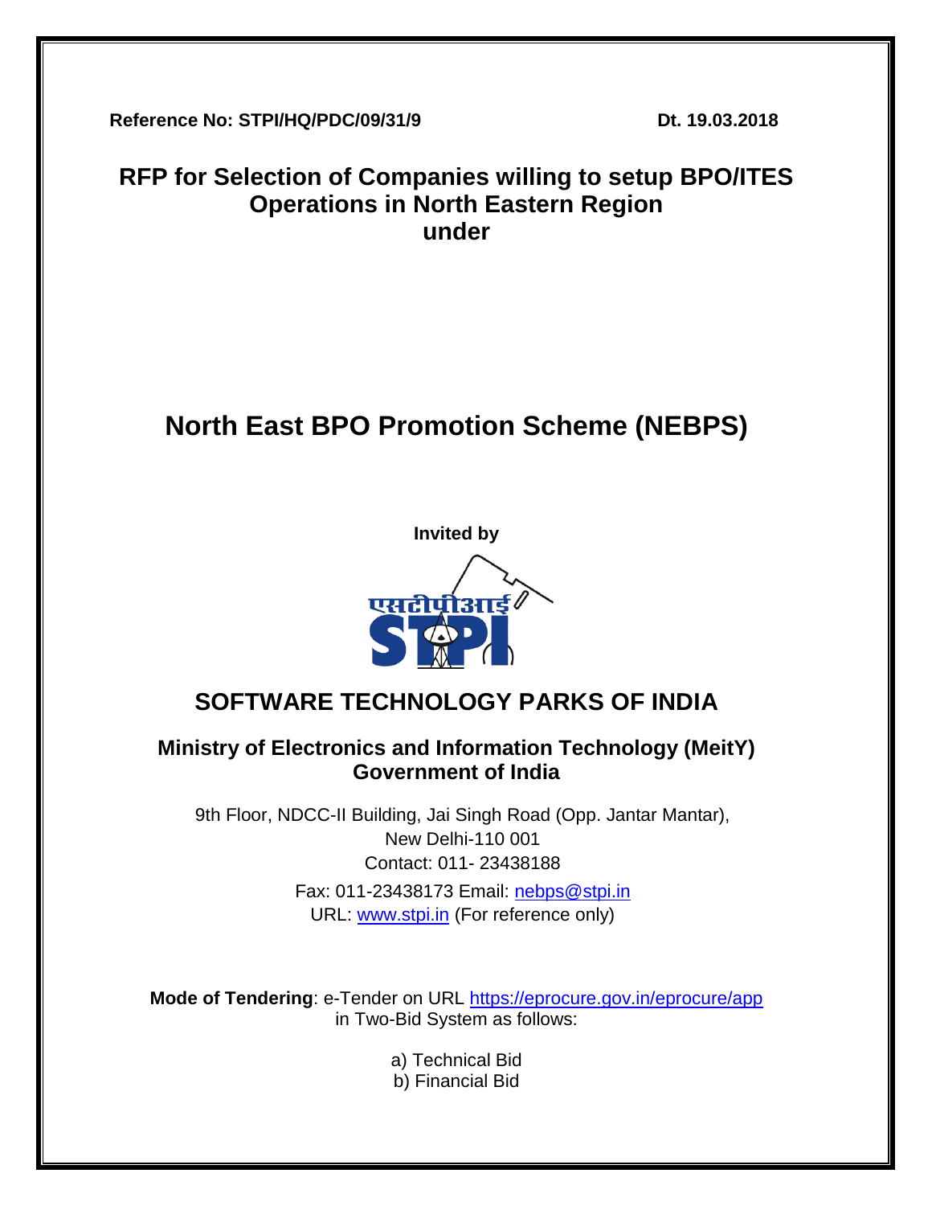**Reference No: STPI/HQ/PDC/09/31/9** **Dt. 19.03.2018**

# RFP for Selection of Companies willing to setup BPO/ITES Operations in North Eastern Region under

# North East BPO Promotion Scheme (NEBPS)

**Invited by**

## SOFTWARE TECHNOLOGY PARKS OF INDIA

### Ministry of Electronics and Information Technology (MeitY) Government of India

9th Floor, NDCC-II Building, Jai Singh Road (Opp. Jantar Mantar),
New Delhi-110 001
Contact: 011- 23438188
Fax: 011-23438173 Email: nebps@stpi.in
URL: www.stpi.in (For reference only)

**Mode of Tendering**: e-Tender on URL https://eprocure.gov.in/eprocure/app in Two-Bid System as follows:

a) Technical Bid
b) Financial Bid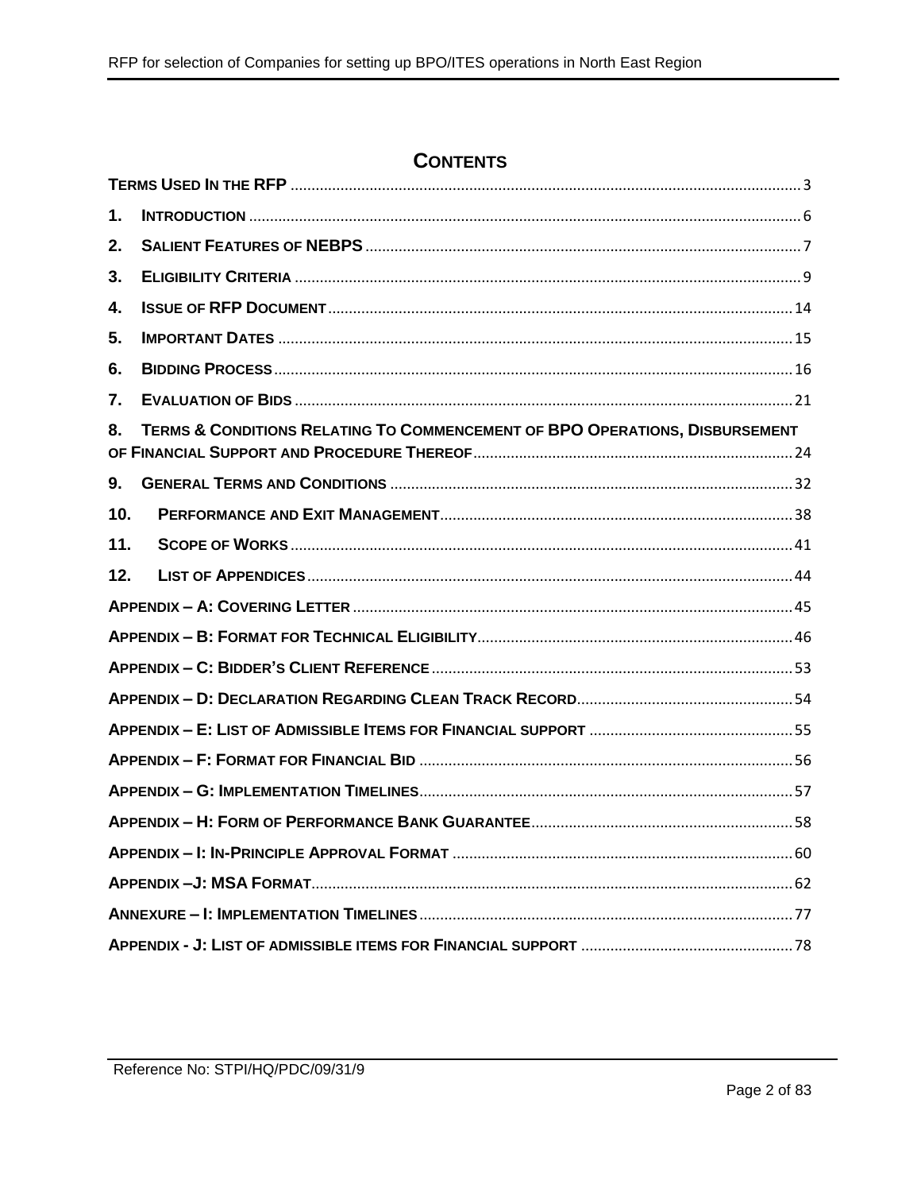# CONTENTS

TERMS USED IN THE RFP ........................................................................................................3

1. INTRODUCTION ........................................................................................................6

2. SALIENT FEATURES OF NEBPS ........................................................................................................7

3. ELIGIBILITY CRITERIA ........................................................................................................9

4. ISSUE OF RFP DOCUMENT ........................................................................................................14

5. IMPORTANT DATES ........................................................................................................15

6. BIDDING PROCESS ........................................................................................................16

7. EVALUATION OF BIDS ........................................................................................................21

8. TERMS & CONDITIONS RELATING TO COMMENCEMENT OF BPO OPERATIONS, DISBURSEMENT OF FINANCIAL SUPPORT AND PROCEDURE THEREOF ........................................................................................................24

9. GENERAL TERMS AND CONDITIONS ........................................................................................................32

10. PERFORMANCE AND EXIT MANAGEMENT ........................................................................................................38

11. SCOPE OF WORKS ........................................................................................................41

12. LIST OF APPENDICES ........................................................................................................44

APPENDIX – A: COVERING LETTER ........................................................................................................45

APPENDIX – B: FORMAT FOR TECHNICAL ELIGIBILITY ........................................................................................................46

APPENDIX – C: BIDDER'S CLIENT REFERENCE ........................................................................................................53

APPENDIX – D: DECLARATION REGARDING CLEAN TRACK RECORD ........................................................................................................54

APPENDIX – E: LIST OF ADMISSIBLE ITEMS FOR FINANCIAL SUPPORT ........................................................................................................55

APPENDIX – F: FORMAT FOR FINANCIAL BID ........................................................................................................56

APPENDIX – G: IMPLEMENTATION TIMELINES ........................................................................................................57

APPENDIX – H: FORM OF PERFORMANCE BANK GUARANTEE ........................................................................................................58

APPENDIX – I: IN-PRINCIPLE APPROVAL FORMAT ........................................................................................................60

APPENDIX –J: MSA FORMAT ........................................................................................................62

ANNEXURE – I: IMPLEMENTATION TIMELINES ........................................................................................................77

APPENDIX - J: LIST OF ADMISSIBLE ITEMS FOR FINANCIAL SUPPORT ........................................................................................................78

Reference No: STPI/HQ/PDC/09/31/9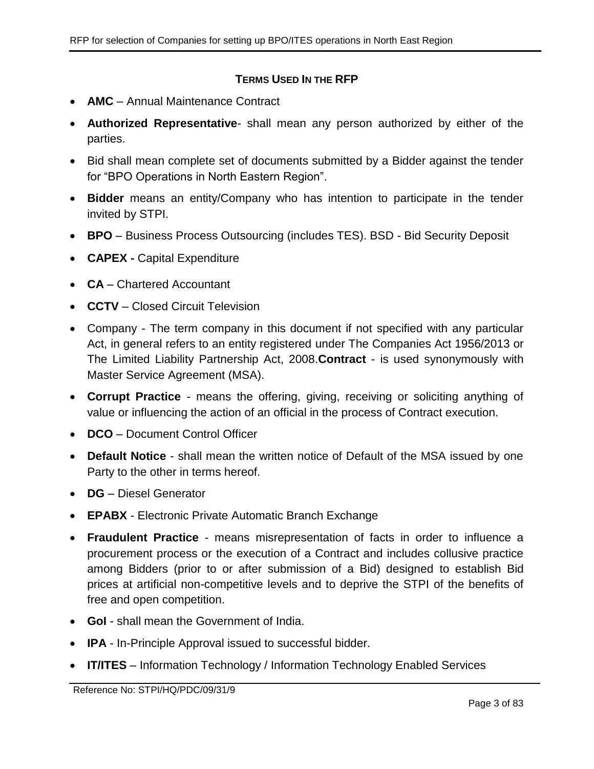## TERMS USED IN THE RFP

- **AMC** – Annual Maintenance Contract
- **Authorized Representative**- shall mean any person authorized by either of the parties.
- Bid shall mean complete set of documents submitted by a Bidder against the tender for "BPO Operations in North Eastern Region".
- **Bidder** means an entity/Company who has intention to participate in the tender invited by STPI.
- **BPO** – Business Process Outsourcing (includes TES). BSD - Bid Security Deposit
- **CAPEX -** Capital Expenditure
- **CA** – Chartered Accountant
- **CCTV** – Closed Circuit Television
- Company - The term company in this document if not specified with any particular Act, in general refers to an entity registered under The Companies Act 1956/2013 or The Limited Liability Partnership Act, 2008.**Contract** - is used synonymously with Master Service Agreement (MSA).
- **Corrupt Practice** - means the offering, giving, receiving or soliciting anything of value or influencing the action of an official in the process of Contract execution.
- **DCO** – Document Control Officer
- **Default Notice** - shall mean the written notice of Default of the MSA issued by one Party to the other in terms hereof.
- **DG** – Diesel Generator
- **EPABX** - Electronic Private Automatic Branch Exchange
- **Fraudulent Practice** - means misrepresentation of facts in order to influence a procurement process or the execution of a Contract and includes collusive practice among Bidders (prior to or after submission of a Bid) designed to establish Bid prices at artificial non-competitive levels and to deprive the STPI of the benefits of free and open competition.
- **GoI** - shall mean the Government of India.
- **IPA** - In-Principle Approval issued to successful bidder.
- **IT/ITES** – Information Technology / Information Technology Enabled Services

Reference No: STPI/HQ/PDC/09/31/9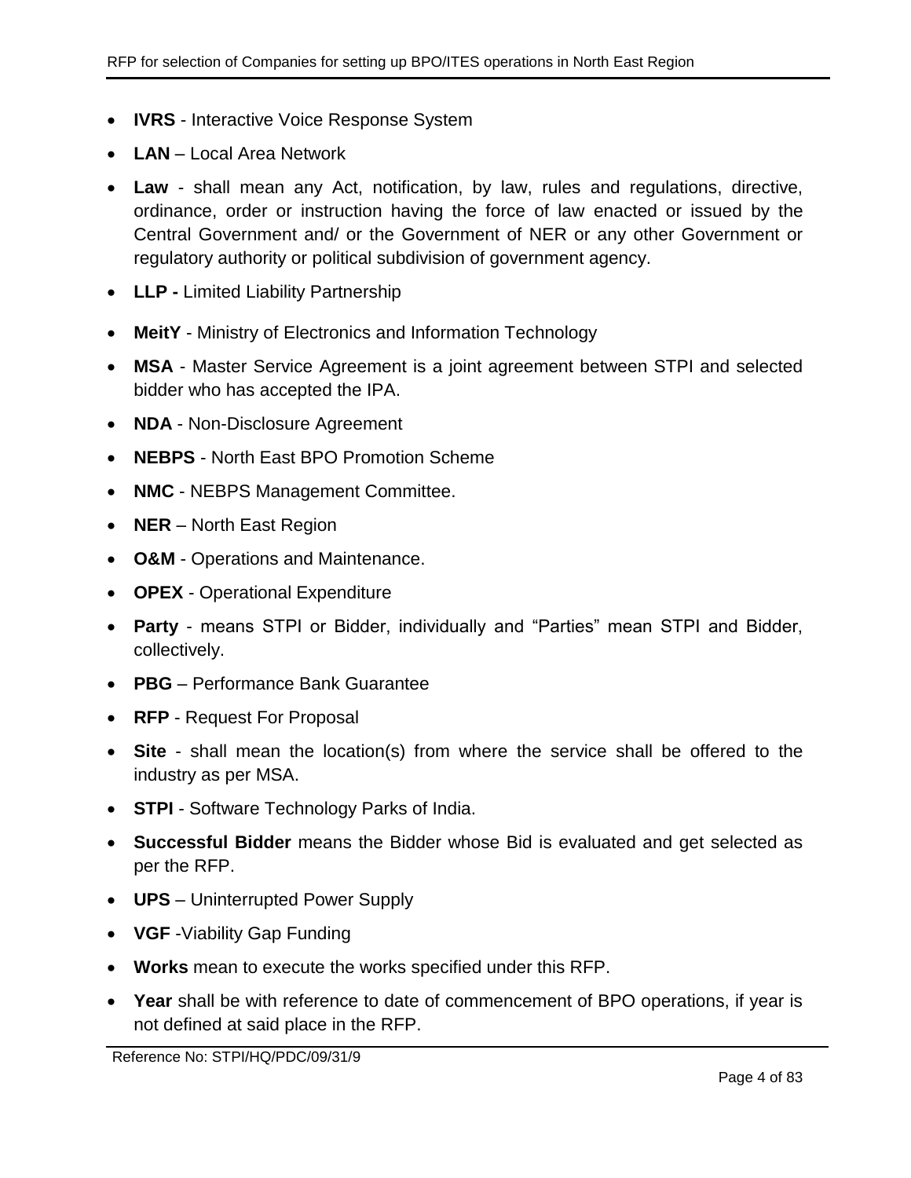- **IVRS** - Interactive Voice Response System
- **LAN** – Local Area Network
- **Law** - shall mean any Act, notification, by law, rules and regulations, directive, ordinance, order or instruction having the force of law enacted or issued by the Central Government and/ or the Government of NER or any other Government or regulatory authority or political subdivision of government agency.
- **LLP -** Limited Liability Partnership
- **MeitY** - Ministry of Electronics and Information Technology
- **MSA** - Master Service Agreement is a joint agreement between STPI and selected bidder who has accepted the IPA.
- **NDA** - Non-Disclosure Agreement
- **NEBPS** - North East BPO Promotion Scheme
- **NMC** - NEBPS Management Committee.
- **NER** – North East Region
- **O&M** - Operations and Maintenance.
- **OPEX** - Operational Expenditure
- **Party** - means STPI or Bidder, individually and "Parties" mean STPI and Bidder, collectively.
- **PBG** – Performance Bank Guarantee
- **RFP** - Request For Proposal
- **Site** - shall mean the location(s) from where the service shall be offered to the industry as per MSA.
- **STPI** - Software Technology Parks of India.
- **Successful Bidder** means the Bidder whose Bid is evaluated and get selected as per the RFP.
- **UPS** – Uninterrupted Power Supply
- **VGF** -Viability Gap Funding
- **Works** mean to execute the works specified under this RFP.
- **Year** shall be with reference to date of commencement of BPO operations, if year is not defined at said place in the RFP.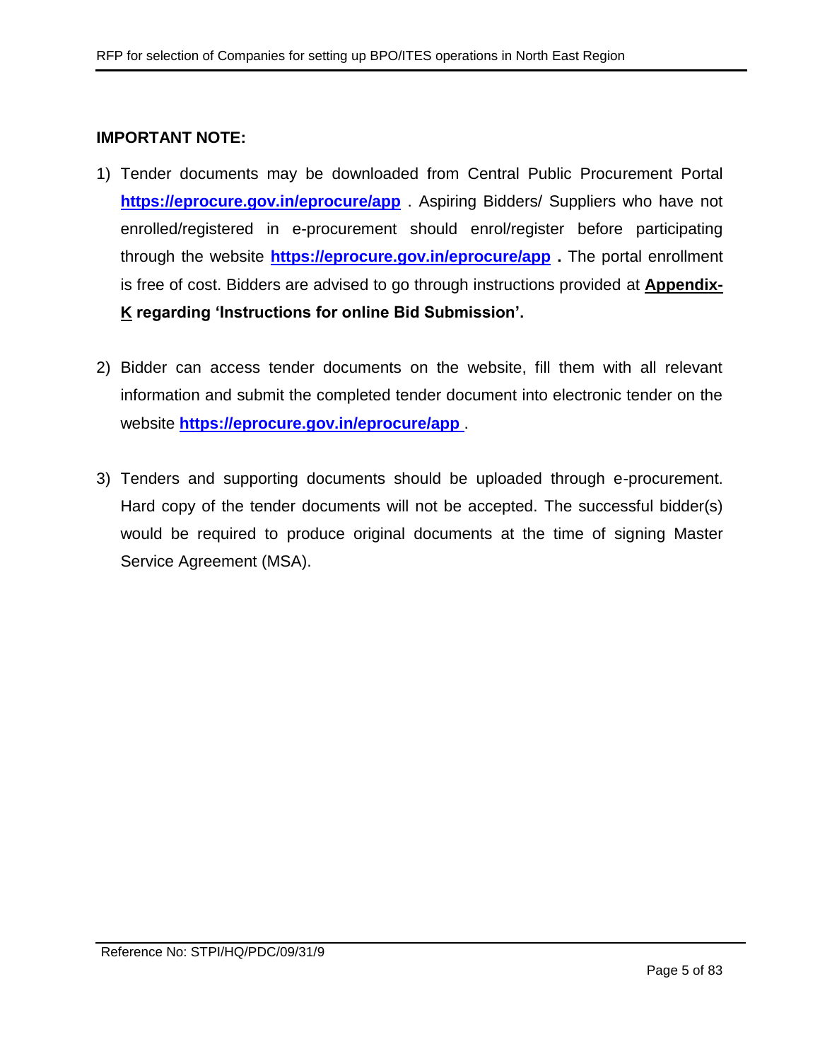**IMPORTANT NOTE:**

1) Tender documents may be downloaded from Central Public Procurement Portal **https://eprocure.gov.in/eprocure/app** . Aspiring Bidders/ Suppliers who have not enrolled/registered in e-procurement should enrol/register before participating through the website **https://eprocure.gov.in/eprocure/app** **.** The portal enrollment is free of cost. Bidders are advised to go through instructions provided at **Appendix-K regarding 'Instructions for online Bid Submission'.**

2) Bidder can access tender documents on the website, fill them with all relevant information and submit the completed tender document into electronic tender on the website **https://eprocure.gov.in/eprocure/app** .

3) Tenders and supporting documents should be uploaded through e-procurement. Hard copy of the tender documents will not be accepted. The successful bidder(s) would be required to produce original documents at the time of signing Master Service Agreement (MSA).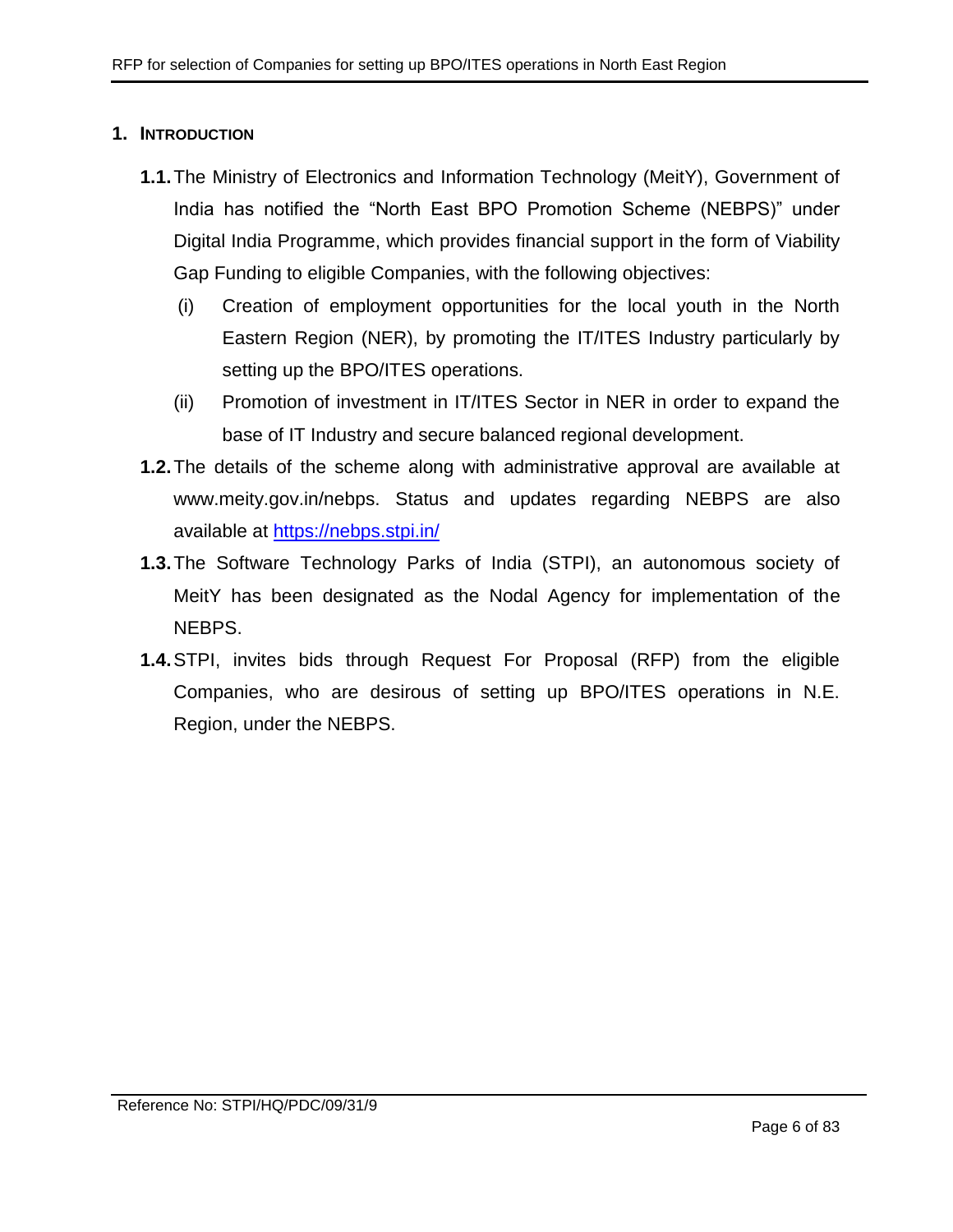# 1. INTRODUCTION

**1.1.** The Ministry of Electronics and Information Technology (MeitY), Government of India has notified the "North East BPO Promotion Scheme (NEBPS)" under Digital India Programme, which provides financial support in the form of Viability Gap Funding to eligible Companies, with the following objectives:

(i) Creation of employment opportunities for the local youth in the North Eastern Region (NER), by promoting the IT/ITES Industry particularly by setting up the BPO/ITES operations.

(ii) Promotion of investment in IT/ITES Sector in NER in order to expand the base of IT Industry and secure balanced regional development.

**1.2.** The details of the scheme along with administrative approval are available at www.meity.gov.in/nebps. Status and updates regarding NEBPS are also available at [https://nebps.stpi.in/](https://nebps.stpi.in/)

**1.3.** The Software Technology Parks of India (STPI), an autonomous society of MeitY has been designated as the Nodal Agency for implementation of the NEBPS.

**1.4.** STPI, invites bids through Request For Proposal (RFP) from the eligible Companies, who are desirous of setting up BPO/ITES operations in N.E. Region, under the NEBPS.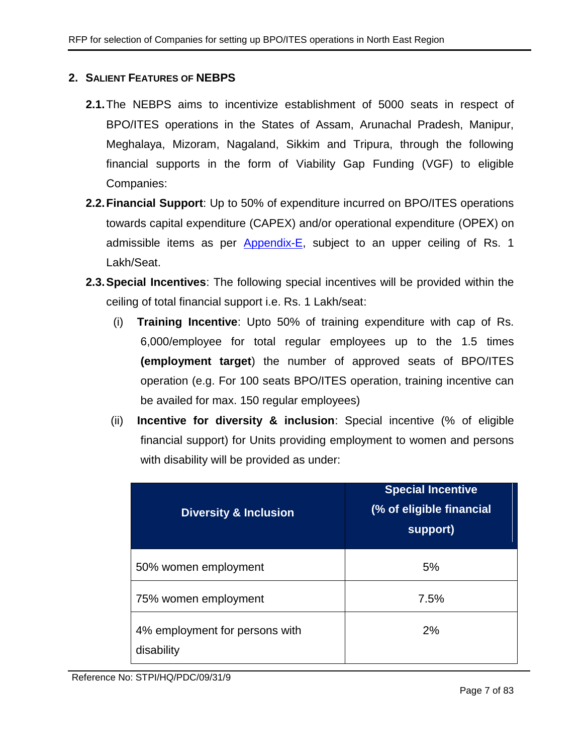## 2. Salient Features of NEBPS

**2.1.** The NEBPS aims to incentivize establishment of 5000 seats in respect of BPO/ITES operations in the States of Assam, Arunachal Pradesh, Manipur, Meghalaya, Mizoram, Nagaland, Sikkim and Tripura, through the following financial supports in the form of Viability Gap Funding (VGF) to eligible Companies:

**2.2. Financial Support**: Up to 50% of expenditure incurred on BPO/ITES operations towards capital expenditure (CAPEX) and/or operational expenditure (OPEX) on admissible items as per Appendix-E, subject to an upper ceiling of Rs. 1 Lakh/Seat.

**2.3. Special Incentives**: The following special incentives will be provided within the ceiling of total financial support i.e. Rs. 1 Lakh/seat:

(i) **Training Incentive**: Upto 50% of training expenditure with cap of Rs. 6,000/employee for total regular employees up to the 1.5 times **(employment target**) the number of approved seats of BPO/ITES operation (e.g. For 100 seats BPO/ITES operation, training incentive can be availed for max. 150 regular employees)

(ii) **Incentive for diversity & inclusion**: Special incentive (% of eligible financial support) for Units providing employment to women and persons with disability will be provided as under:

| Diversity & Inclusion | Special Incentive (% of eligible financial support) |
|---|---|
| 50% women employment | 5% |
| 75% women employment | 7.5% |
| 4% employment for persons with disability | 2% |

Reference No: STPI/HQ/PDC/09/31/9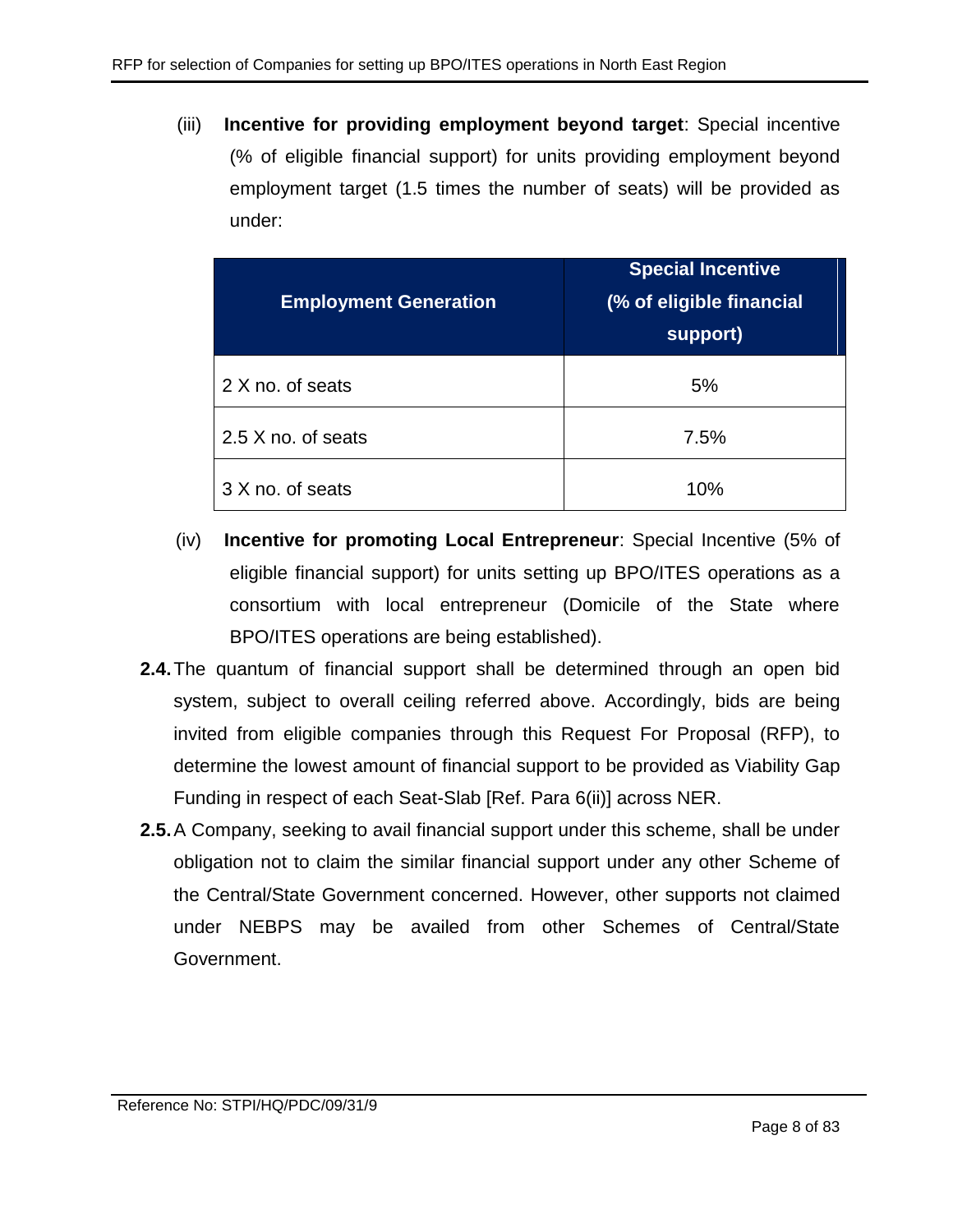(iii) **Incentive for providing employment beyond target**: Special incentive (% of eligible financial support) for units providing employment beyond employment target (1.5 times the number of seats) will be provided as under:

| Employment Generation | Special Incentive (% of eligible financial support) |
|---|---|
| 2 X no. of seats | 5% |
| 2.5 X no. of seats | 7.5% |
| 3 X no. of seats | 10% |

(iv) **Incentive for promoting Local Entrepreneur**: Special Incentive (5% of eligible financial support) for units setting up BPO/ITES operations as a consortium with local entrepreneur (Domicile of the State where BPO/ITES operations are being established).

**2.4.** The quantum of financial support shall be determined through an open bid system, subject to overall ceiling referred above. Accordingly, bids are being invited from eligible companies through this Request For Proposal (RFP), to determine the lowest amount of financial support to be provided as Viability Gap Funding in respect of each Seat-Slab [Ref. Para 6(ii)] across NER.

**2.5.** A Company, seeking to avail financial support under this scheme, shall be under obligation not to claim the similar financial support under any other Scheme of the Central/State Government concerned. However, other supports not claimed under NEBPS may be availed from other Schemes of Central/State Government.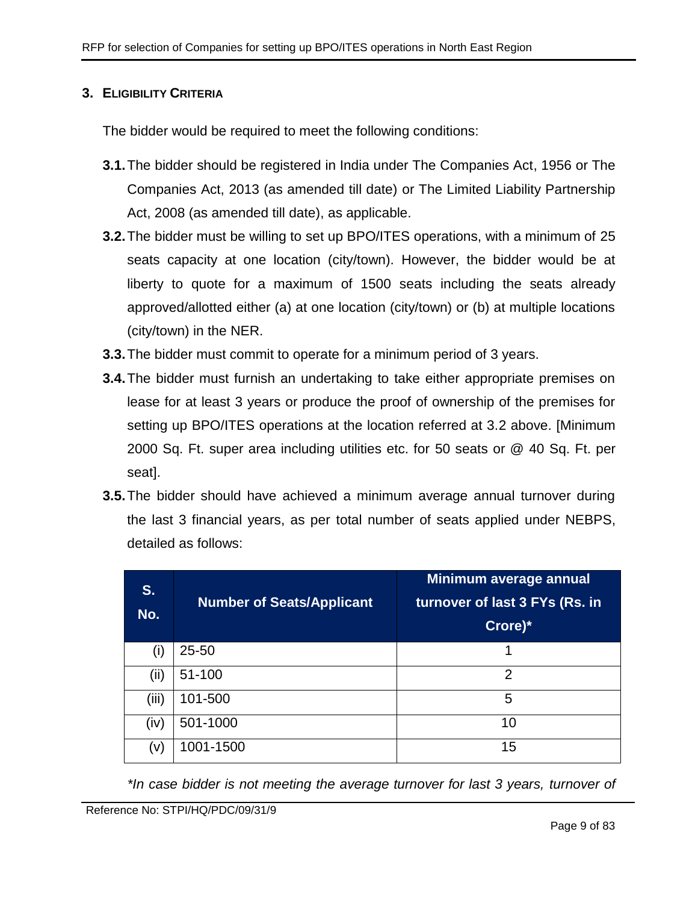## 3. ELIGIBILITY CRITERIA

The bidder would be required to meet the following conditions:

**3.1.** The bidder should be registered in India under The Companies Act, 1956 or The Companies Act, 2013 (as amended till date) or The Limited Liability Partnership Act, 2008 (as amended till date), as applicable.

**3.2.** The bidder must be willing to set up BPO/ITES operations, with a minimum of 25 seats capacity at one location (city/town). However, the bidder would be at liberty to quote for a maximum of 1500 seats including the seats already approved/allotted either (a) at one location (city/town) or (b) at multiple locations (city/town) in the NER.

**3.3.** The bidder must commit to operate for a minimum period of 3 years.

**3.4.** The bidder must furnish an undertaking to take either appropriate premises on lease for at least 3 years or produce the proof of ownership of the premises for setting up BPO/ITES operations at the location referred at 3.2 above. [Minimum 2000 Sq. Ft. super area including utilities etc. for 50 seats or @ 40 Sq. Ft. per seat].

**3.5.** The bidder should have achieved a minimum average annual turnover during the last 3 financial years, as per total number of seats applied under NEBPS, detailed as follows:

| S. No. | Number of Seats/Applicant | Minimum average annual turnover of last 3 FYs (Rs. in Crore)* |
|---|---|---|
| (i) | 25-50 | 1 |
| (ii) | 51-100 | 2 |
| (iii) | 101-500 | 5 |
| (iv) | 501-1000 | 10 |
| (v) | 1001-1500 | 15 |

*\*In case bidder is not meeting the average turnover for last 3 years, turnover of*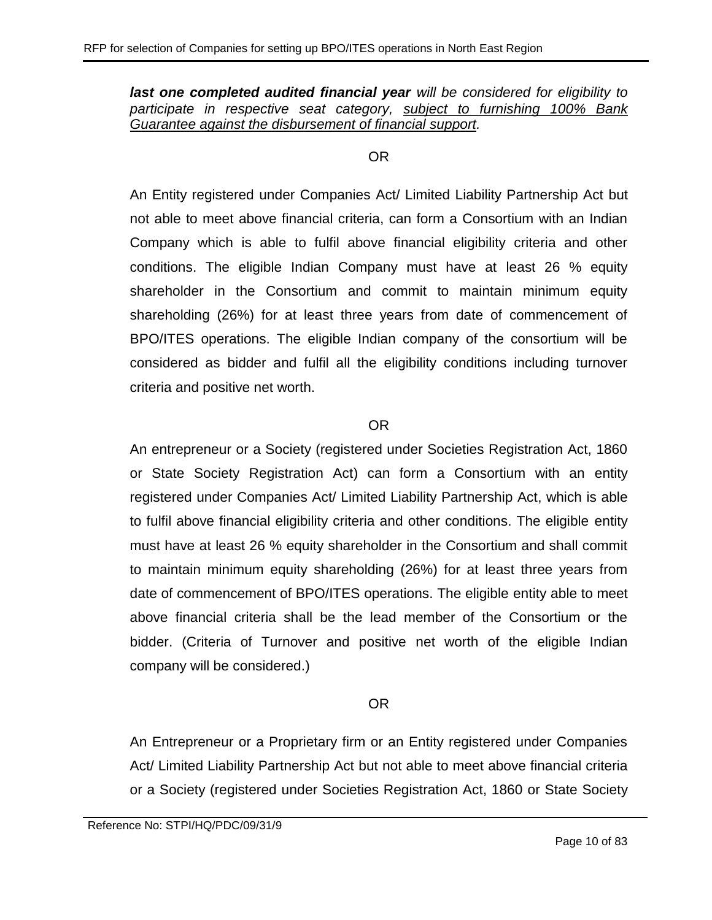***last one completed audited financial year** will be considered for eligibility to participate in respective seat category, <u>subject to furnishing 100% Bank Guarantee against the disbursement of financial support</u>.*

OR

An Entity registered under Companies Act/ Limited Liability Partnership Act but not able to meet above financial criteria, can form a Consortium with an Indian Company which is able to fulfil above financial eligibility criteria and other conditions. The eligible Indian Company must have at least 26 % equity shareholder in the Consortium and commit to maintain minimum equity shareholding (26%) for at least three years from date of commencement of BPO/ITES operations. The eligible Indian company of the consortium will be considered as bidder and fulfil all the eligibility conditions including turnover criteria and positive net worth.

OR

An entrepreneur or a Society (registered under Societies Registration Act, 1860 or State Society Registration Act) can form a Consortium with an entity registered under Companies Act/ Limited Liability Partnership Act, which is able to fulfil above financial eligibility criteria and other conditions. The eligible entity must have at least 26 % equity shareholder in the Consortium and shall commit to maintain minimum equity shareholding (26%) for at least three years from date of commencement of BPO/ITES operations. The eligible entity able to meet above financial criteria shall be the lead member of the Consortium or the bidder. (Criteria of Turnover and positive net worth of the eligible Indian company will be considered.)

OR

An Entrepreneur or a Proprietary firm or an Entity registered under Companies Act/ Limited Liability Partnership Act but not able to meet above financial criteria or a Society (registered under Societies Registration Act, 1860 or State Society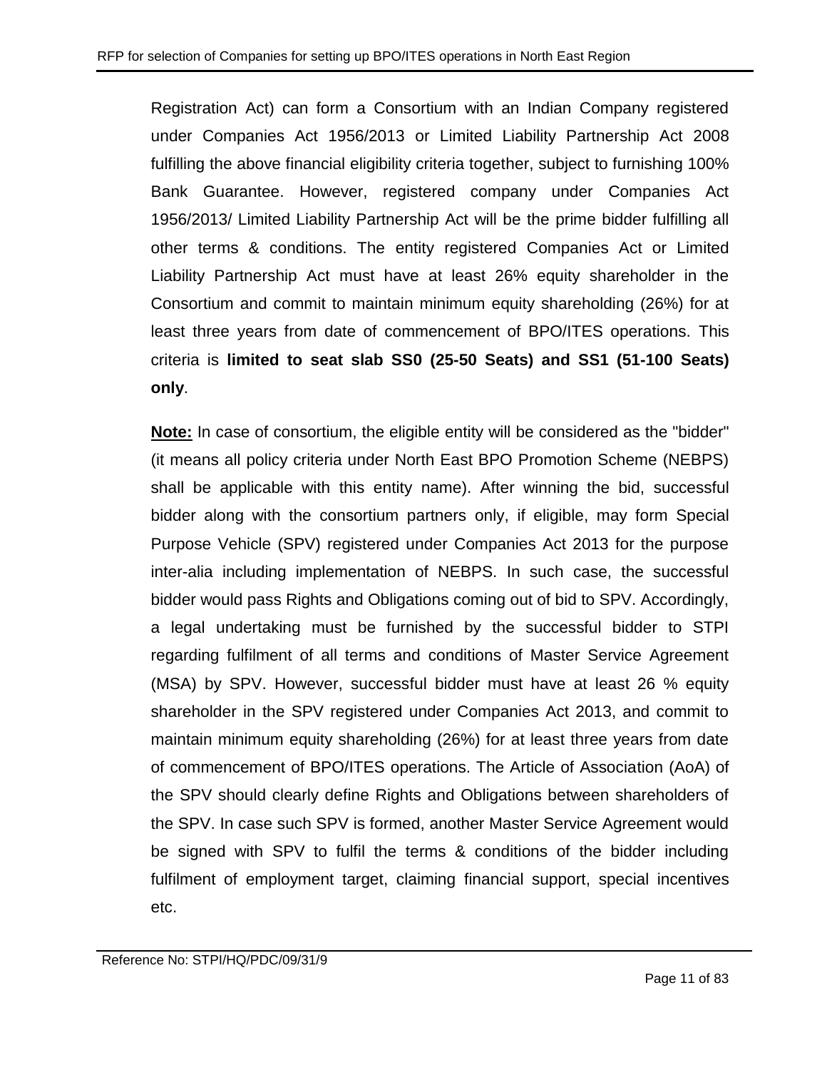Registration Act) can form a Consortium with an Indian Company registered under Companies Act 1956/2013 or Limited Liability Partnership Act 2008 fulfilling the above financial eligibility criteria together, subject to furnishing 100% Bank Guarantee. However, registered company under Companies Act 1956/2013/ Limited Liability Partnership Act will be the prime bidder fulfilling all other terms & conditions. The entity registered Companies Act or Limited Liability Partnership Act must have at least 26% equity shareholder in the Consortium and commit to maintain minimum equity shareholding (26%) for at least three years from date of commencement of BPO/ITES operations. This criteria is **limited to seat slab SS0 (25-50 Seats) and SS1 (51-100 Seats) only**.

**Note:** In case of consortium, the eligible entity will be considered as the "bidder" (it means all policy criteria under North East BPO Promotion Scheme (NEBPS) shall be applicable with this entity name). After winning the bid, successful bidder along with the consortium partners only, if eligible, may form Special Purpose Vehicle (SPV) registered under Companies Act 2013 for the purpose inter-alia including implementation of NEBPS. In such case, the successful bidder would pass Rights and Obligations coming out of bid to SPV. Accordingly, a legal undertaking must be furnished by the successful bidder to STPI regarding fulfilment of all terms and conditions of Master Service Agreement (MSA) by SPV. However, successful bidder must have at least 26 % equity shareholder in the SPV registered under Companies Act 2013, and commit to maintain minimum equity shareholding (26%) for at least three years from date of commencement of BPO/ITES operations. The Article of Association (AoA) of the SPV should clearly define Rights and Obligations between shareholders of the SPV. In case such SPV is formed, another Master Service Agreement would be signed with SPV to fulfil the terms & conditions of the bidder including fulfilment of employment target, claiming financial support, special incentives etc.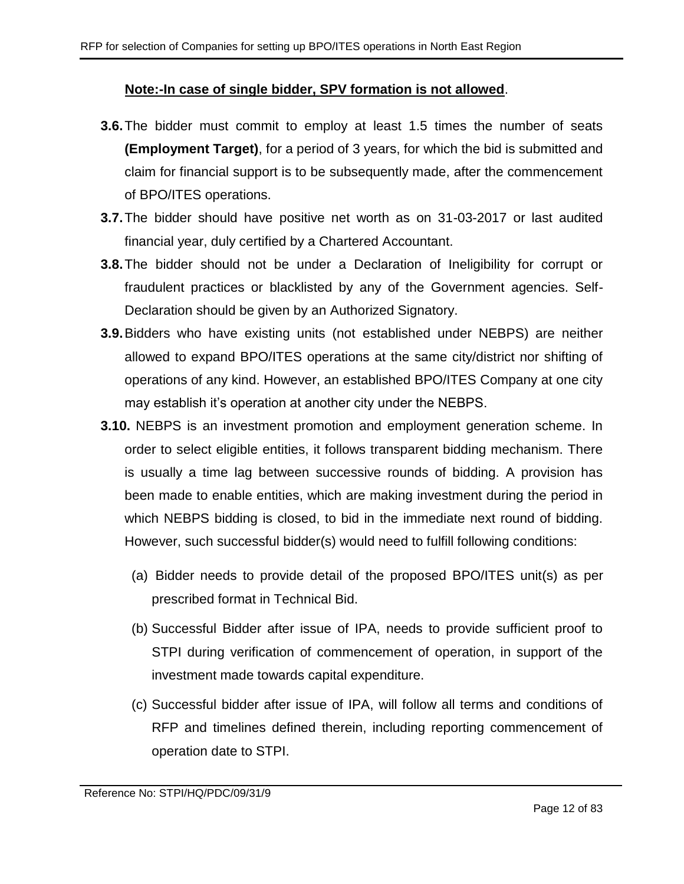**<u>Note:-In case of single bidder, SPV formation is not allowed</u>**.

**3.6.** The bidder must commit to employ at least 1.5 times the number of seats **(Employment Target)**, for a period of 3 years, for which the bid is submitted and claim for financial support is to be subsequently made, after the commencement of BPO/ITES operations.

**3.7.** The bidder should have positive net worth as on 31-03-2017 or last audited financial year, duly certified by a Chartered Accountant.

**3.8.** The bidder should not be under a Declaration of Ineligibility for corrupt or fraudulent practices or blacklisted by any of the Government agencies. Self-Declaration should be given by an Authorized Signatory.

**3.9.** Bidders who have existing units (not established under NEBPS) are neither allowed to expand BPO/ITES operations at the same city/district nor shifting of operations of any kind. However, an established BPO/ITES Company at one city may establish it's operation at another city under the NEBPS.

**3.10.** NEBPS is an investment promotion and employment generation scheme. In order to select eligible entities, it follows transparent bidding mechanism. There is usually a time lag between successive rounds of bidding. A provision has been made to enable entities, which are making investment during the period in which NEBPS bidding is closed, to bid in the immediate next round of bidding. However, such successful bidder(s) would need to fulfill following conditions:

(a) Bidder needs to provide detail of the proposed BPO/ITES unit(s) as per prescribed format in Technical Bid.

(b) Successful Bidder after issue of IPA, needs to provide sufficient proof to STPI during verification of commencement of operation, in support of the investment made towards capital expenditure.

(c) Successful bidder after issue of IPA, will follow all terms and conditions of RFP and timelines defined therein, including reporting commencement of operation date to STPI.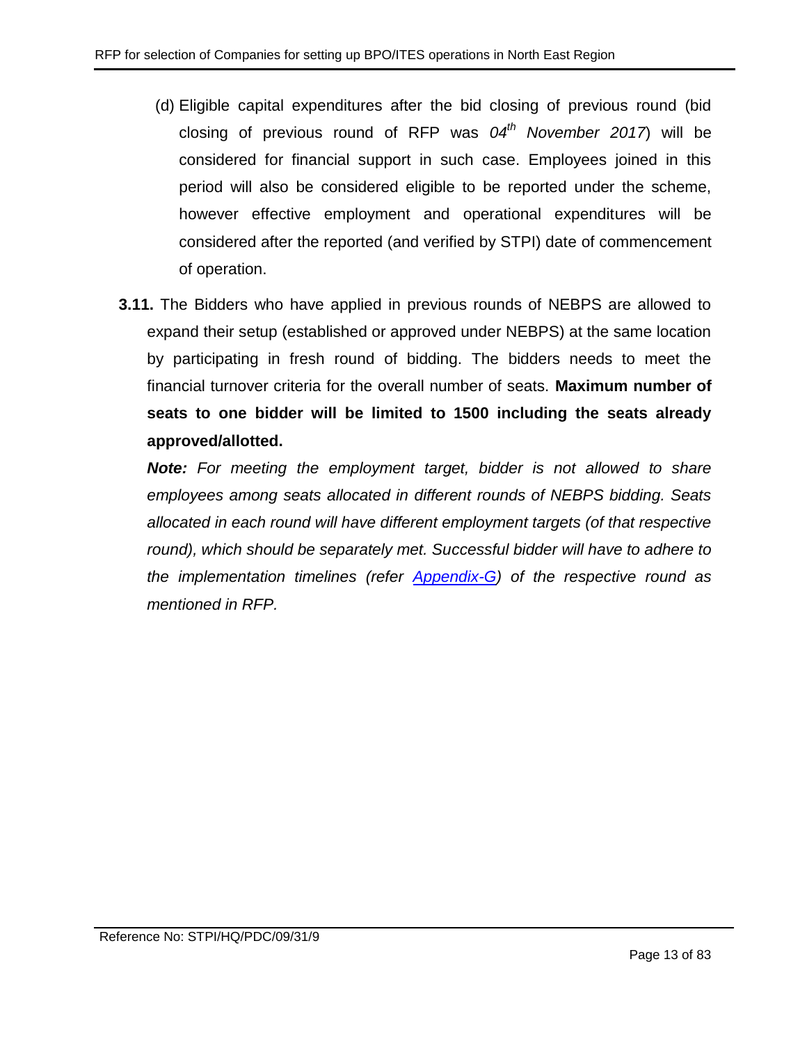(d) Eligible capital expenditures after the bid closing of previous round (bid closing of previous round of RFP was *04$^{th}$ November 2017*) will be considered for financial support in such case. Employees joined in this period will also be considered eligible to be reported under the scheme, however effective employment and operational expenditures will be considered after the reported (and verified by STPI) date of commencement of operation.

**3.11.** The Bidders who have applied in previous rounds of NEBPS are allowed to expand their setup (established or approved under NEBPS) at the same location by participating in fresh round of bidding. The bidders needs to meet the financial turnover criteria for the overall number of seats. **Maximum number of seats to one bidder will be limited to 1500 including the seats already approved/allotted.**

***Note:*** *For meeting the employment target, bidder is not allowed to share employees among seats allocated in different rounds of NEBPS bidding. Seats allocated in each round will have different employment targets (of that respective round), which should be separately met. Successful bidder will have to adhere to the implementation timelines (refer Appendix-G) of the respective round as mentioned in RFP.*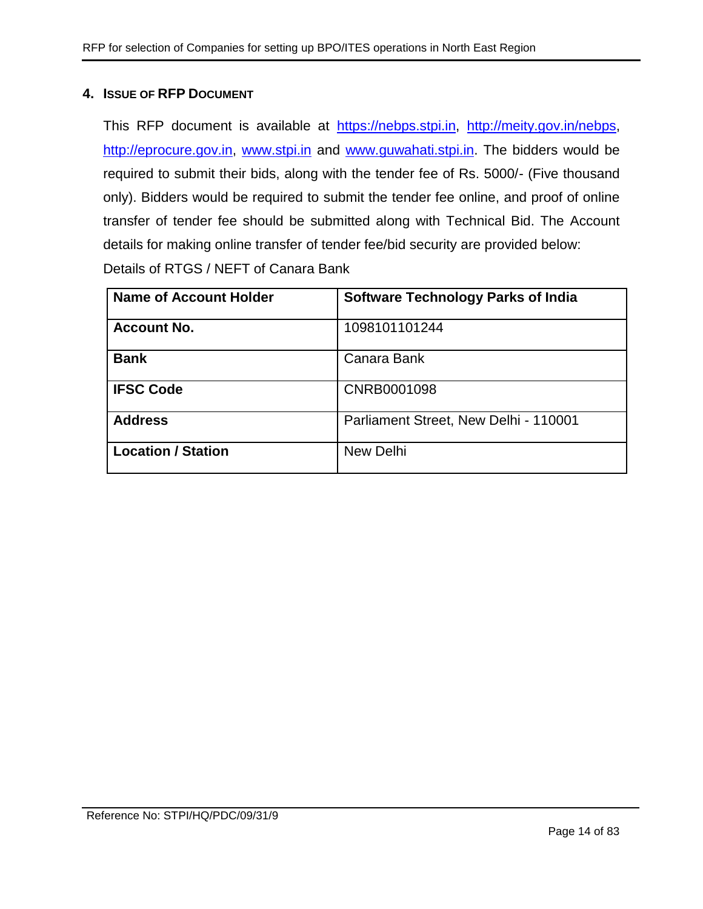## 4. ISSUE OF RFP DOCUMENT

This RFP document is available at https://nebps.stpi.in, http://meity.gov.in/nebps, http://eprocure.gov.in, www.stpi.in and www.guwahati.stpi.in. The bidders would be required to submit their bids, along with the tender fee of Rs. 5000/- (Five thousand only). Bidders would be required to submit the tender fee online, and proof of online transfer of tender fee should be submitted along with Technical Bid. The Account details for making online transfer of tender fee/bid security are provided below:

Details of RTGS / NEFT of Canara Bank

| **Name of Account Holder** | **Software Technology Parks of India** |
|---|---|
| **Account No.** | 1098101101244 |
| **Bank** | Canara Bank |
| **IFSC Code** | CNRB0001098 |
| **Address** | Parliament Street, New Delhi - 110001 |
| **Location / Station** | New Delhi |

Reference No: STPI/HQ/PDC/09/31/9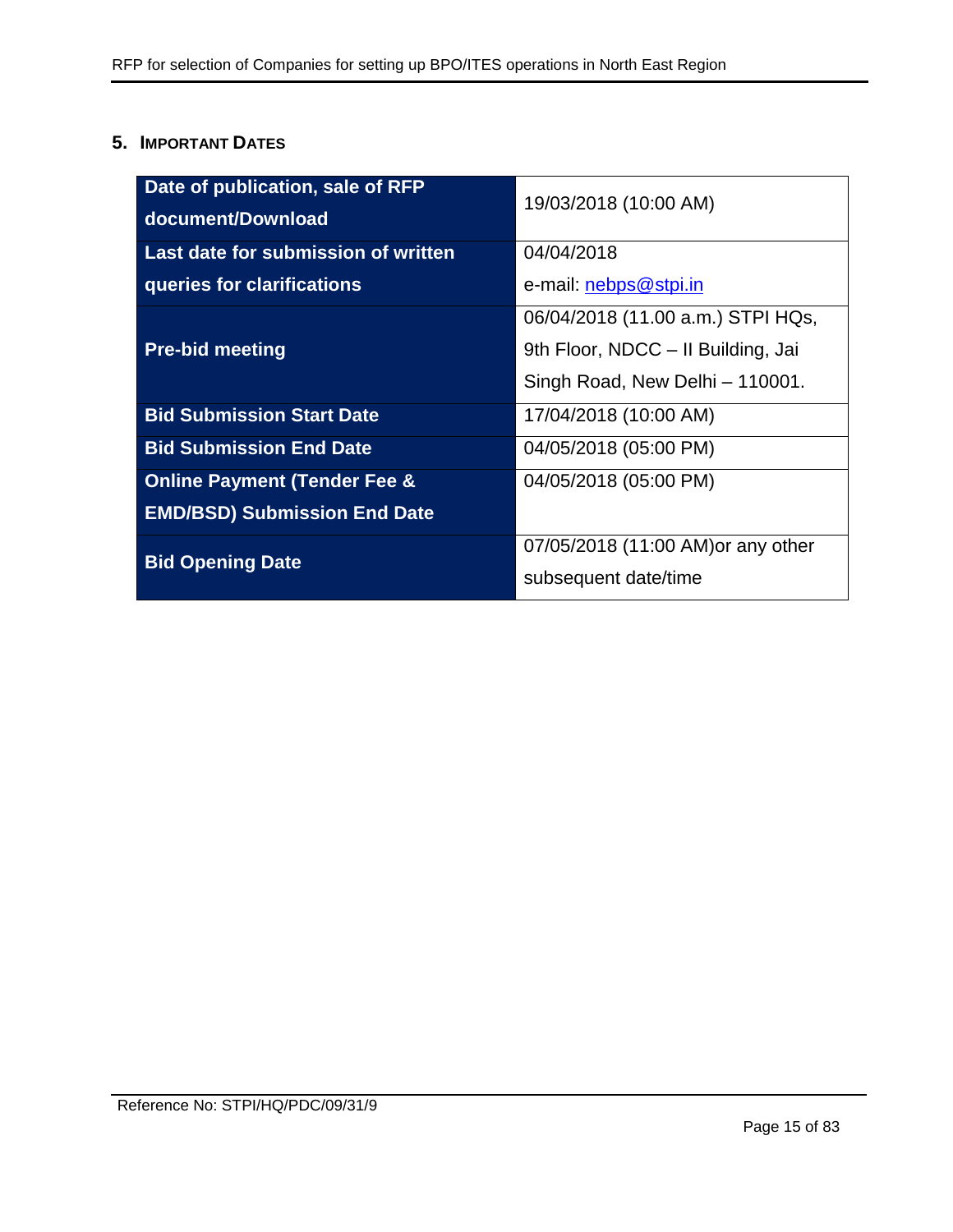## 5. IMPORTANT DATES

| | |
|---|---|
| **Date of publication, sale of RFP document/Download** | 19/03/2018 (10:00 AM) |
| **Last date for submission of written queries for clarifications** | 04/04/2018<br>e-mail: nebps@stpi.in |
| **Pre-bid meeting** | 06/04/2018 (11.00 a.m.) STPI HQs, 9th Floor, NDCC – II Building, Jai Singh Road, New Delhi – 110001. |
| **Bid Submission Start Date** | 17/04/2018 (10:00 AM) |
| **Bid Submission End Date** | 04/05/2018 (05:00 PM) |
| **Online Payment (Tender Fee & EMD/BSD) Submission End Date** | 04/05/2018 (05:00 PM) |
| **Bid Opening Date** | 07/05/2018 (11:00 AM)or any other subsequent date/time |

Reference No: STPI/HQ/PDC/09/31/9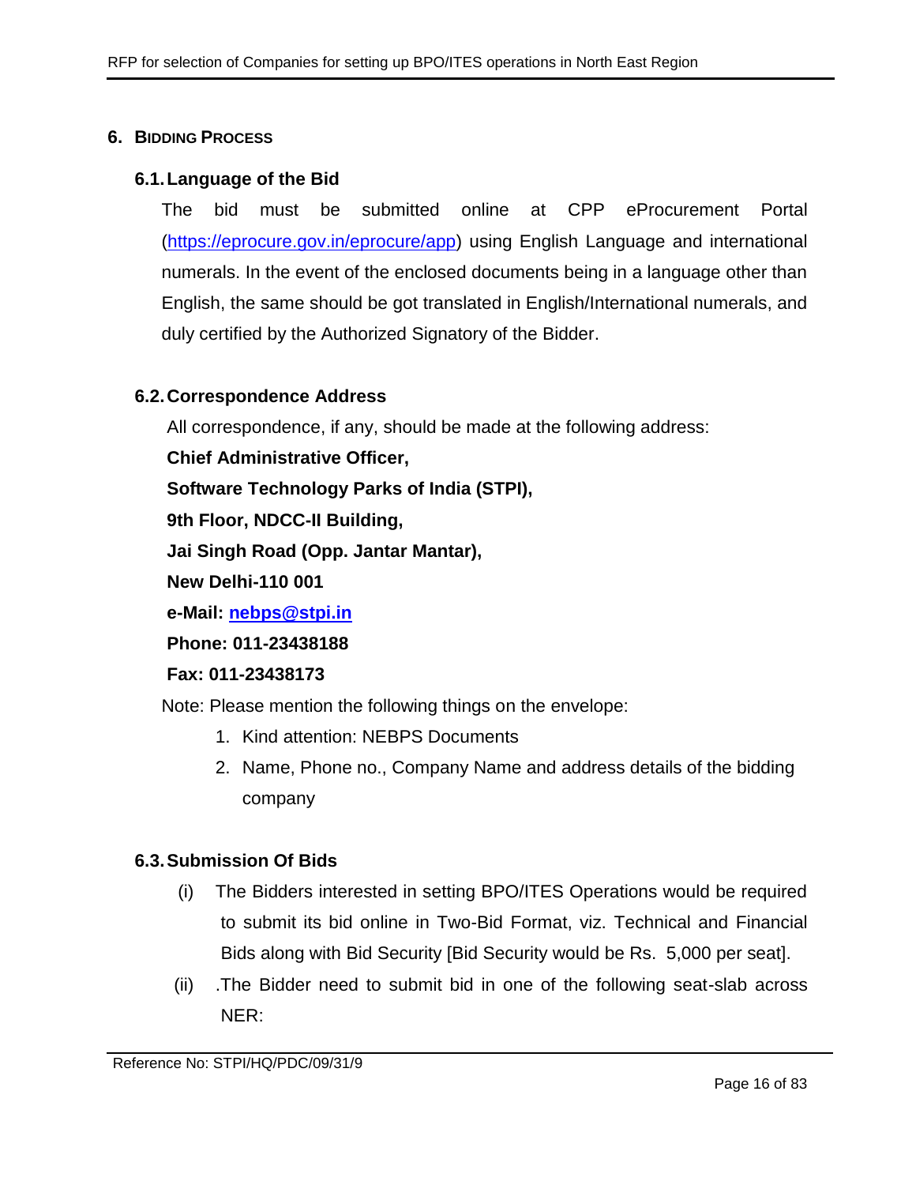## 6. Bidding Process

### 6.1. Language of the Bid

The bid must be submitted online at CPP eProcurement Portal (https://eprocure.gov.in/eprocure/app) using English Language and international numerals. In the event of the enclosed documents being in a language other than English, the same should be got translated in English/International numerals, and duly certified by the Authorized Signatory of the Bidder.

### 6.2. Correspondence Address

All correspondence, if any, should be made at the following address:

**Chief Administrative Officer,**

**Software Technology Parks of India (STPI),**

**9th Floor, NDCC-II Building,**

**Jai Singh Road (Opp. Jantar Mantar),**

**New Delhi-110 001**

**e-Mail: nebps@stpi.in**

**Phone: 011-23438188**

**Fax: 011-23438173**

Note: Please mention the following things on the envelope:

1. Kind attention: NEBPS Documents
2. Name, Phone no., Company Name and address details of the bidding company

### 6.3. Submission Of Bids

(i) The Bidders interested in setting BPO/ITES Operations would be required to submit its bid online in Two-Bid Format, viz. Technical and Financial Bids along with Bid Security [Bid Security would be Rs. 5,000 per seat].

(ii) .The Bidder need to submit bid in one of the following seat-slab across NER: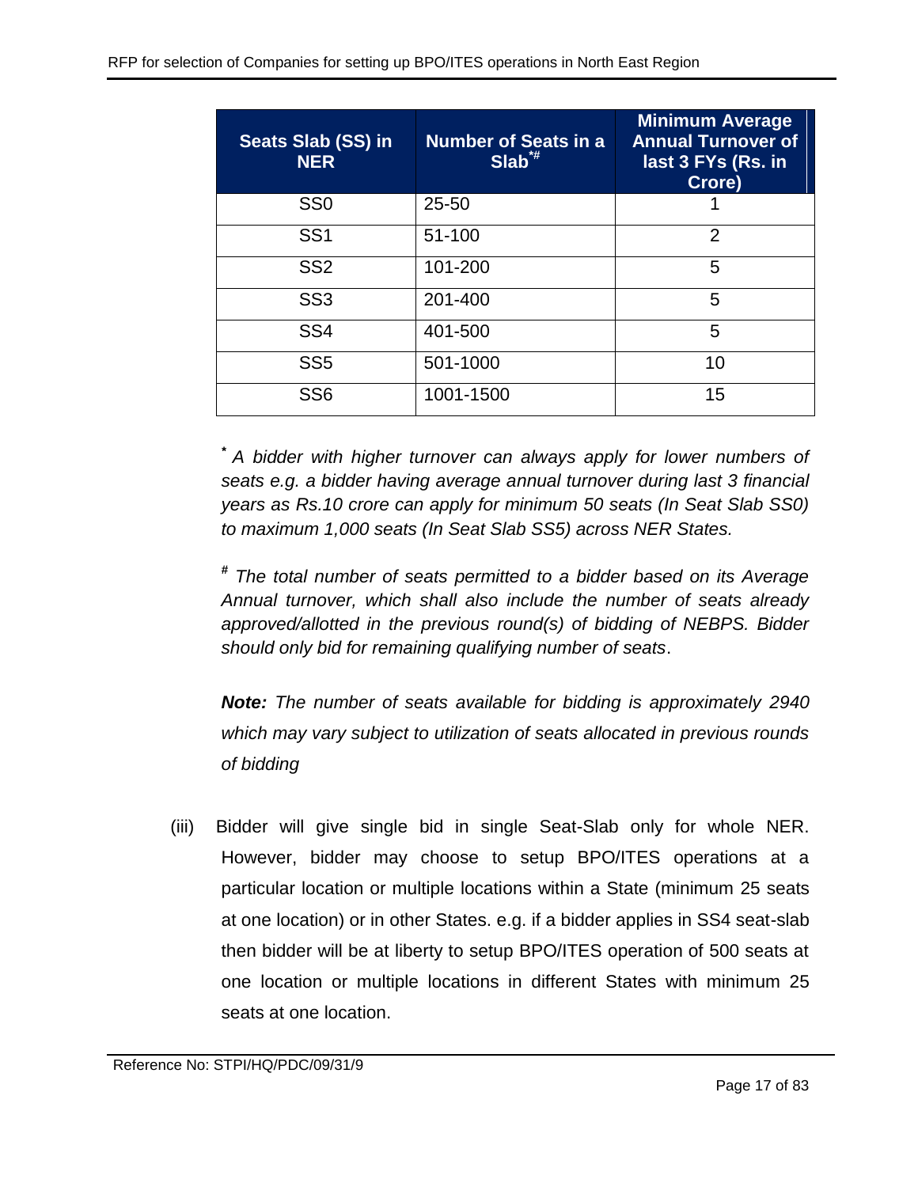| Seats Slab (SS) in NER | Number of Seats in a Slab*# | Minimum Average Annual Turnover of last 3 FYs (Rs. in Crore) |
|---|---|---|
| SS0 | 25-50 | 1 |
| SS1 | 51-100 | 2 |
| SS2 | 101-200 | 5 |
| SS3 | 201-400 | 5 |
| SS4 | 401-500 | 5 |
| SS5 | 501-1000 | 10 |
| SS6 | 1001-1500 | 15 |

*\* A bidder with higher turnover can always apply for lower numbers of seats e.g. a bidder having average annual turnover during last 3 financial years as Rs.10 crore can apply for minimum 50 seats (In Seat Slab SS0) to maximum 1,000 seats (In Seat Slab SS5) across NER States.*

*# The total number of seats permitted to a bidder based on its Average Annual turnover, which shall also include the number of seats already approved/allotted in the previous round(s) of bidding of NEBPS. Bidder should only bid for remaining qualifying number of seats*.

***Note:*** *The number of seats available for bidding is approximately 2940 which may vary subject to utilization of seats allocated in previous rounds of bidding*

(iii) Bidder will give single bid in single Seat-Slab only for whole NER. However, bidder may choose to setup BPO/ITES operations at a particular location or multiple locations within a State (minimum 25 seats at one location) or in other States. e.g. if a bidder applies in SS4 seat-slab then bidder will be at liberty to setup BPO/ITES operation of 500 seats at one location or multiple locations in different States with minimum 25 seats at one location.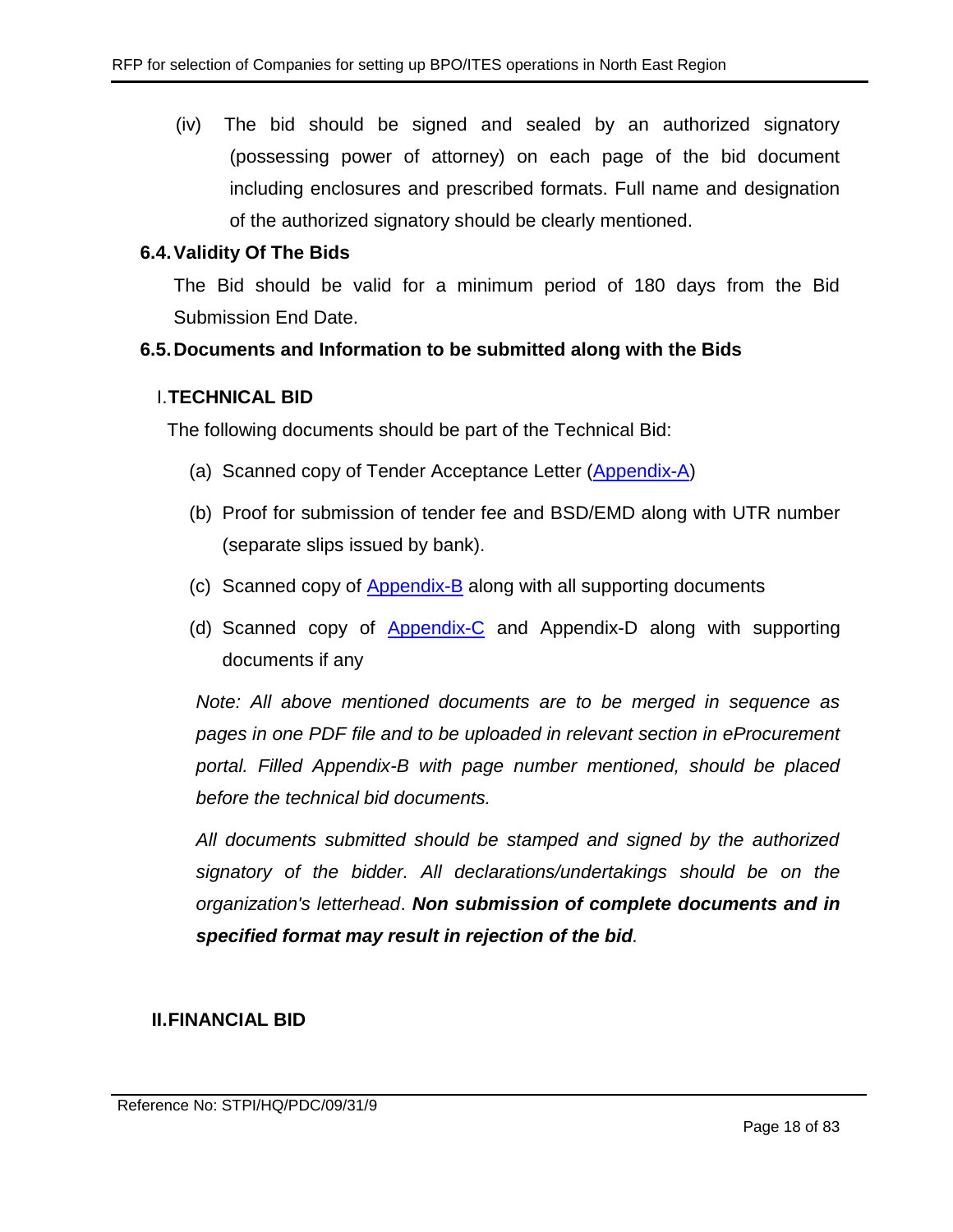(iv) The bid should be signed and sealed by an authorized signatory (possessing power of attorney) on each page of the bid document including enclosures and prescribed formats. Full name and designation of the authorized signatory should be clearly mentioned.

### 6.4. Validity Of The Bids

The Bid should be valid for a minimum period of 180 days from the Bid Submission End Date.

### 6.5. Documents and Information to be submitted along with the Bids

#### I. TECHNICAL BID

The following documents should be part of the Technical Bid:

(a) Scanned copy of Tender Acceptance Letter (Appendix-A)

(b) Proof for submission of tender fee and BSD/EMD along with UTR number (separate slips issued by bank).

(c) Scanned copy of Appendix-B along with all supporting documents

(d) Scanned copy of Appendix-C and Appendix-D along with supporting documents if any

*Note: All above mentioned documents are to be merged in sequence as pages in one PDF file and to be uploaded in relevant section in eProcurement portal. Filled Appendix-B with page number mentioned, should be placed before the technical bid documents.*

*All documents submitted should be stamped and signed by the authorized signatory of the bidder. All declarations/undertakings should be on the organization's letterhead*. ***Non submission of complete documents and in specified format may result in rejection of the bid***.

#### II. FINANCIAL BID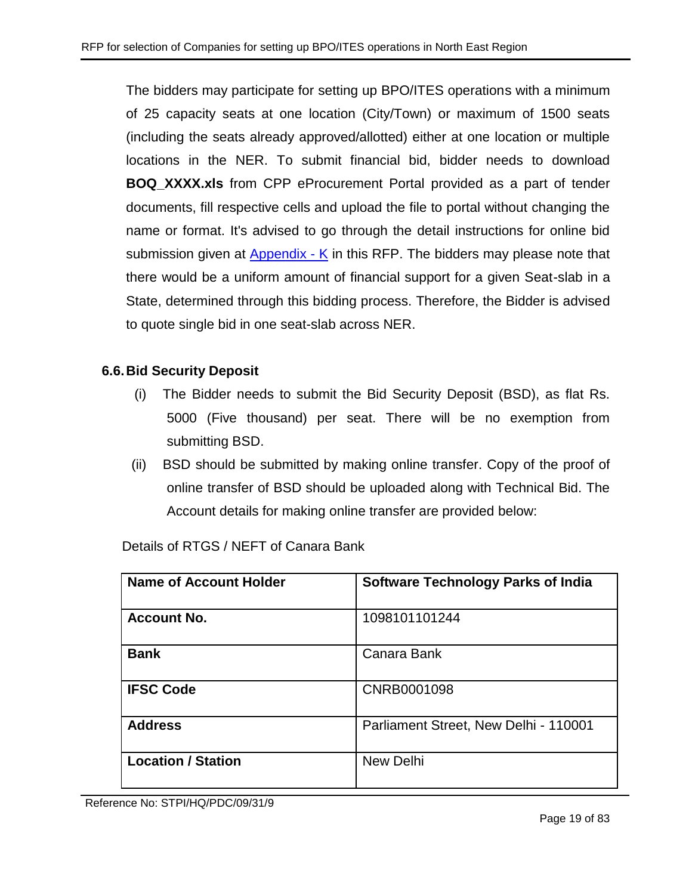The bidders may participate for setting up BPO/ITES operations with a minimum of 25 capacity seats at one location (City/Town) or maximum of 1500 seats (including the seats already approved/allotted) either at one location or multiple locations in the NER. To submit financial bid, bidder needs to download **BOQ_XXXX.xls** from CPP eProcurement Portal provided as a part of tender documents, fill respective cells and upload the file to portal without changing the name or format. It's advised to go through the detail instructions for online bid submission given at Appendix - K in this RFP. The bidders may please note that there would be a uniform amount of financial support for a given Seat-slab in a State, determined through this bidding process. Therefore, the Bidder is advised to quote single bid in one seat-slab across NER.

### 6.6. Bid Security Deposit

(i) The Bidder needs to submit the Bid Security Deposit (BSD), as flat Rs. 5000 (Five thousand) per seat. There will be no exemption from submitting BSD.

(ii) BSD should be submitted by making online transfer. Copy of the proof of online transfer of BSD should be uploaded along with Technical Bid. The Account details for making online transfer are provided below:

Details of RTGS / NEFT of Canara Bank

| **Name of Account Holder** | **Software Technology Parks of India** |
|---|---|
| **Account No.** | 1098101101244 |
| **Bank** | Canara Bank |
| **IFSC Code** | CNRB0001098 |
| **Address** | Parliament Street, New Delhi - 110001 |
| **Location / Station** | New Delhi |

Reference No: STPI/HQ/PDC/09/31/9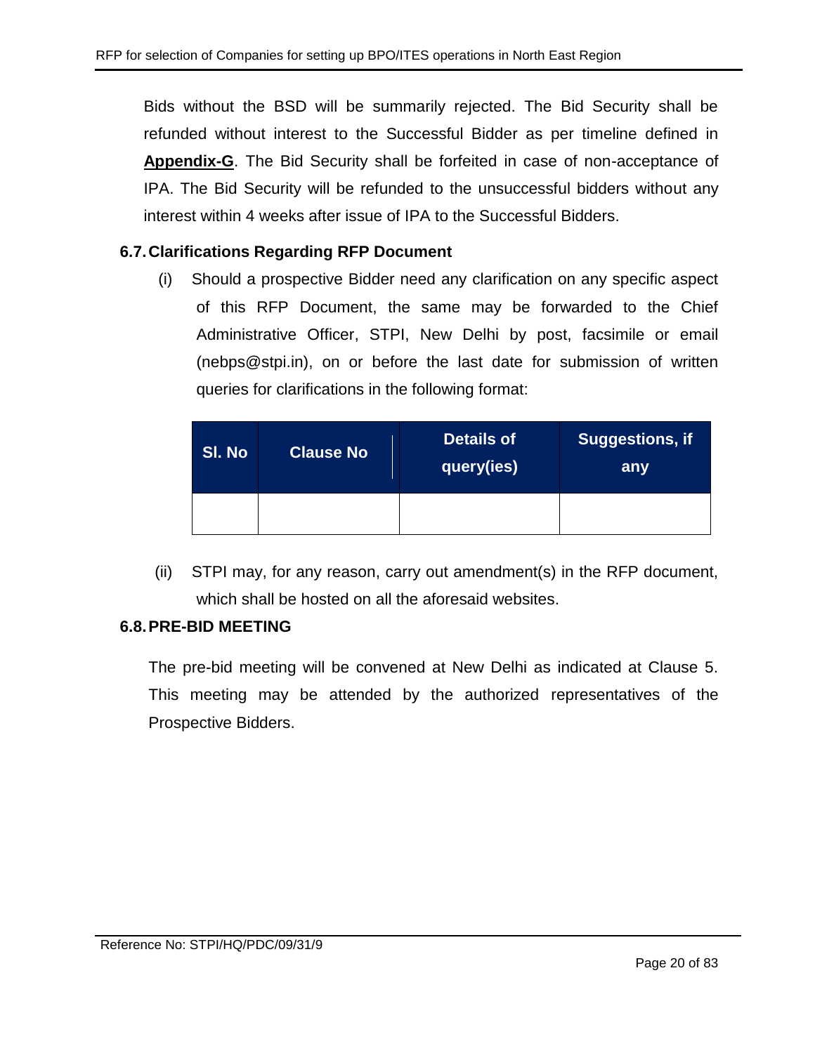Bids without the BSD will be summarily rejected. The Bid Security shall be refunded without interest to the Successful Bidder as per timeline defined in **Appendix-G**. The Bid Security shall be forfeited in case of non-acceptance of IPA. The Bid Security will be refunded to the unsuccessful bidders without any interest within 4 weeks after issue of IPA to the Successful Bidders.

### 6.7. Clarifications Regarding RFP Document

(i) Should a prospective Bidder need any clarification on any specific aspect of this RFP Document, the same may be forwarded to the Chief Administrative Officer, STPI, New Delhi by post, facsimile or email (nebps@stpi.in), on or before the last date for submission of written queries for clarifications in the following format:

| Sl. No | Clause No | Details of query(ies) | Suggestions, if any |
|---|---|---|---|
| | | | |

(ii) STPI may, for any reason, carry out amendment(s) in the RFP document, which shall be hosted on all the aforesaid websites.

### 6.8. PRE-BID MEETING

The pre-bid meeting will be convened at New Delhi as indicated at Clause 5. This meeting may be attended by the authorized representatives of the Prospective Bidders.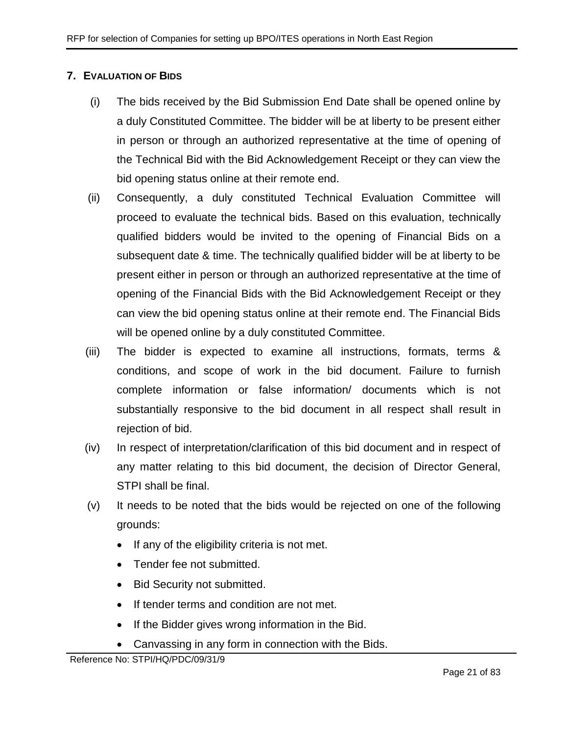## 7. EVALUATION OF BIDS

(i) The bids received by the Bid Submission End Date shall be opened online by a duly Constituted Committee. The bidder will be at liberty to be present either in person or through an authorized representative at the time of opening of the Technical Bid with the Bid Acknowledgement Receipt or they can view the bid opening status online at their remote end.

(ii) Consequently, a duly constituted Technical Evaluation Committee will proceed to evaluate the technical bids. Based on this evaluation, technically qualified bidders would be invited to the opening of Financial Bids on a subsequent date & time. The technically qualified bidder will be at liberty to be present either in person or through an authorized representative at the time of opening of the Financial Bids with the Bid Acknowledgement Receipt or they can view the bid opening status online at their remote end. The Financial Bids will be opened online by a duly constituted Committee.

(iii) The bidder is expected to examine all instructions, formats, terms & conditions, and scope of work in the bid document. Failure to furnish complete information or false information/ documents which is not substantially responsive to the bid document in all respect shall result in rejection of bid.

(iv) In respect of interpretation/clarification of this bid document and in respect of any matter relating to this bid document, the decision of Director General, STPI shall be final.

(v) It needs to be noted that the bids would be rejected on one of the following grounds:

- If any of the eligibility criteria is not met.
- Tender fee not submitted.
- Bid Security not submitted.
- If tender terms and condition are not met.
- If the Bidder gives wrong information in the Bid.
- Canvassing in any form in connection with the Bids.

Reference No: STPI/HQ/PDC/09/31/9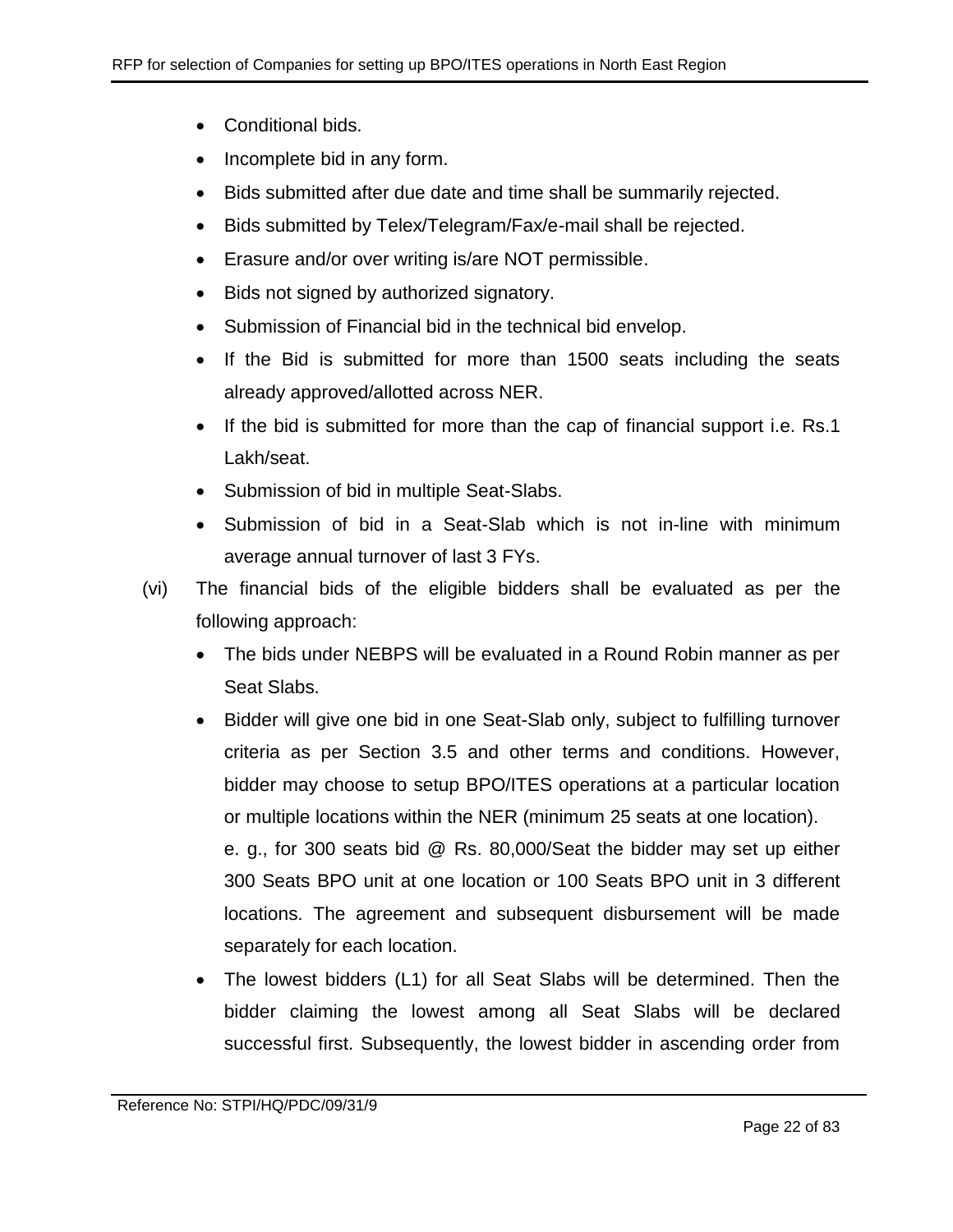- Conditional bids.
- Incomplete bid in any form.
- Bids submitted after due date and time shall be summarily rejected.
- Bids submitted by Telex/Telegram/Fax/e-mail shall be rejected.
- Erasure and/or over writing is/are NOT permissible.
- Bids not signed by authorized signatory.
- Submission of Financial bid in the technical bid envelop.
- If the Bid is submitted for more than 1500 seats including the seats already approved/allotted across NER.
- If the bid is submitted for more than the cap of financial support i.e. Rs.1 Lakh/seat.
- Submission of bid in multiple Seat-Slabs.
- Submission of bid in a Seat-Slab which is not in-line with minimum average annual turnover of last 3 FYs.

(vi) The financial bids of the eligible bidders shall be evaluated as per the following approach:

- The bids under NEBPS will be evaluated in a Round Robin manner as per Seat Slabs.
- Bidder will give one bid in one Seat-Slab only, subject to fulfilling turnover criteria as per Section 3.5 and other terms and conditions. However, bidder may choose to setup BPO/ITES operations at a particular location or multiple locations within the NER (minimum 25 seats at one location).

  e. g., for 300 seats bid @ Rs. 80,000/Seat the bidder may set up either 300 Seats BPO unit at one location or 100 Seats BPO unit in 3 different locations. The agreement and subsequent disbursement will be made separately for each location.
- The lowest bidders (L1) for all Seat Slabs will be determined. Then the bidder claiming the lowest among all Seat Slabs will be declared successful first. Subsequently, the lowest bidder in ascending order from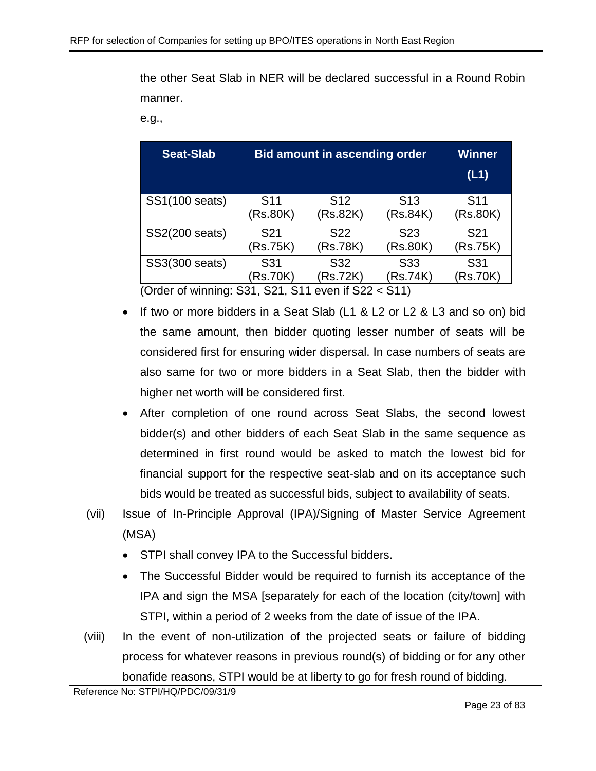the other Seat Slab in NER will be declared successful in a Round Robin manner.

e.g.,

| Seat-Slab | Bid amount in ascending order | | | Winner (L1) |
|---|---|---|---|---|
| SS1(100 seats) | S11 (Rs.80K) | S12 (Rs.82K) | S13 (Rs.84K) | S11 (Rs.80K) |
| SS2(200 seats) | S21 (Rs.75K) | S22 (Rs.78K) | S23 (Rs.80K) | S21 (Rs.75K) |
| SS3(300 seats) | S31 (Rs.70K) | S32 (Rs.72K) | S33 (Rs.74K) | S31 (Rs.70K) |

(Order of winning: S31, S21, S11 even if S22 < S11)

- If two or more bidders in a Seat Slab (L1 & L2 or L2 & L3 and so on) bid the same amount, then bidder quoting lesser number of seats will be considered first for ensuring wider dispersal. In case numbers of seats are also same for two or more bidders in a Seat Slab, then the bidder with higher net worth will be considered first.
- After completion of one round across Seat Slabs, the second lowest bidder(s) and other bidders of each Seat Slab in the same sequence as determined in first round would be asked to match the lowest bid for financial support for the respective seat-slab and on its acceptance such bids would be treated as successful bids, subject to availability of seats.

(vii) Issue of In-Principle Approval (IPA)/Signing of Master Service Agreement (MSA)

- STPI shall convey IPA to the Successful bidders.
- The Successful Bidder would be required to furnish its acceptance of the IPA and sign the MSA [separately for each of the location (city/town] with STPI, within a period of 2 weeks from the date of issue of the IPA.

(viii) In the event of non-utilization of the projected seats or failure of bidding process for whatever reasons in previous round(s) of bidding or for any other bonafide reasons, STPI would be at liberty to go for fresh round of bidding.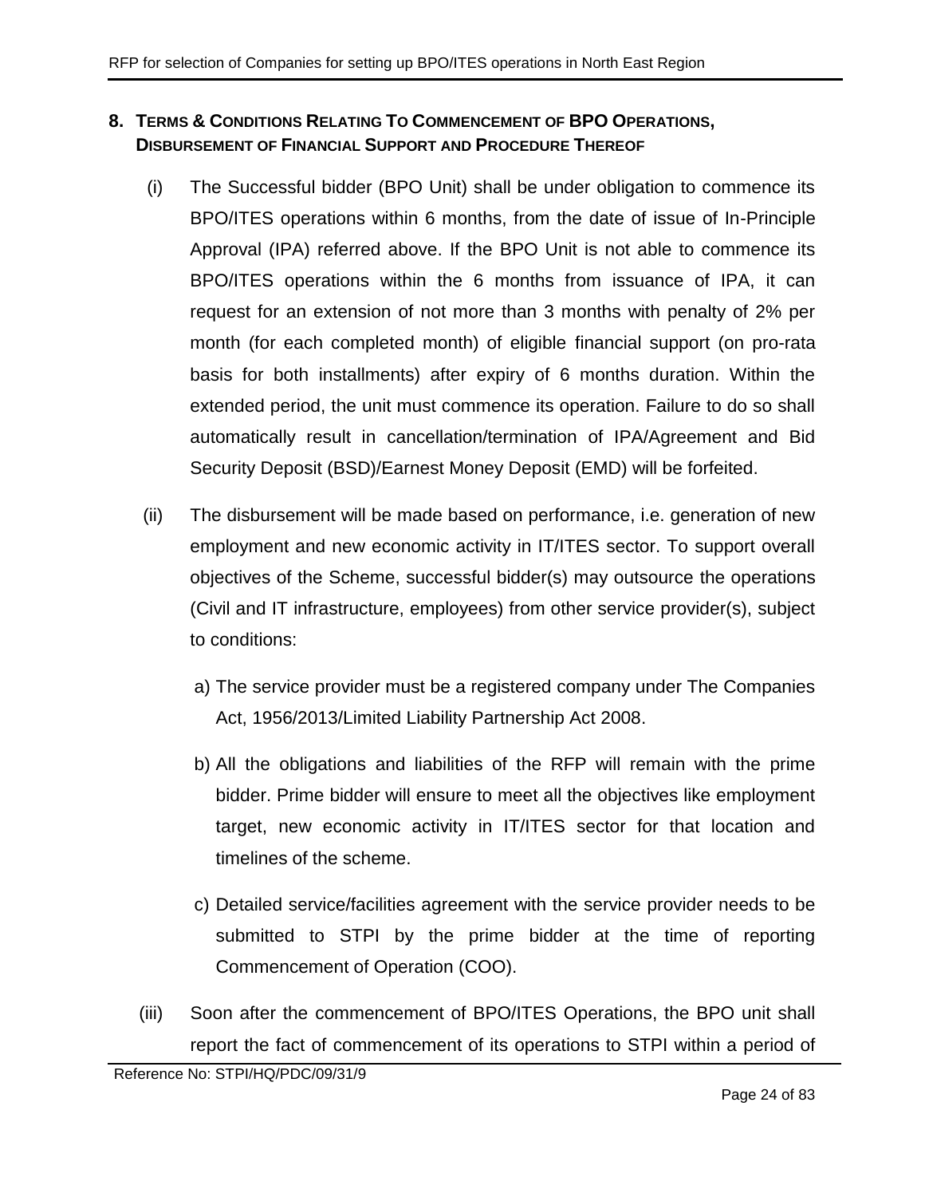## 8. Terms & Conditions Relating To Commencement of BPO Operations, Disbursement of Financial Support and Procedure Thereof

(i) The Successful bidder (BPO Unit) shall be under obligation to commence its BPO/ITES operations within 6 months, from the date of issue of In-Principle Approval (IPA) referred above. If the BPO Unit is not able to commence its BPO/ITES operations within the 6 months from issuance of IPA, it can request for an extension of not more than 3 months with penalty of 2% per month (for each completed month) of eligible financial support (on pro-rata basis for both installments) after expiry of 6 months duration. Within the extended period, the unit must commence its operation. Failure to do so shall automatically result in cancellation/termination of IPA/Agreement and Bid Security Deposit (BSD)/Earnest Money Deposit (EMD) will be forfeited.

(ii) The disbursement will be made based on performance, i.e. generation of new employment and new economic activity in IT/ITES sector. To support overall objectives of the Scheme, successful bidder(s) may outsource the operations (Civil and IT infrastructure, employees) from other service provider(s), subject to conditions:

a) The service provider must be a registered company under The Companies Act, 1956/2013/Limited Liability Partnership Act 2008.

b) All the obligations and liabilities of the RFP will remain with the prime bidder. Prime bidder will ensure to meet all the objectives like employment target, new economic activity in IT/ITES sector for that location and timelines of the scheme.

c) Detailed service/facilities agreement with the service provider needs to be submitted to STPI by the prime bidder at the time of reporting Commencement of Operation (COO).

(iii) Soon after the commencement of BPO/ITES Operations, the BPO unit shall report the fact of commencement of its operations to STPI within a period of

Reference No: STPI/HQ/PDC/09/31/9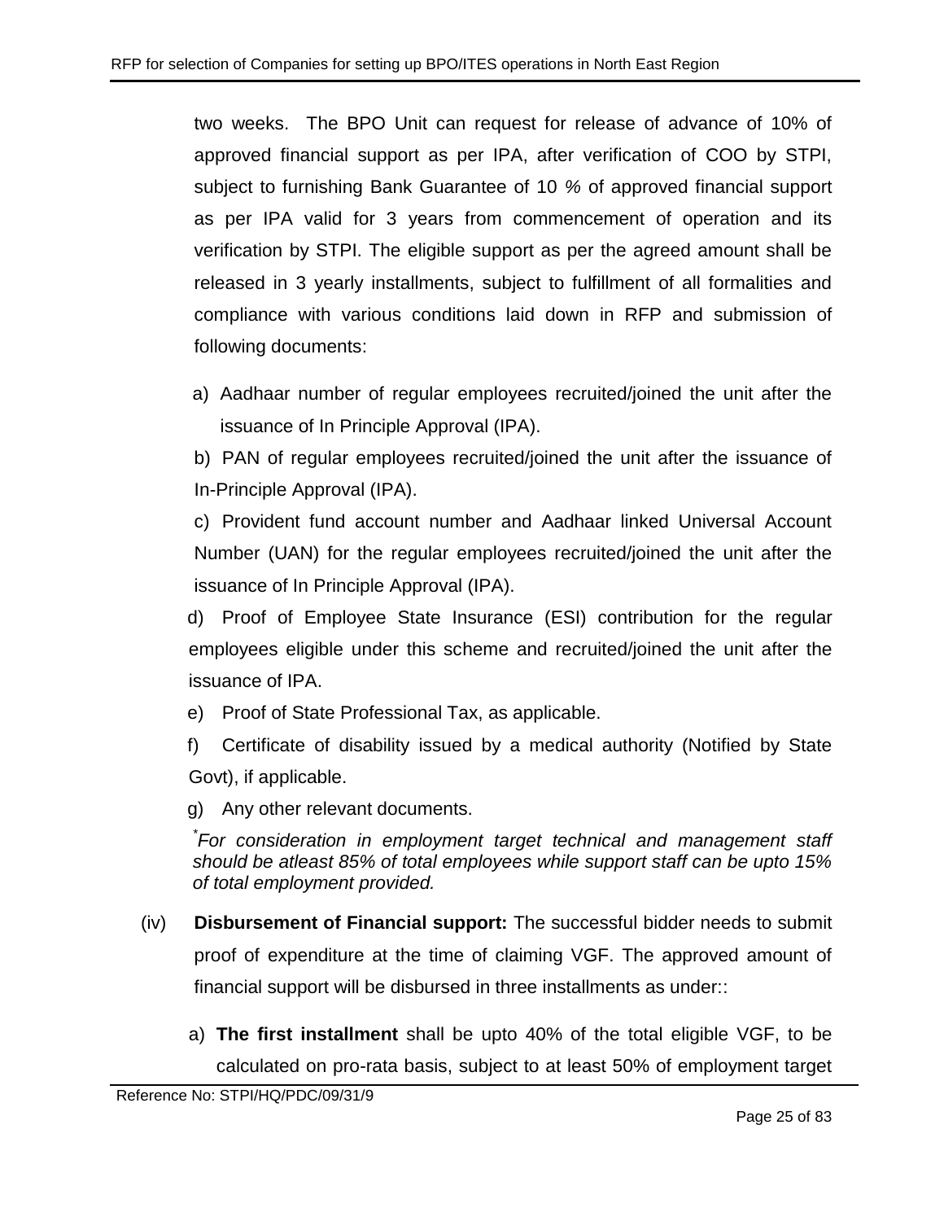two weeks. The BPO Unit can request for release of advance of 10% of approved financial support as per IPA, after verification of COO by STPI, subject to furnishing Bank Guarantee of 10 % of approved financial support as per IPA valid for 3 years from commencement of operation and its verification by STPI. The eligible support as per the agreed amount shall be released in 3 yearly installments, subject to fulfillment of all formalities and compliance with various conditions laid down in RFP and submission of following documents:

a) Aadhaar number of regular employees recruited/joined the unit after the issuance of In Principle Approval (IPA).

b) PAN of regular employees recruited/joined the unit after the issuance of In-Principle Approval (IPA).

c) Provident fund account number and Aadhaar linked Universal Account Number (UAN) for the regular employees recruited/joined the unit after the issuance of In Principle Approval (IPA).

d) Proof of Employee State Insurance (ESI) contribution for the regular employees eligible under this scheme and recruited/joined the unit after the issuance of IPA.

e) Proof of State Professional Tax, as applicable.

f) Certificate of disability issued by a medical authority (Notified by State Govt), if applicable.

g) Any other relevant documents.

*\*For consideration in employment target technical and management staff should be atleast 85% of total employees while support staff can be upto 15% of total employment provided.*

(iv) **Disbursement of Financial support:** The successful bidder needs to submit proof of expenditure at the time of claiming VGF. The approved amount of financial support will be disbursed in three installments as under::

a) **The first installment** shall be upto 40% of the total eligible VGF, to be calculated on pro-rata basis, subject to at least 50% of employment target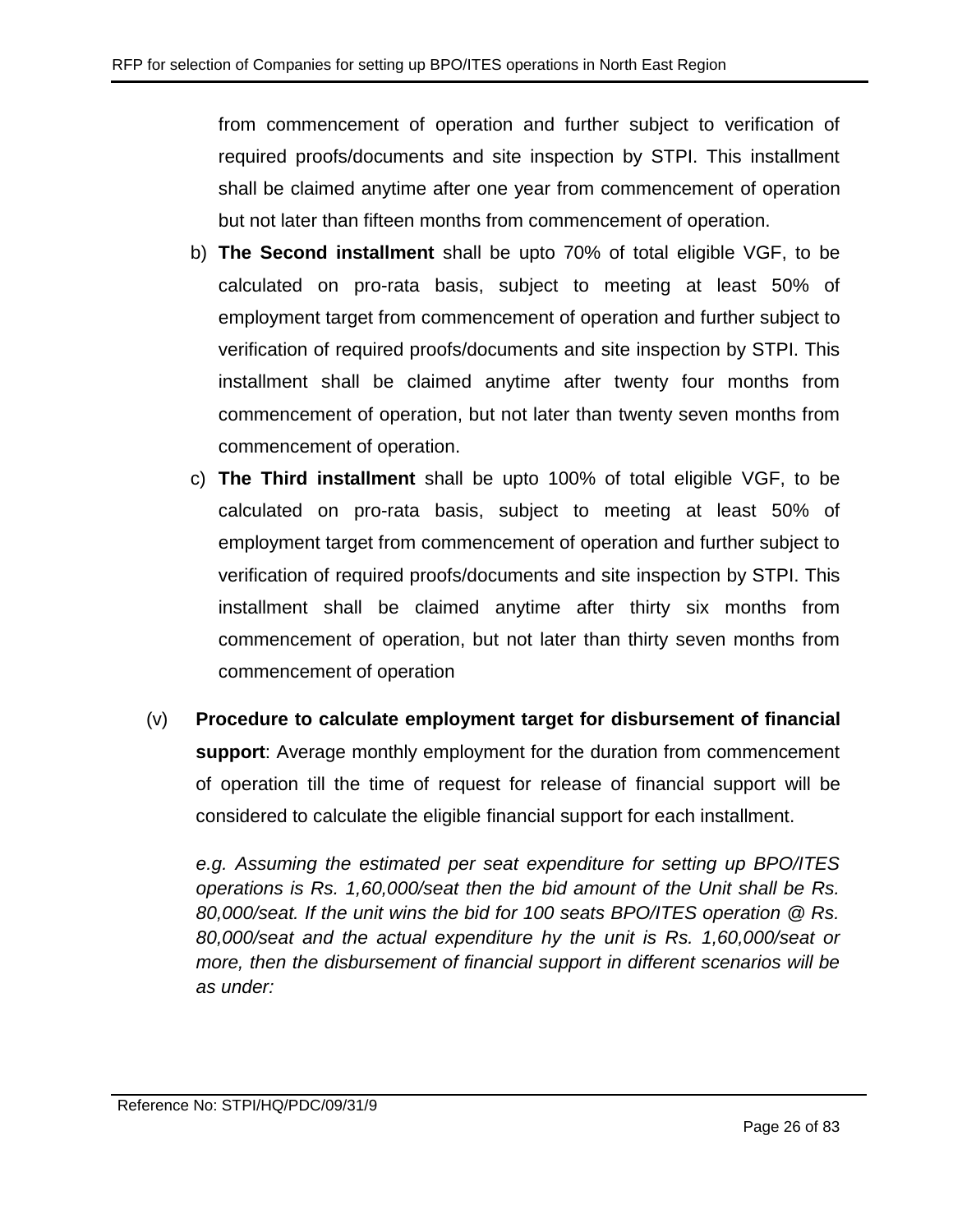from commencement of operation and further subject to verification of required proofs/documents and site inspection by STPI. This installment shall be claimed anytime after one year from commencement of operation but not later than fifteen months from commencement of operation.

b) **The Second installment** shall be upto 70% of total eligible VGF, to be calculated on pro-rata basis, subject to meeting at least 50% of employment target from commencement of operation and further subject to verification of required proofs/documents and site inspection by STPI. This installment shall be claimed anytime after twenty four months from commencement of operation, but not later than twenty seven months from commencement of operation.

c) **The Third installment** shall be upto 100% of total eligible VGF, to be calculated on pro-rata basis, subject to meeting at least 50% of employment target from commencement of operation and further subject to verification of required proofs/documents and site inspection by STPI. This installment shall be claimed anytime after thirty six months from commencement of operation, but not later than thirty seven months from commencement of operation

(v) **Procedure to calculate employment target for disbursement of financial support**: Average monthly employment for the duration from commencement of operation till the time of request for release of financial support will be considered to calculate the eligible financial support for each installment.

*e.g. Assuming the estimated per seat expenditure for setting up BPO/ITES operations is Rs. 1,60,000/seat then the bid amount of the Unit shall be Rs. 80,000/seat. If the unit wins the bid for 100 seats BPO/ITES operation @ Rs. 80,000/seat and the actual expenditure hy the unit is Rs. 1,60,000/seat or more, then the disbursement of financial support in different scenarios will be as under:*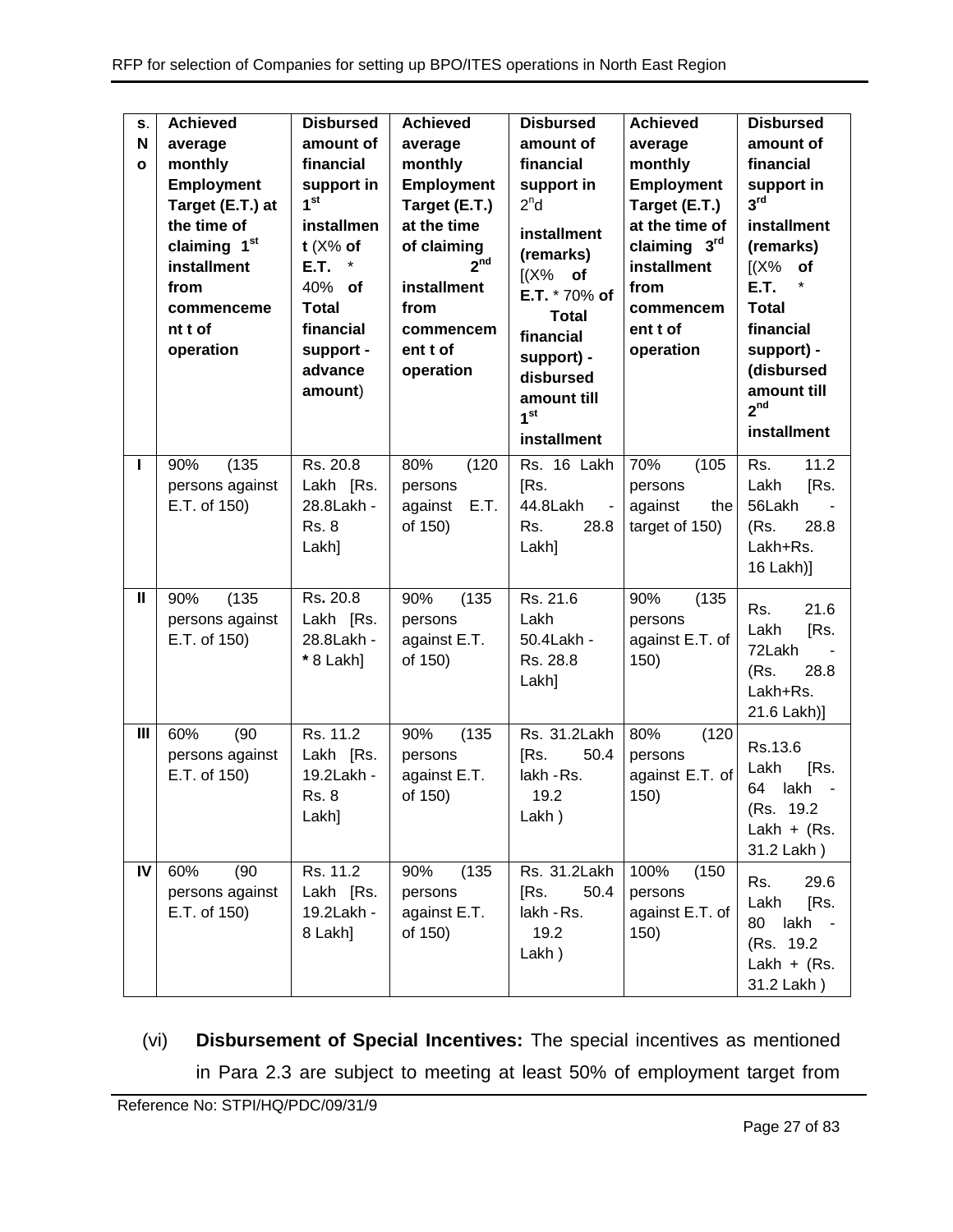| S. No | Achieved average monthly Employment Target (E.T.) at the time of claiming 1st installment from commencement of operation | Disbursed amount of financial support in 1st installment (X% of E.T. * 40% of Total financial support - advance amount) | Achieved average monthly Employment Target (E.T.) at the time of claiming 2nd installment from commencement of operation | Disbursed amount of financial support in 2nd installment (remarks) [(X% of E.T. * 70% of Total financial support) - disbursed amount till 1st installment | Achieved average monthly Employment Target (E.T.) at the time of claiming 3rd installment from commencement of operation | Disbursed amount of financial support in 3rd installment (remarks) [(X% of E.T. * Total financial support) - (disbursed amount till 2nd installment |
|---|---|---|---|---|---|---|
| I | 90% (135 persons against E.T. of 150) | Rs. 20.8 Lakh [Rs. 28.8Lakh - Rs. 8 Lakh] | 80% (120 persons against E.T. of 150) | Rs. 16 Lakh [Rs. 44.8Lakh - Rs. 28.8 Lakh] | 70% (105 persons against the target of 150) | Rs. 11.2 Lakh [Rs. 56Lakh - (Rs. 28.8 Lakh+Rs. 16 Lakh)] |
| II | 90% (135 persons against E.T. of 150) | Rs. 20.8 Lakh [Rs. 28.8Lakh - * 8 Lakh] | 90% (135 persons against E.T. of 150) | Rs. 21.6 Lakh 50.4Lakh - Rs. 28.8 Lakh] | 90% (135 persons against E.T. of 150) | Rs. 21.6 Lakh [Rs. 72Lakh - (Rs. 28.8 Lakh+Rs. 21.6 Lakh)] |
| III | 60% (90 persons against E.T. of 150) | Rs. 11.2 Lakh [Rs. 19.2Lakh - Rs. 8 Lakh] | 90% (135 persons against E.T. of 150) | Rs. 31.2Lakh [Rs. 50.4 lakh - Rs. 19.2 Lakh ) | 80% (120 persons against E.T. of 150) | Rs.13.6 Lakh [Rs. 64 lakh - (Rs. 19.2 Lakh + (Rs. 31.2 Lakh ) |
| IV | 60% (90 persons against E.T. of 150) | Rs. 11.2 Lakh [Rs. 19.2Lakh - 8 Lakh] | 90% (135 persons against E.T. of 150) | Rs. 31.2Lakh [Rs. 50.4 lakh - Rs. 19.2 Lakh ) | 100% (150 persons against E.T. of 150) | Rs. 29.6 Lakh [Rs. 80 lakh - (Rs. 19.2 Lakh + (Rs. 31.2 Lakh ) |

(vi) **Disbursement of Special Incentives:** The special incentives as mentioned in Para 2.3 are subject to meeting at least 50% of employment target from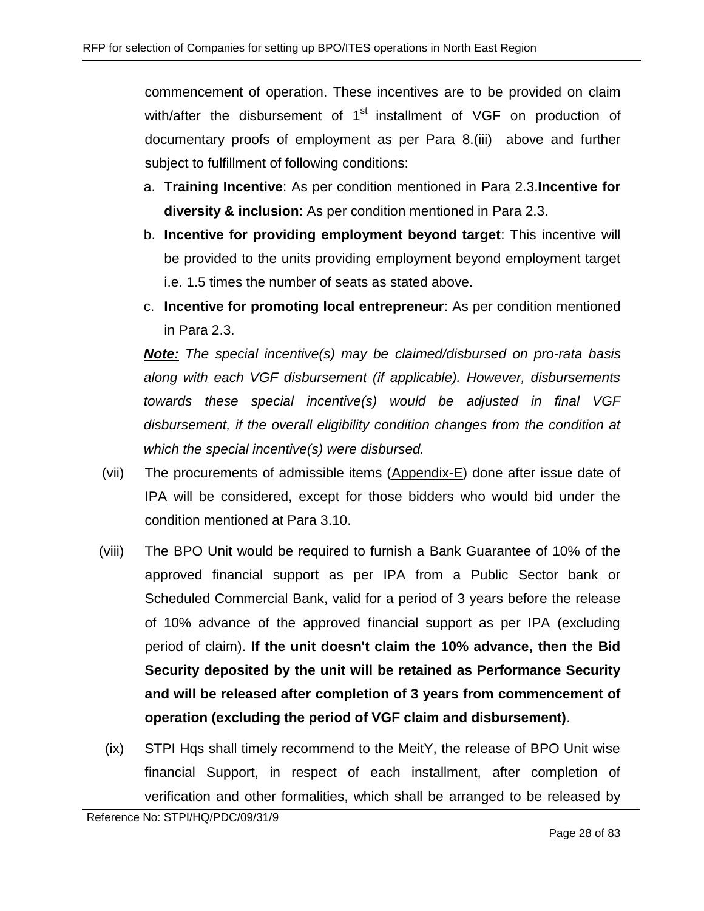commencement of operation. These incentives are to be provided on claim with/after the disbursement of 1st installment of VGF on production of documentary proofs of employment as per Para 8.(iii) above and further subject to fulfillment of following conditions:

a. **Training Incentive**: As per condition mentioned in Para 2.3.**Incentive for diversity & inclusion**: As per condition mentioned in Para 2.3.
b. **Incentive for providing employment beyond target**: This incentive will be provided to the units providing employment beyond employment target i.e. 1.5 times the number of seats as stated above.
c. **Incentive for promoting local entrepreneur**: As per condition mentioned in Para 2.3.

***Note:*** *The special incentive(s) may be claimed/disbursed on pro-rata basis along with each VGF disbursement (if applicable). However, disbursements towards these special incentive(s) would be adjusted in final VGF disbursement, if the overall eligibility condition changes from the condition at which the special incentive(s) were disbursed.*

(vii) The procurements of admissible items (Appendix-E) done after issue date of IPA will be considered, except for those bidders who would bid under the condition mentioned at Para 3.10.

(viii) The BPO Unit would be required to furnish a Bank Guarantee of 10% of the approved financial support as per IPA from a Public Sector bank or Scheduled Commercial Bank, valid for a period of 3 years before the release of 10% advance of the approved financial support as per IPA (excluding period of claim). **If the unit doesn't claim the 10% advance, then the Bid Security deposited by the unit will be retained as Performance Security and will be released after completion of 3 years from commencement of operation (excluding the period of VGF claim and disbursement)**.

(ix) STPI Hqs shall timely recommend to the MeitY, the release of BPO Unit wise financial Support, in respect of each installment, after completion of verification and other formalities, which shall be arranged to be released by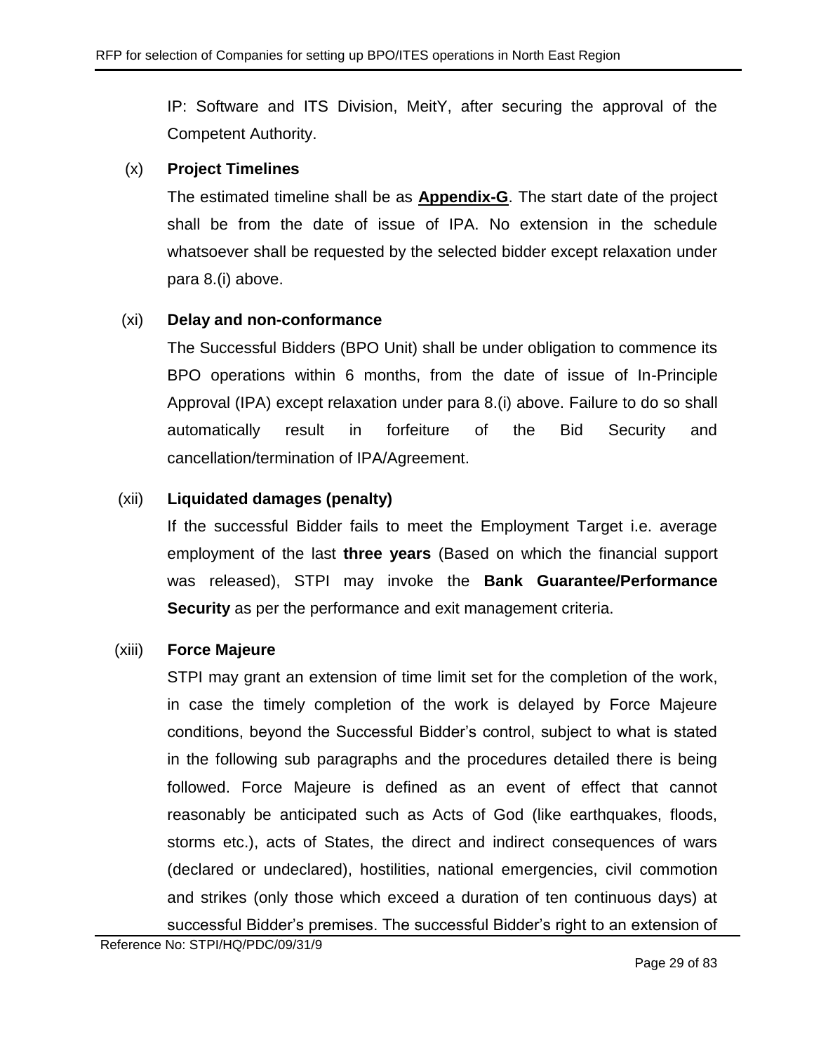IP: Software and ITS Division, MeitY, after securing the approval of the Competent Authority.

(x) **Project Timelines**

The estimated timeline shall be as **Appendix-G**. The start date of the project shall be from the date of issue of IPA. No extension in the schedule whatsoever shall be requested by the selected bidder except relaxation under para 8.(i) above.

(xi) **Delay and non-conformance**

The Successful Bidders (BPO Unit) shall be under obligation to commence its BPO operations within 6 months, from the date of issue of In-Principle Approval (IPA) except relaxation under para 8.(i) above. Failure to do so shall automatically result in forfeiture of the Bid Security and cancellation/termination of IPA/Agreement.

(xii) **Liquidated damages (penalty)**

If the successful Bidder fails to meet the Employment Target i.e. average employment of the last **three years** (Based on which the financial support was released), STPI may invoke the **Bank Guarantee/Performance Security** as per the performance and exit management criteria.

(xiii) **Force Majeure**

STPI may grant an extension of time limit set for the completion of the work, in case the timely completion of the work is delayed by Force Majeure conditions, beyond the Successful Bidder's control, subject to what is stated in the following sub paragraphs and the procedures detailed there is being followed. Force Majeure is defined as an event of effect that cannot reasonably be anticipated such as Acts of God (like earthquakes, floods, storms etc.), acts of States, the direct and indirect consequences of wars (declared or undeclared), hostilities, national emergencies, civil commotion and strikes (only those which exceed a duration of ten continuous days) at successful Bidder's premises. The successful Bidder's right to an extension of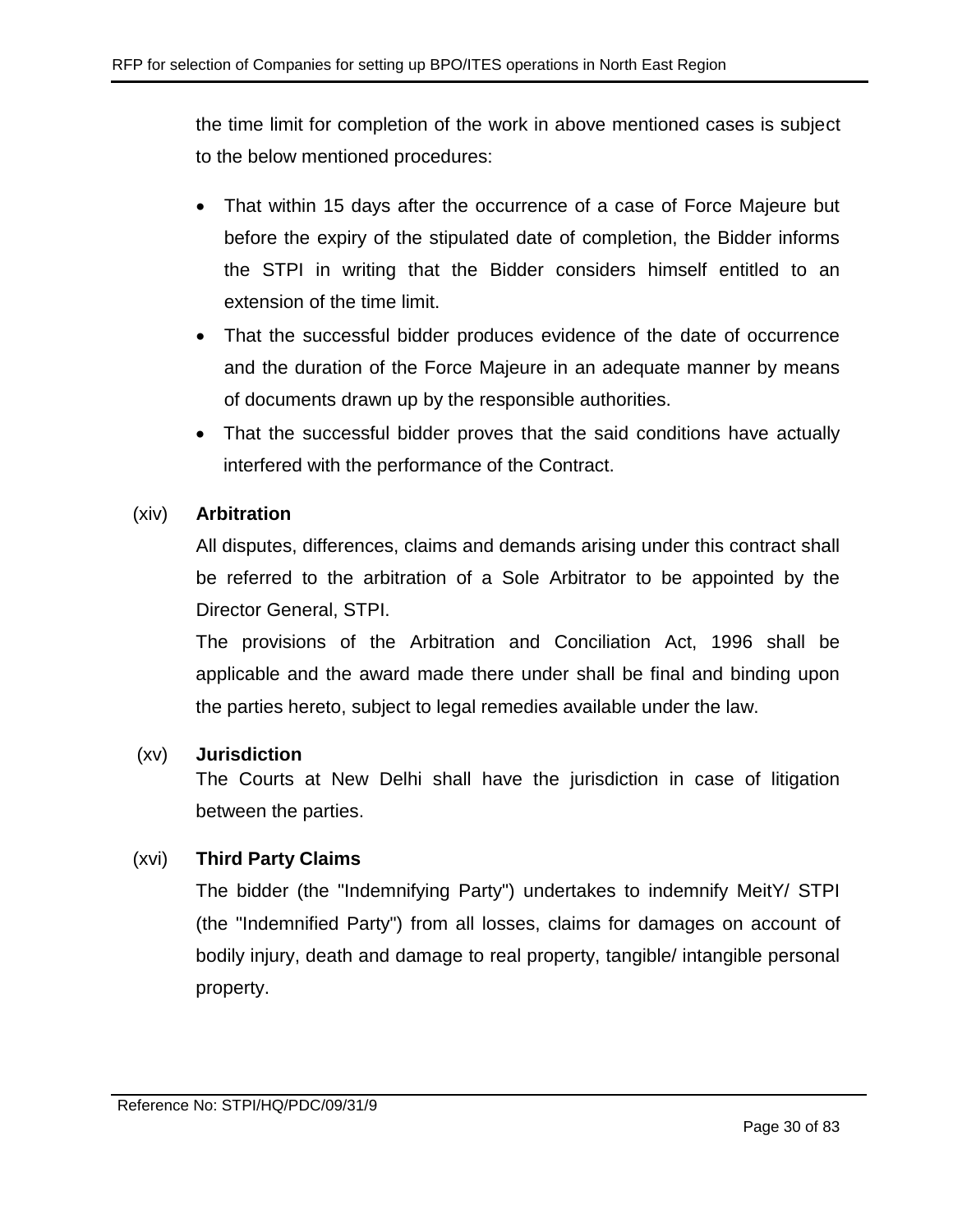the time limit for completion of the work in above mentioned cases is subject to the below mentioned procedures:

- That within 15 days after the occurrence of a case of Force Majeure but before the expiry of the stipulated date of completion, the Bidder informs the STPI in writing that the Bidder considers himself entitled to an extension of the time limit.
- That the successful bidder produces evidence of the date of occurrence and the duration of the Force Majeure in an adequate manner by means of documents drawn up by the responsible authorities.
- That the successful bidder proves that the said conditions have actually interfered with the performance of the Contract.

(xiv) **Arbitration**

All disputes, differences, claims and demands arising under this contract shall be referred to the arbitration of a Sole Arbitrator to be appointed by the Director General, STPI.

The provisions of the Arbitration and Conciliation Act, 1996 shall be applicable and the award made there under shall be final and binding upon the parties hereto, subject to legal remedies available under the law.

(xv) **Jurisdiction**

The Courts at New Delhi shall have the jurisdiction in case of litigation between the parties.

(xvi) **Third Party Claims**

The bidder (the "Indemnifying Party") undertakes to indemnify MeitY/ STPI (the "Indemnified Party") from all losses, claims for damages on account of bodily injury, death and damage to real property, tangible/ intangible personal property.

Reference No: STPI/HQ/PDC/09/31/9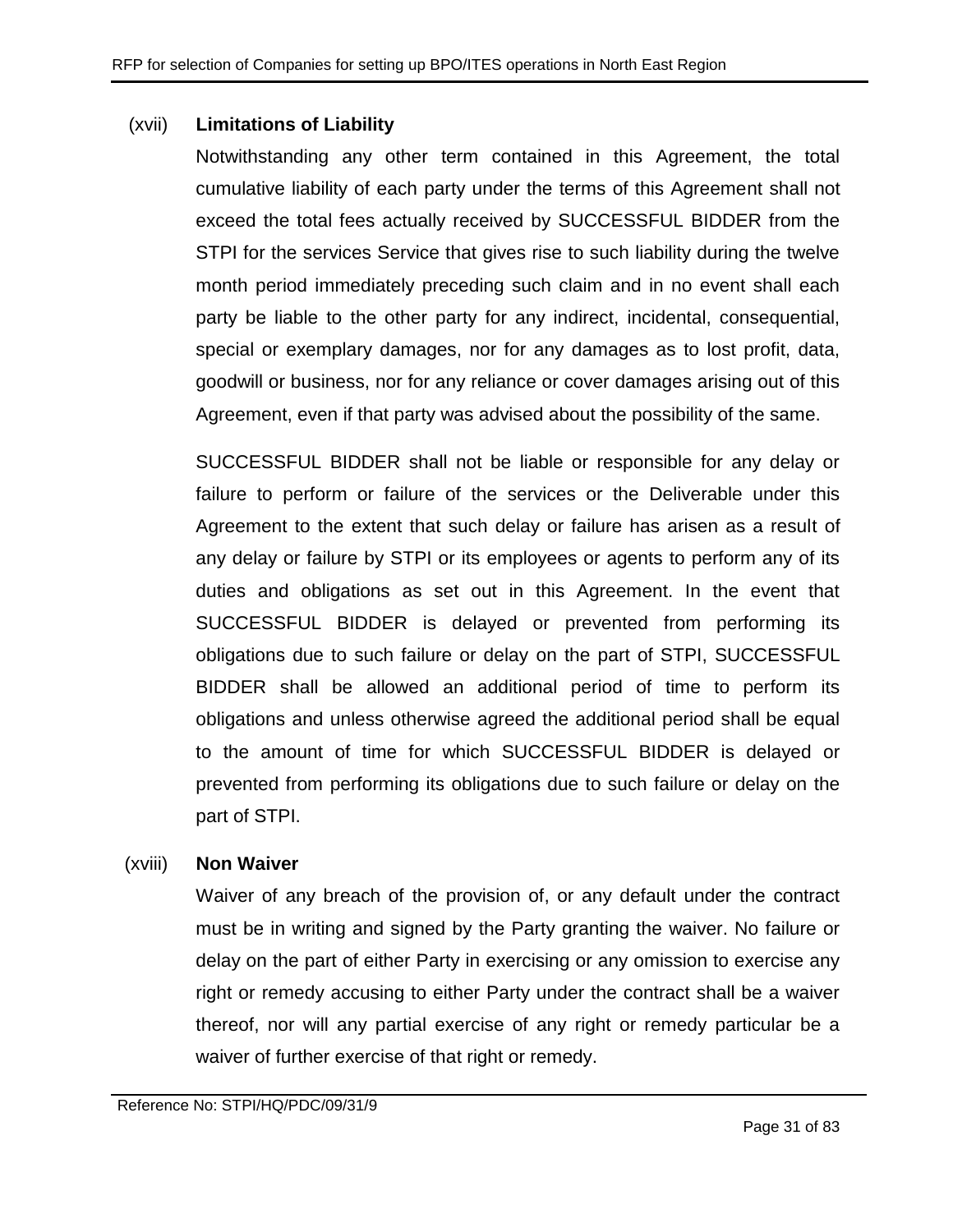(xvii) **Limitations of Liability**

Notwithstanding any other term contained in this Agreement, the total cumulative liability of each party under the terms of this Agreement shall not exceed the total fees actually received by SUCCESSFUL BIDDER from the STPI for the services Service that gives rise to such liability during the twelve month period immediately preceding such claim and in no event shall each party be liable to the other party for any indirect, incidental, consequential, special or exemplary damages, nor for any damages as to lost profit, data, goodwill or business, nor for any reliance or cover damages arising out of this Agreement, even if that party was advised about the possibility of the same.

SUCCESSFUL BIDDER shall not be liable or responsible for any delay or failure to perform or failure of the services or the Deliverable under this Agreement to the extent that such delay or failure has arisen as a result of any delay or failure by STPI or its employees or agents to perform any of its duties and obligations as set out in this Agreement. In the event that SUCCESSFUL BIDDER is delayed or prevented from performing its obligations due to such failure or delay on the part of STPI, SUCCESSFUL BIDDER shall be allowed an additional period of time to perform its obligations and unless otherwise agreed the additional period shall be equal to the amount of time for which SUCCESSFUL BIDDER is delayed or prevented from performing its obligations due to such failure or delay on the part of STPI.

(xviii) **Non Waiver**

Waiver of any breach of the provision of, or any default under the contract must be in writing and signed by the Party granting the waiver. No failure or delay on the part of either Party in exercising or any omission to exercise any right or remedy accusing to either Party under the contract shall be a waiver thereof, nor will any partial exercise of any right or remedy particular be a waiver of further exercise of that right or remedy.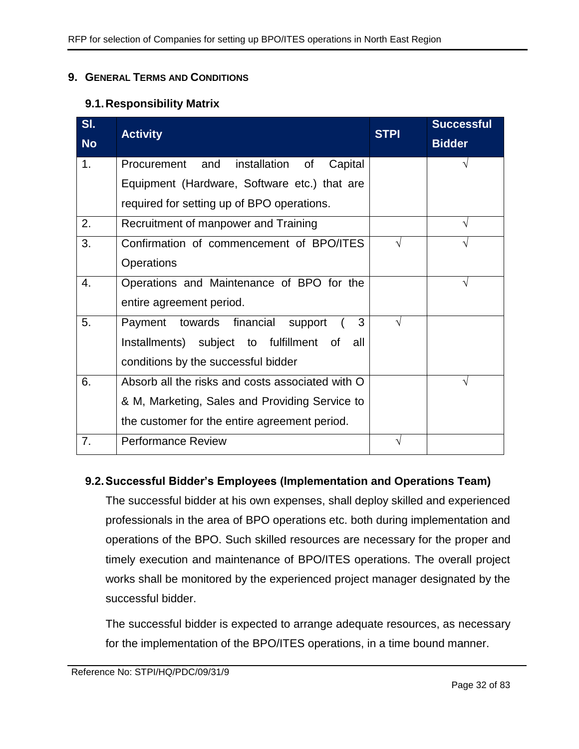## 9. General Terms and Conditions

### 9.1. Responsibility Matrix

| Sl. No | Activity | STPI | Successful Bidder |
|---|---|---|---|
| 1. | Procurement and installation of Capital Equipment (Hardware, Software etc.) that are required for setting up of BPO operations. | | √ |
| 2. | Recruitment of manpower and Training | | √ |
| 3. | Confirmation of commencement of BPO/ITES Operations | √ | √ |
| 4. | Operations and Maintenance of BPO for the entire agreement period. | | √ |
| 5. | Payment towards financial support ( 3 Installments) subject to fulfillment of all conditions by the successful bidder | √ | |
| 6. | Absorb all the risks and costs associated with O & M, Marketing, Sales and Providing Service to the customer for the entire agreement period. | | √ |
| 7. | Performance Review | √ | |

### 9.2. Successful Bidder's Employees (Implementation and Operations Team)

The successful bidder at his own expenses, shall deploy skilled and experienced professionals in the area of BPO operations etc. both during implementation and operations of the BPO. Such skilled resources are necessary for the proper and timely execution and maintenance of BPO/ITES operations. The overall project works shall be monitored by the experienced project manager designated by the successful bidder.

The successful bidder is expected to arrange adequate resources, as necessary for the implementation of the BPO/ITES operations, in a time bound manner.

Reference No: STPI/HQ/PDC/09/31/9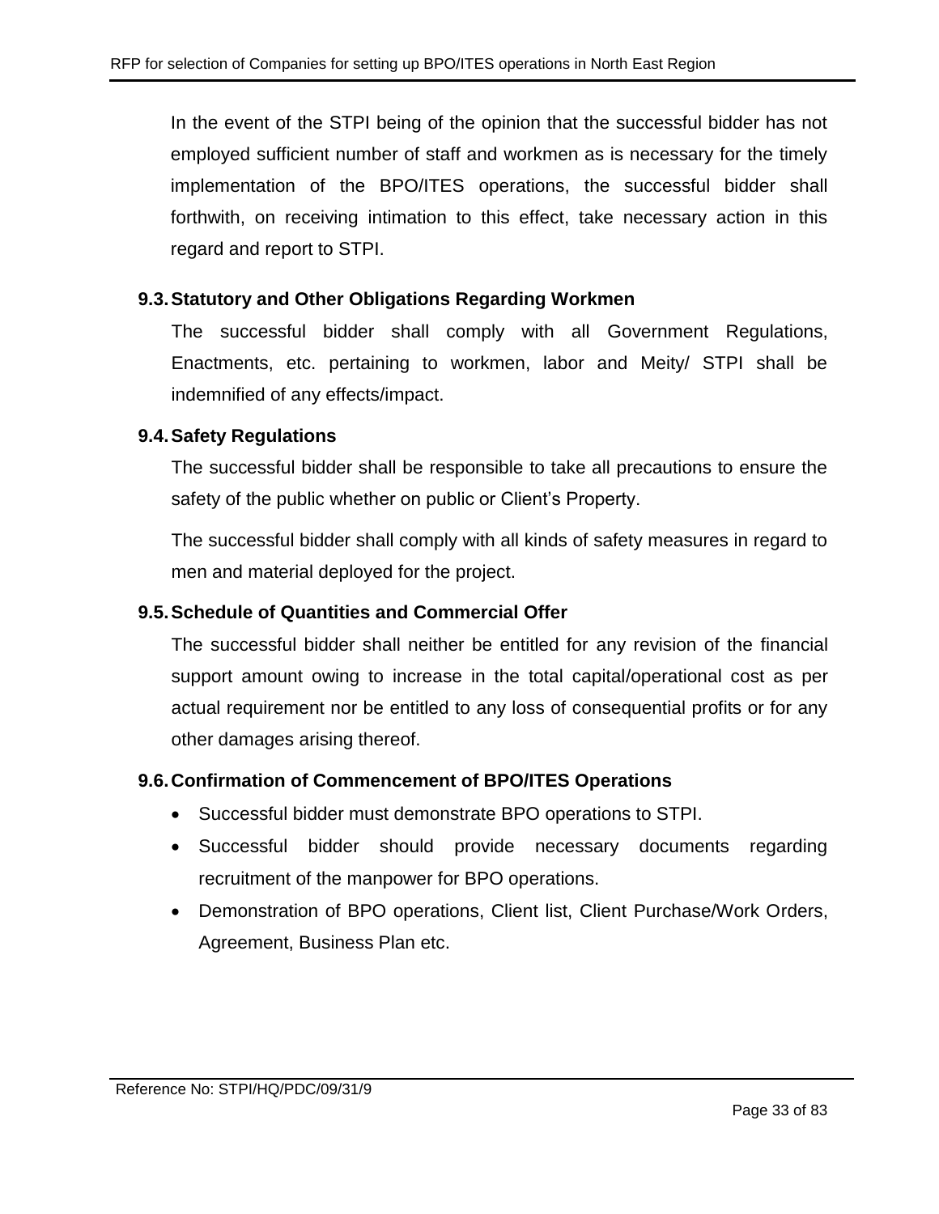In the event of the STPI being of the opinion that the successful bidder has not employed sufficient number of staff and workmen as is necessary for the timely implementation of the BPO/ITES operations, the successful bidder shall forthwith, on receiving intimation to this effect, take necessary action in this regard and report to STPI.

### 9.3. Statutory and Other Obligations Regarding Workmen

The successful bidder shall comply with all Government Regulations, Enactments, etc. pertaining to workmen, labor and Meity/ STPI shall be indemnified of any effects/impact.

### 9.4. Safety Regulations

The successful bidder shall be responsible to take all precautions to ensure the safety of the public whether on public or Client's Property.

The successful bidder shall comply with all kinds of safety measures in regard to men and material deployed for the project.

### 9.5. Schedule of Quantities and Commercial Offer

The successful bidder shall neither be entitled for any revision of the financial support amount owing to increase in the total capital/operational cost as per actual requirement nor be entitled to any loss of consequential profits or for any other damages arising thereof.

### 9.6. Confirmation of Commencement of BPO/ITES Operations

- Successful bidder must demonstrate BPO operations to STPI.
- Successful bidder should provide necessary documents regarding recruitment of the manpower for BPO operations.
- Demonstration of BPO operations, Client list, Client Purchase/Work Orders, Agreement, Business Plan etc.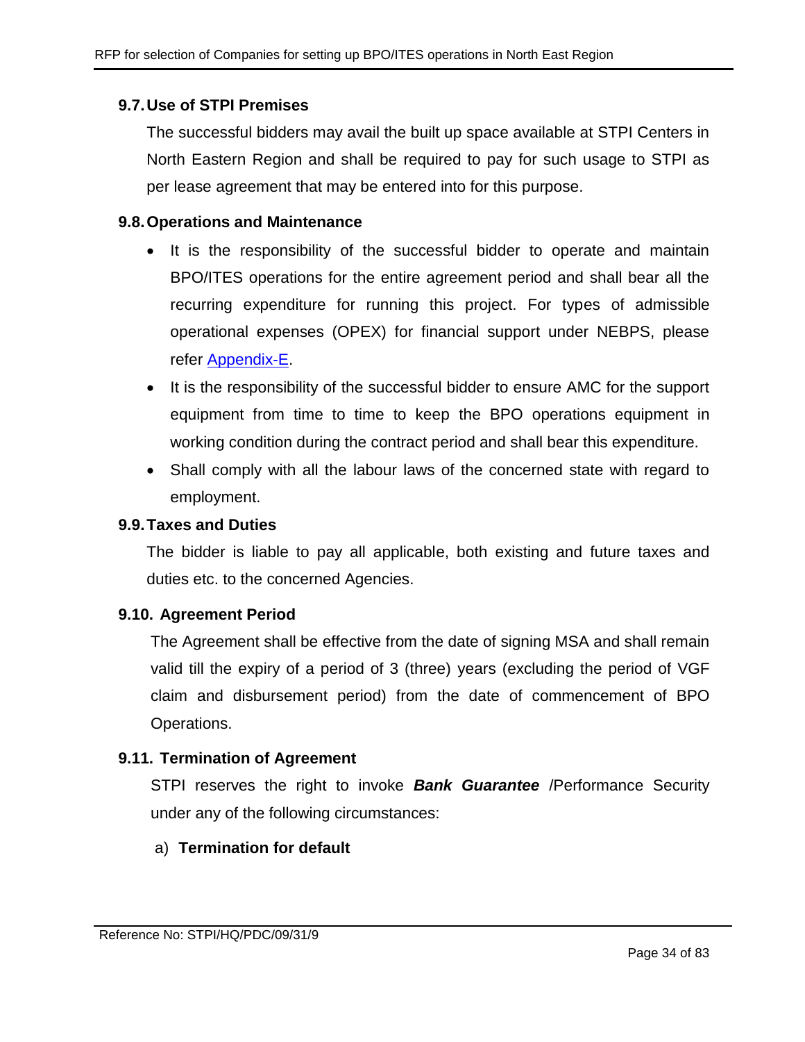### 9.7. Use of STPI Premises

The successful bidders may avail the built up space available at STPI Centers in North Eastern Region and shall be required to pay for such usage to STPI as per lease agreement that may be entered into for this purpose.

### 9.8. Operations and Maintenance

- It is the responsibility of the successful bidder to operate and maintain BPO/ITES operations for the entire agreement period and shall bear all the recurring expenditure for running this project. For types of admissible operational expenses (OPEX) for financial support under NEBPS, please refer Appendix-E.
- It is the responsibility of the successful bidder to ensure AMC for the support equipment from time to time to keep the BPO operations equipment in working condition during the contract period and shall bear this expenditure.
- Shall comply with all the labour laws of the concerned state with regard to employment.

### 9.9. Taxes and Duties

The bidder is liable to pay all applicable, both existing and future taxes and duties etc. to the concerned Agencies.

### 9.10. Agreement Period

The Agreement shall be effective from the date of signing MSA and shall remain valid till the expiry of a period of 3 (three) years (excluding the period of VGF claim and disbursement period) from the date of commencement of BPO Operations.

### 9.11. Termination of Agreement

STPI reserves the right to invoke ***Bank Guarantee*** /Performance Security under any of the following circumstances:

a) **Termination for default**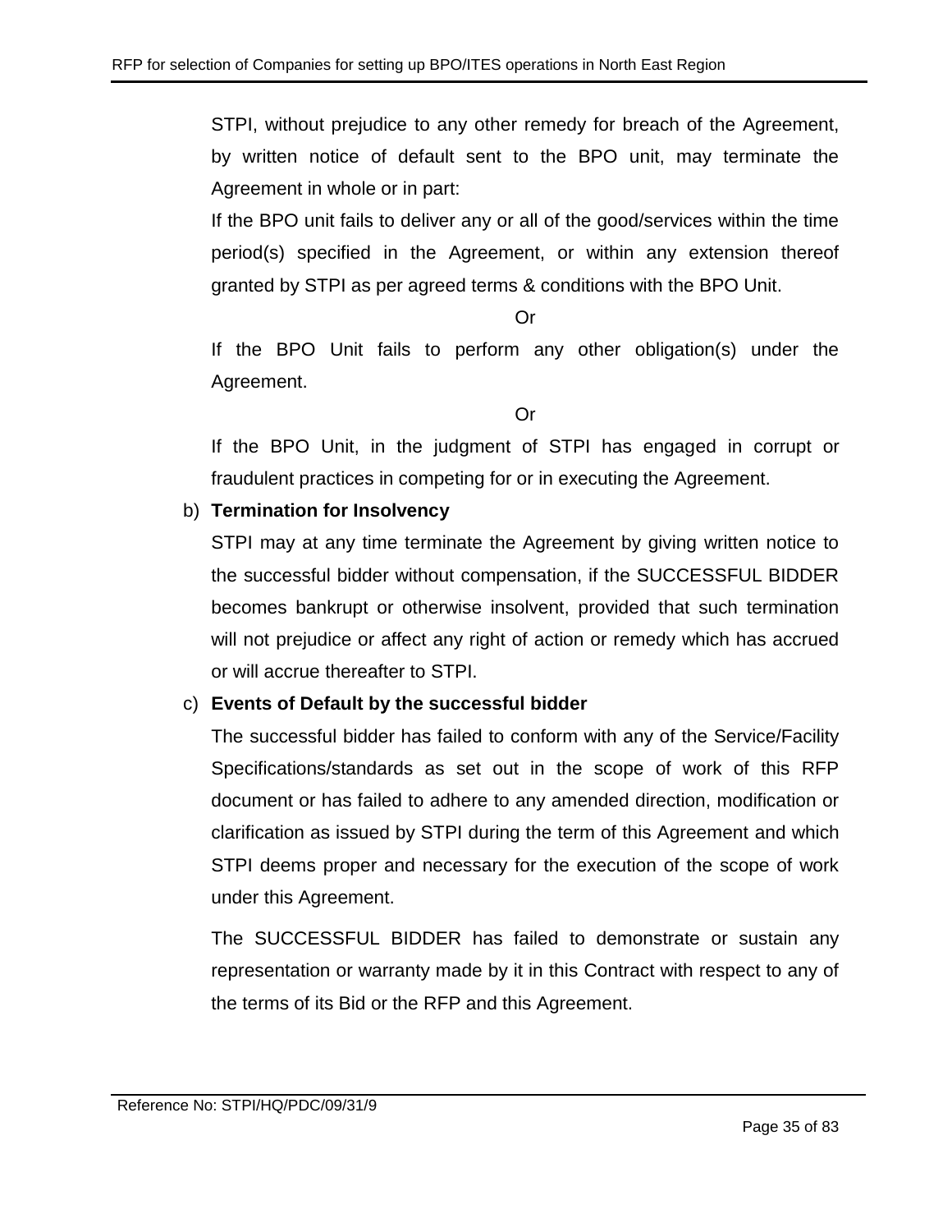STPI, without prejudice to any other remedy for breach of the Agreement, by written notice of default sent to the BPO unit, may terminate the Agreement in whole or in part:

If the BPO unit fails to deliver any or all of the good/services within the time period(s) specified in the Agreement, or within any extension thereof granted by STPI as per agreed terms & conditions with the BPO Unit.

Or

If the BPO Unit fails to perform any other obligation(s) under the Agreement.

Or

If the BPO Unit, in the judgment of STPI has engaged in corrupt or fraudulent practices in competing for or in executing the Agreement.

b) **Termination for Insolvency**

STPI may at any time terminate the Agreement by giving written notice to the successful bidder without compensation, if the SUCCESSFUL BIDDER becomes bankrupt or otherwise insolvent, provided that such termination will not prejudice or affect any right of action or remedy which has accrued or will accrue thereafter to STPI.

c) **Events of Default by the successful bidder**

The successful bidder has failed to conform with any of the Service/Facility Specifications/standards as set out in the scope of work of this RFP document or has failed to adhere to any amended direction, modification or clarification as issued by STPI during the term of this Agreement and which STPI deems proper and necessary for the execution of the scope of work under this Agreement.

The SUCCESSFUL BIDDER has failed to demonstrate or sustain any representation or warranty made by it in this Contract with respect to any of the terms of its Bid or the RFP and this Agreement.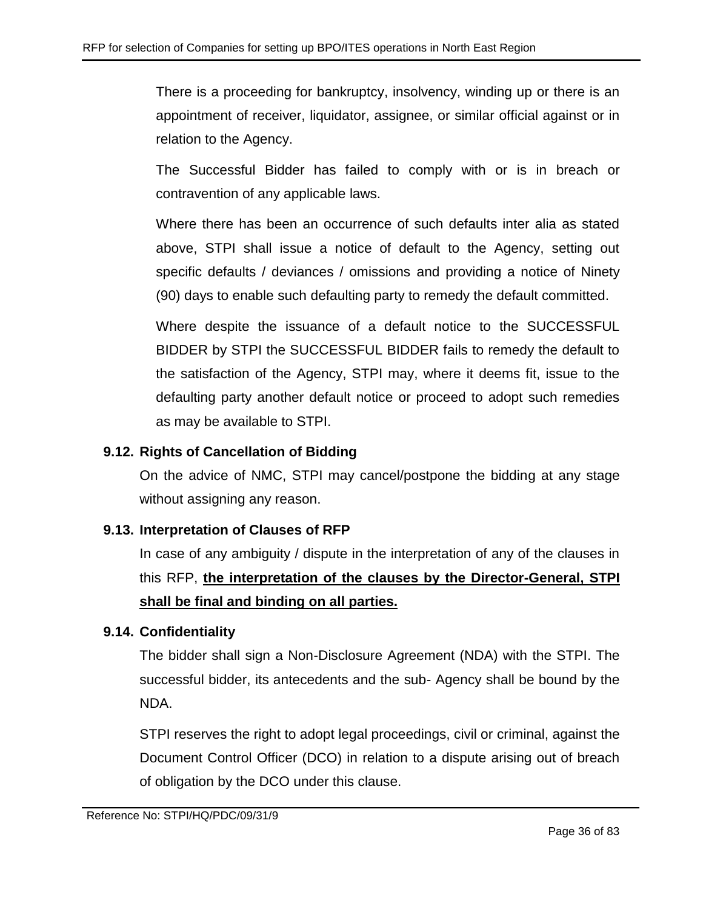There is a proceeding for bankruptcy, insolvency, winding up or there is an appointment of receiver, liquidator, assignee, or similar official against or in relation to the Agency.

The Successful Bidder has failed to comply with or is in breach or contravention of any applicable laws.

Where there has been an occurrence of such defaults inter alia as stated above, STPI shall issue a notice of default to the Agency, setting out specific defaults / deviances / omissions and providing a notice of Ninety (90) days to enable such defaulting party to remedy the default committed.

Where despite the issuance of a default notice to the SUCCESSFUL BIDDER by STPI the SUCCESSFUL BIDDER fails to remedy the default to the satisfaction of the Agency, STPI may, where it deems fit, issue to the defaulting party another default notice or proceed to adopt such remedies as may be available to STPI.

### 9.12. Rights of Cancellation of Bidding

On the advice of NMC, STPI may cancel/postpone the bidding at any stage without assigning any reason.

### 9.13. Interpretation of Clauses of RFP

In case of any ambiguity / dispute in the interpretation of any of the clauses in this RFP, **the interpretation of the clauses by the Director-General, STPI shall be final and binding on all parties.**

### 9.14. Confidentiality

The bidder shall sign a Non-Disclosure Agreement (NDA) with the STPI. The successful bidder, its antecedents and the sub- Agency shall be bound by the NDA.

STPI reserves the right to adopt legal proceedings, civil or criminal, against the Document Control Officer (DCO) in relation to a dispute arising out of breach of obligation by the DCO under this clause.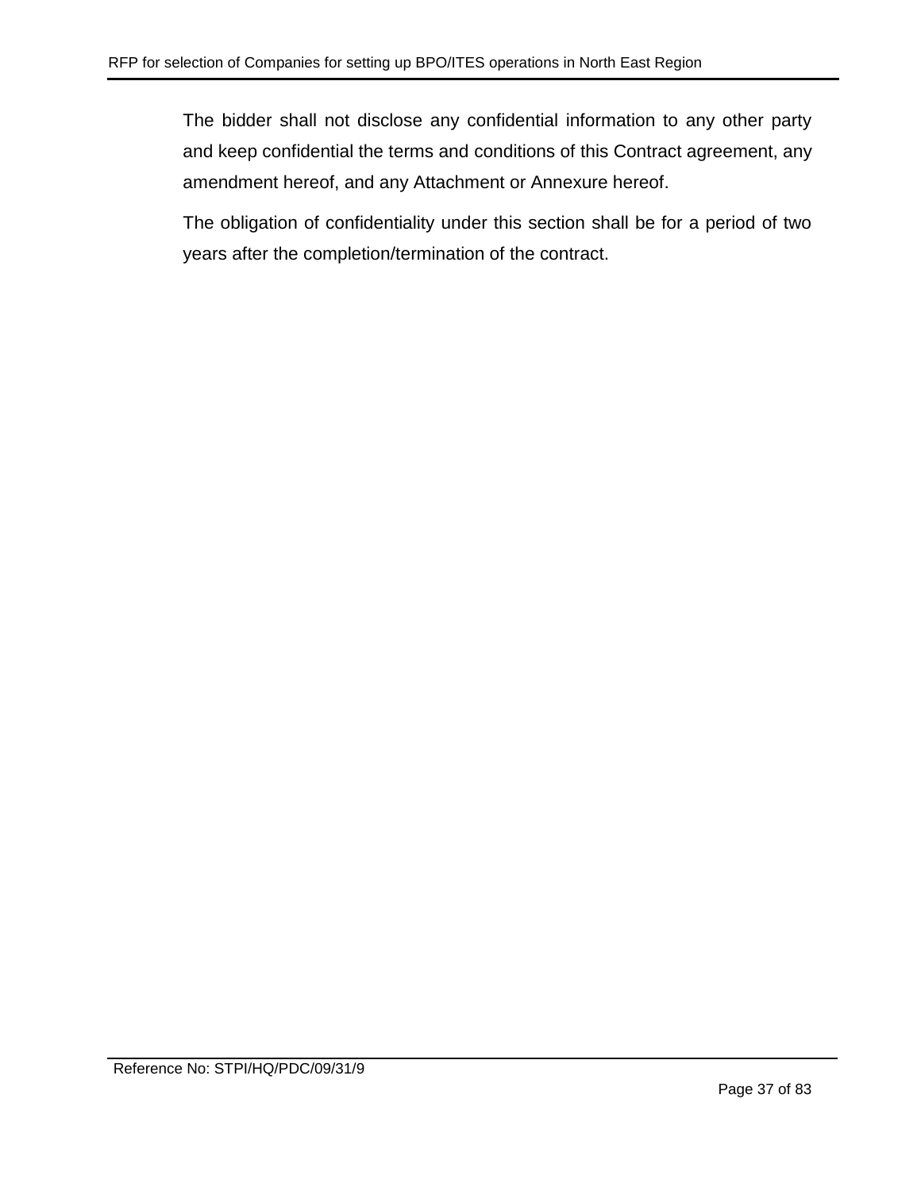The bidder shall not disclose any confidential information to any other party and keep confidential the terms and conditions of this Contract agreement, any amendment hereof, and any Attachment or Annexure hereof.

The obligation of confidentiality under this section shall be for a period of two years after the completion/termination of the contract.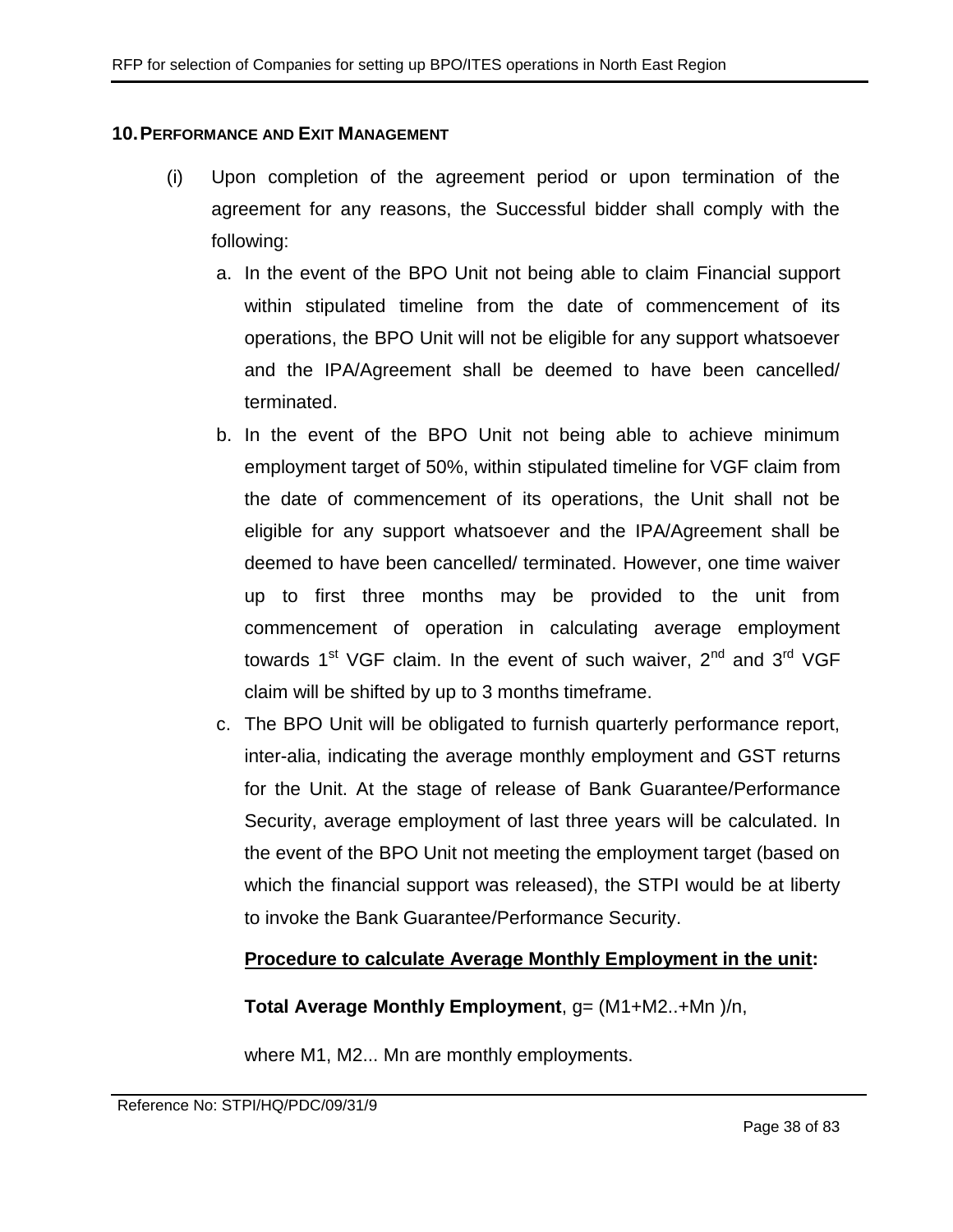## 10. PERFORMANCE AND EXIT MANAGEMENT

(i) Upon completion of the agreement period or upon termination of the agreement for any reasons, the Successful bidder shall comply with the following:

a. In the event of the BPO Unit not being able to claim Financial support within stipulated timeline from the date of commencement of its operations, the BPO Unit will not be eligible for any support whatsoever and the IPA/Agreement shall be deemed to have been cancelled/ terminated.

b. In the event of the BPO Unit not being able to achieve minimum employment target of 50%, within stipulated timeline for VGF claim from the date of commencement of its operations, the Unit shall not be eligible for any support whatsoever and the IPA/Agreement shall be deemed to have been cancelled/ terminated. However, one time waiver up to first three months may be provided to the unit from commencement of operation in calculating average employment towards 1st VGF claim. In the event of such waiver, 2nd and 3rd VGF claim will be shifted by up to 3 months timeframe.

c. The BPO Unit will be obligated to furnish quarterly performance report, inter-alia, indicating the average monthly employment and GST returns for the Unit. At the stage of release of Bank Guarantee/Performance Security, average employment of last three years will be calculated. In the event of the BPO Unit not meeting the employment target (based on which the financial support was released), the STPI would be at liberty to invoke the Bank Guarantee/Performance Security.

**<u>Procedure to calculate Average Monthly Employment in the unit</u>:**

**Total Average Monthly Employment**, $g = (M1+M2..+Mn)/n$,

where M1, M2... Mn are monthly employments.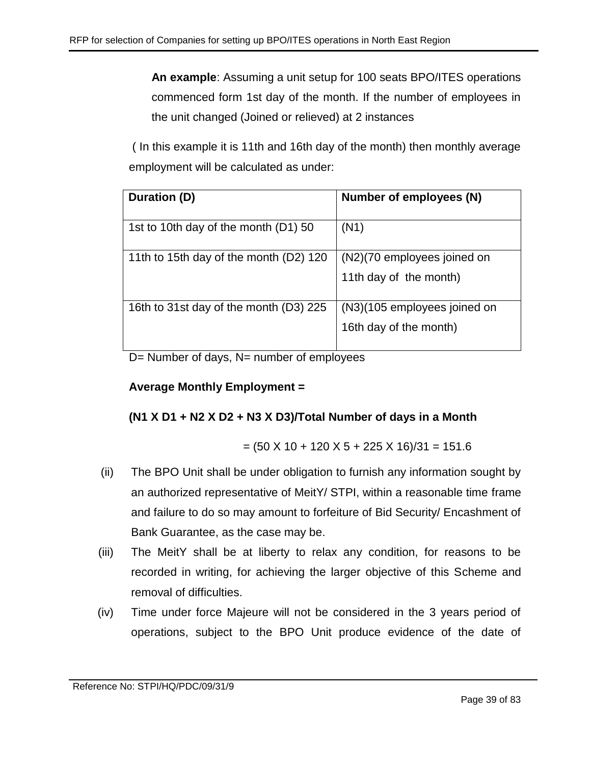**An example**: Assuming a unit setup for 100 seats BPO/ITES operations commenced form 1st day of the month. If the number of employees in the unit changed (Joined or relieved) at 2 instances

( In this example it is 11th and 16th day of the month) then monthly average employment will be calculated as under:

| **Duration (D)** | **Number of employees (N)** |
|---|---|
| 1st to 10th day of the month (D1) 50 | (N1) |
| 11th to 15th day of the month (D2) 120 | (N2)(70 employees joined on 11th day of the month) |
| 16th to 31st day of the month (D3) 225 | (N3)(105 employees joined on 16th day of the month) |

D= Number of days, N= number of employees

**Average Monthly Employment =**

**(N1 X D1 + N2 X D2 + N3 X D3)/Total Number of days in a Month**

= (50 X 10 + 120 X 5 + 225 X 16)/31 = 151.6

(ii) The BPO Unit shall be under obligation to furnish any information sought by an authorized representative of MeitY/ STPI, within a reasonable time frame and failure to do so may amount to forfeiture of Bid Security/ Encashment of Bank Guarantee, as the case may be.

(iii) The MeitY shall be at liberty to relax any condition, for reasons to be recorded in writing, for achieving the larger objective of this Scheme and removal of difficulties.

(iv) Time under force Majeure will not be considered in the 3 years period of operations, subject to the BPO Unit produce evidence of the date of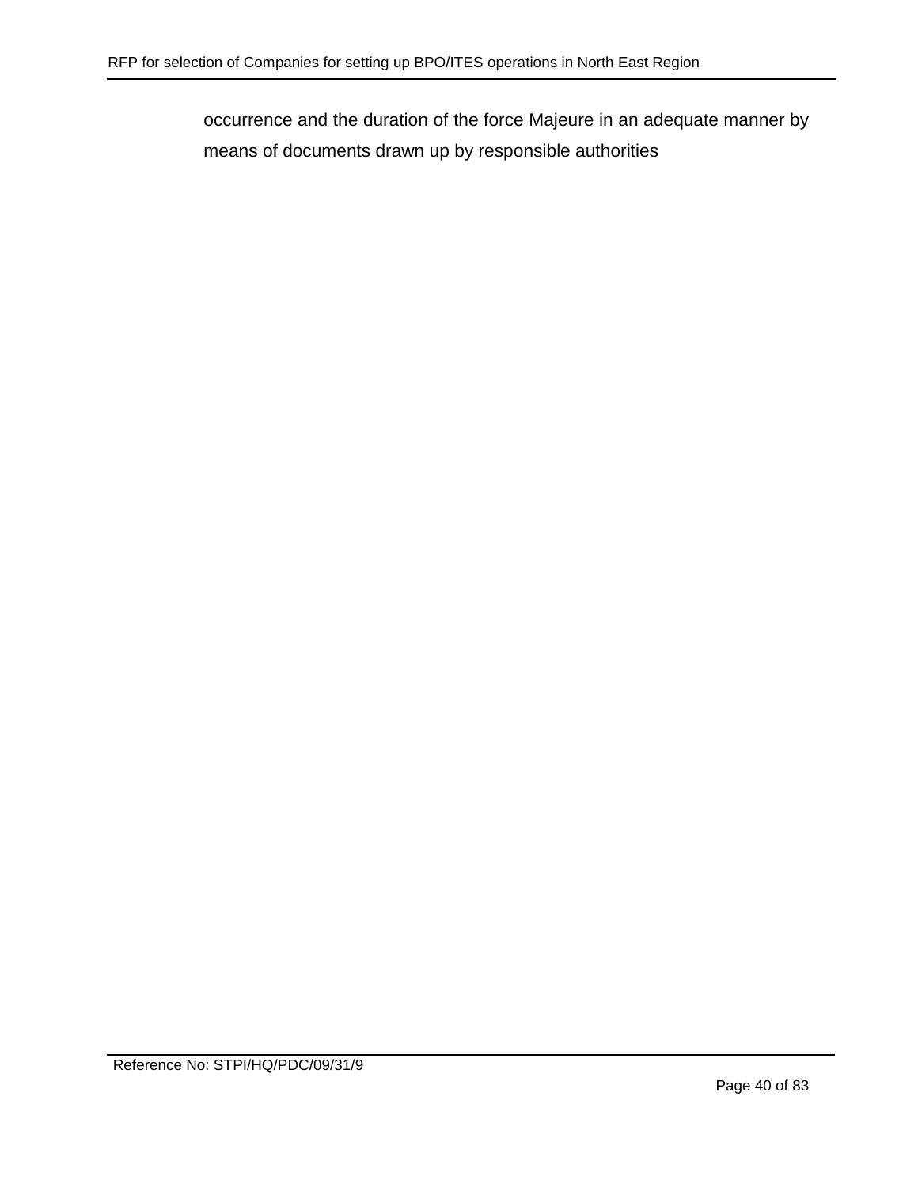occurrence and the duration of the force Majeure in an adequate manner by means of documents drawn up by responsible authorities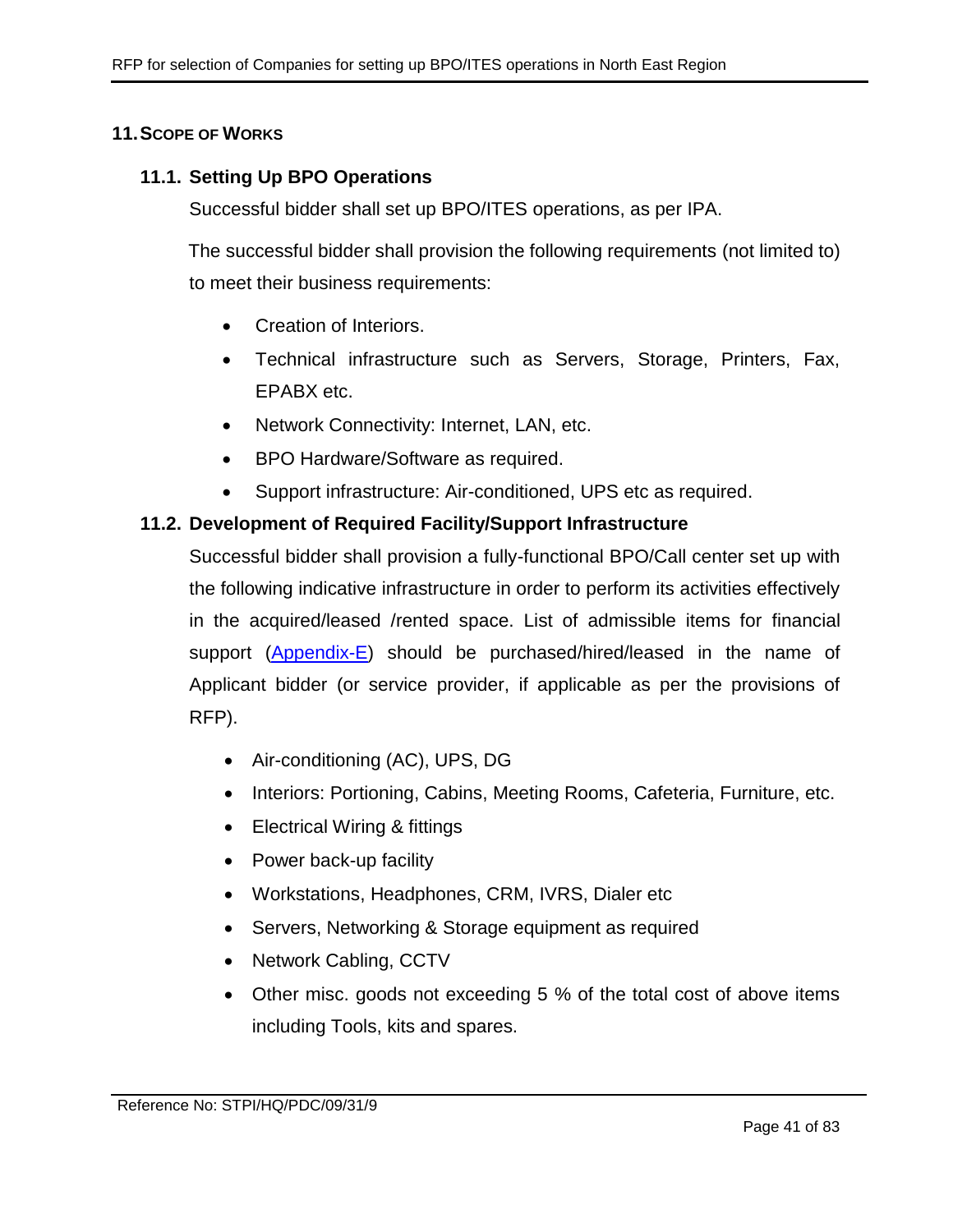## 11. Scope of Works

### 11.1. Setting Up BPO Operations

Successful bidder shall set up BPO/ITES operations, as per IPA.

The successful bidder shall provision the following requirements (not limited to) to meet their business requirements:

- Creation of Interiors.
- Technical infrastructure such as Servers, Storage, Printers, Fax, EPABX etc.
- Network Connectivity: Internet, LAN, etc.
- BPO Hardware/Software as required.
- Support infrastructure: Air-conditioned, UPS etc as required.

### 11.2. Development of Required Facility/Support Infrastructure

Successful bidder shall provision a fully-functional BPO/Call center set up with the following indicative infrastructure in order to perform its activities effectively in the acquired/leased /rented space. List of admissible items for financial support (Appendix-E) should be purchased/hired/leased in the name of Applicant bidder (or service provider, if applicable as per the provisions of RFP).

- Air-conditioning (AC), UPS, DG
- Interiors: Portioning, Cabins, Meeting Rooms, Cafeteria, Furniture, etc.
- Electrical Wiring & fittings
- Power back-up facility
- Workstations, Headphones, CRM, IVRS, Dialer etc
- Servers, Networking & Storage equipment as required
- Network Cabling, CCTV
- Other misc. goods not exceeding 5 % of the total cost of above items including Tools, kits and spares.

Reference No: STPI/HQ/PDC/09/31/9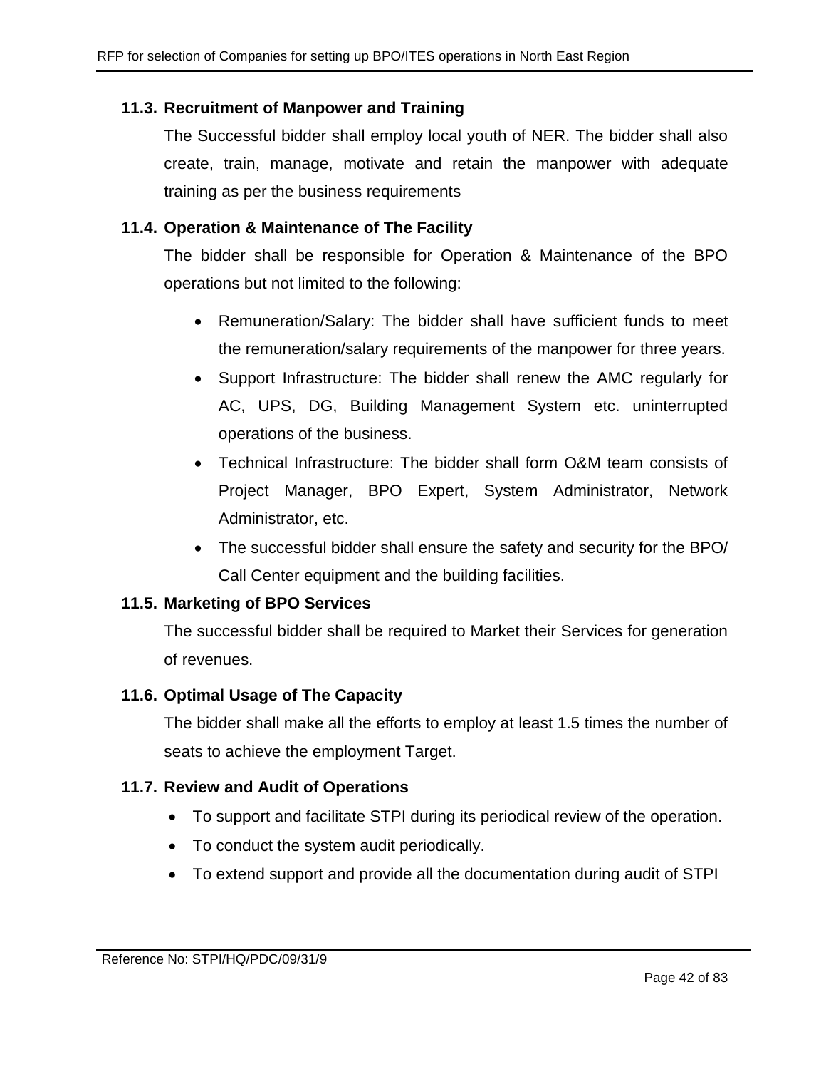### 11.3. Recruitment of Manpower and Training

The Successful bidder shall employ local youth of NER. The bidder shall also create, train, manage, motivate and retain the manpower with adequate training as per the business requirements

### 11.4. Operation & Maintenance of The Facility

The bidder shall be responsible for Operation & Maintenance of the BPO operations but not limited to the following:

- Remuneration/Salary: The bidder shall have sufficient funds to meet the remuneration/salary requirements of the manpower for three years.
- Support Infrastructure: The bidder shall renew the AMC regularly for AC, UPS, DG, Building Management System etc. uninterrupted operations of the business.
- Technical Infrastructure: The bidder shall form O&M team consists of Project Manager, BPO Expert, System Administrator, Network Administrator, etc.
- The successful bidder shall ensure the safety and security for the BPO/ Call Center equipment and the building facilities.

### 11.5. Marketing of BPO Services

The successful bidder shall be required to Market their Services for generation of revenues.

### 11.6. Optimal Usage of The Capacity

The bidder shall make all the efforts to employ at least 1.5 times the number of seats to achieve the employment Target.

### 11.7. Review and Audit of Operations

- To support and facilitate STPI during its periodical review of the operation.
- To conduct the system audit periodically.
- To extend support and provide all the documentation during audit of STPI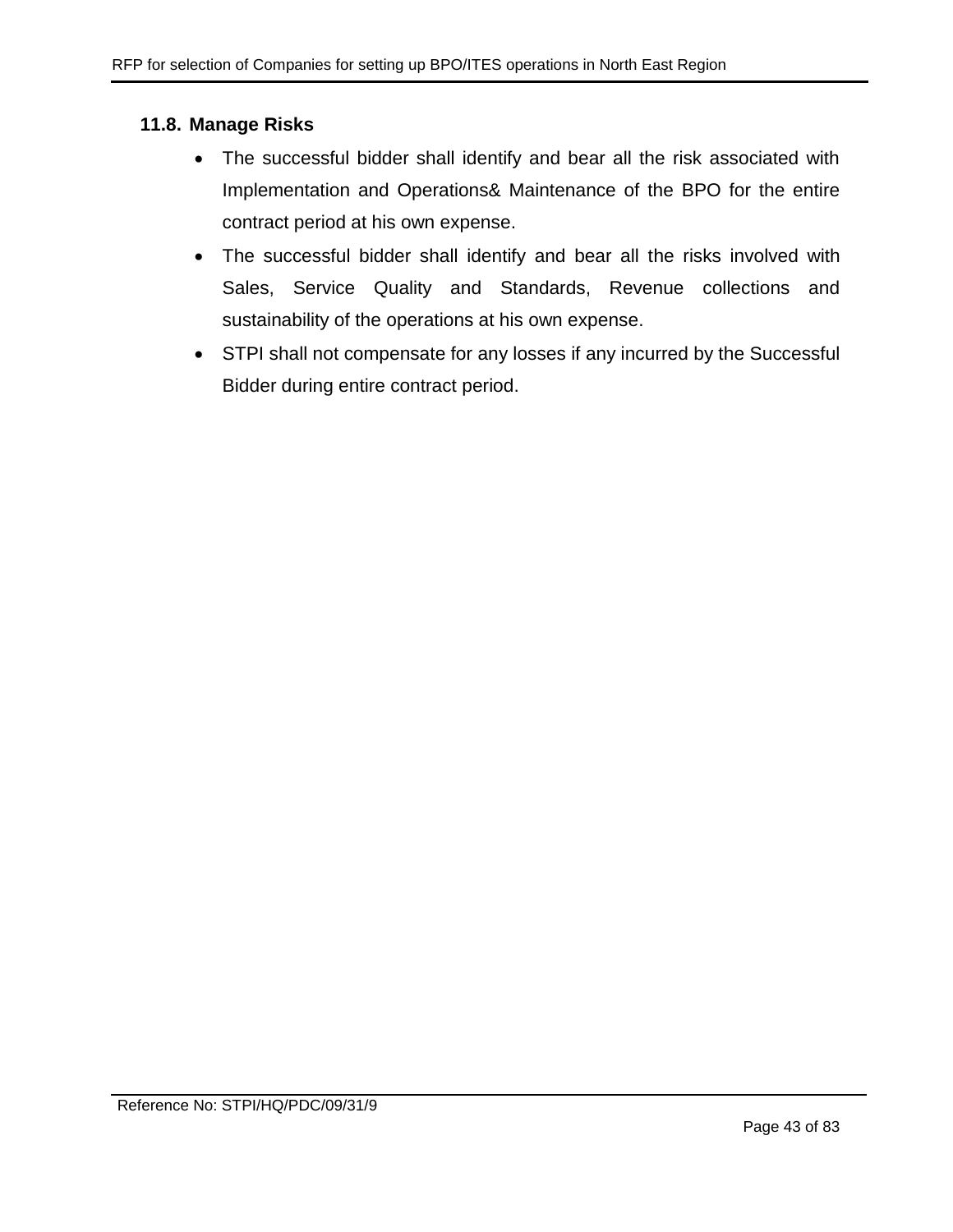### 11.8. Manage Risks

- The successful bidder shall identify and bear all the risk associated with Implementation and Operations& Maintenance of the BPO for the entire contract period at his own expense.
- The successful bidder shall identify and bear all the risks involved with Sales, Service Quality and Standards, Revenue collections and sustainability of the operations at his own expense.
- STPI shall not compensate for any losses if any incurred by the Successful Bidder during entire contract period.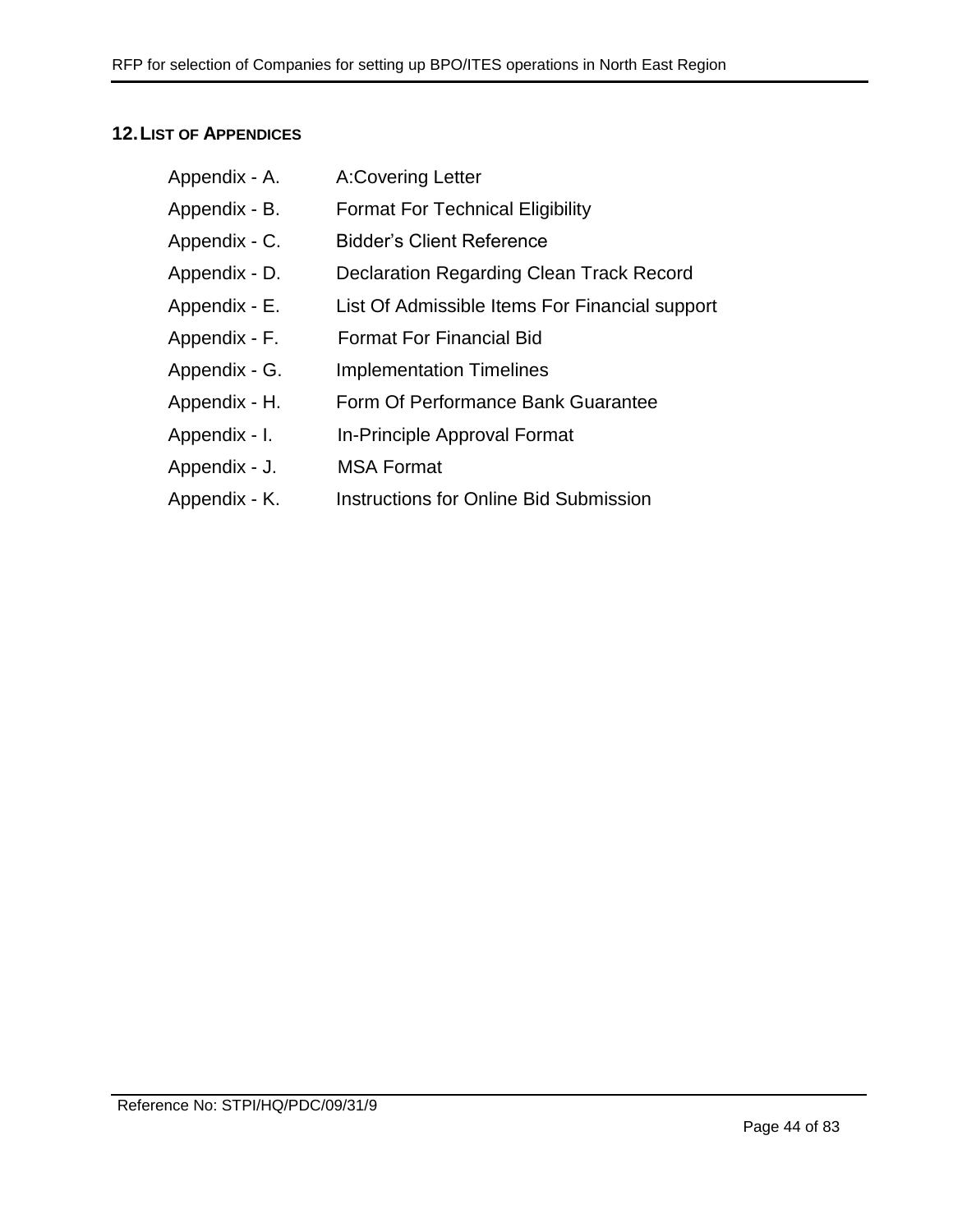## 12. LIST OF APPENDICES

- Appendix - A. A:Covering Letter
- Appendix - B. Format For Technical Eligibility
- Appendix - C. Bidder's Client Reference
- Appendix - D. Declaration Regarding Clean Track Record
- Appendix - E. List Of Admissible Items For Financial support
- Appendix - F. Format For Financial Bid
- Appendix - G. Implementation Timelines
- Appendix - H. Form Of Performance Bank Guarantee
- Appendix - I. In-Principle Approval Format
- Appendix - J. MSA Format
- Appendix - K. Instructions for Online Bid Submission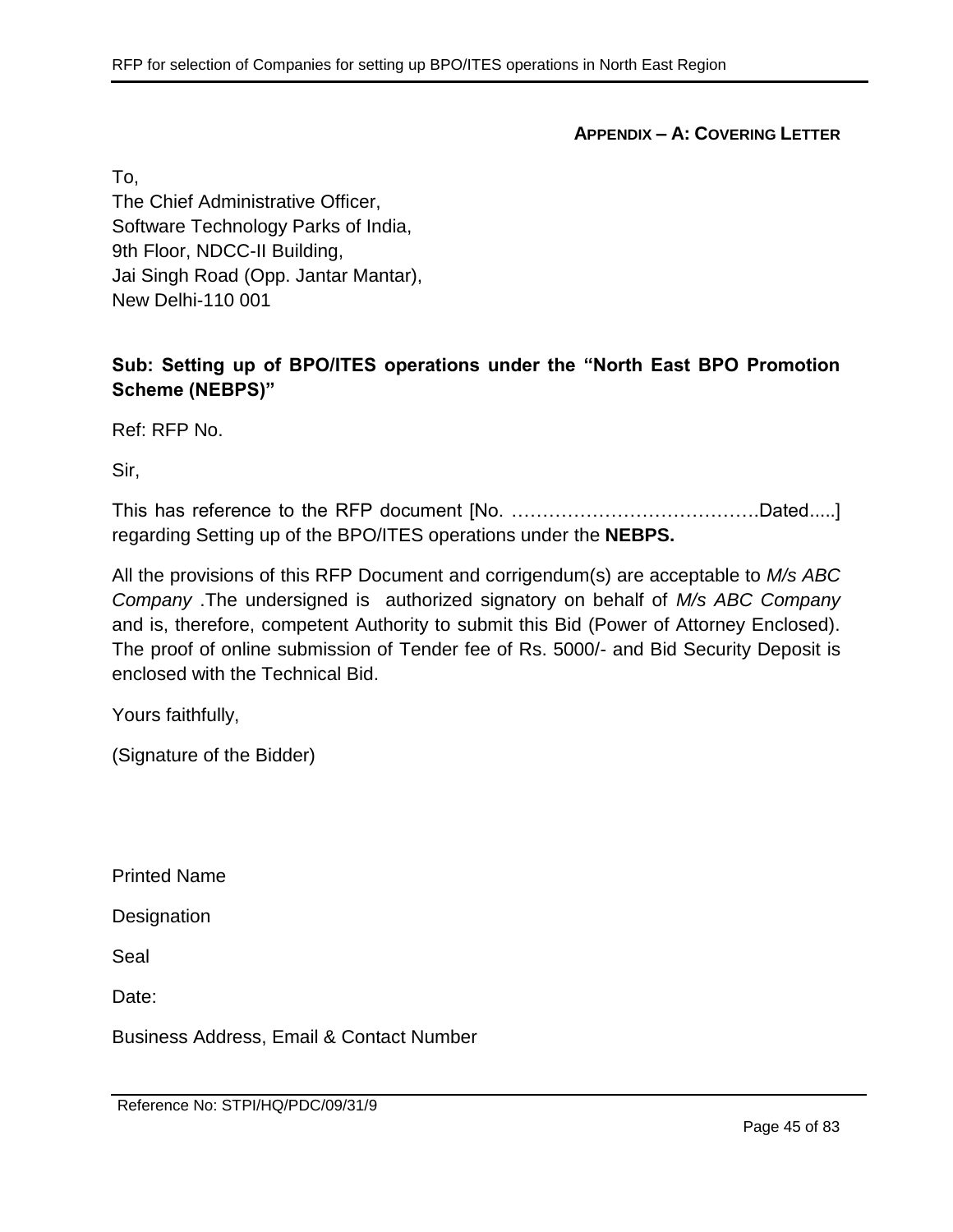## APPENDIX – A: COVERING LETTER

To,
The Chief Administrative Officer,
Software Technology Parks of India,
9th Floor, NDCC-II Building,
Jai Singh Road (Opp. Jantar Mantar),
New Delhi-110 001

**Sub: Setting up of BPO/ITES operations under the "North East BPO Promotion Scheme (NEBPS)"**

Ref: RFP No.

Sir,

This has reference to the RFP document [No. ………………………………….Dated.....] regarding Setting up of the BPO/ITES operations under the **NEBPS.**

All the provisions of this RFP Document and corrigendum(s) are acceptable to *M/s ABC Company* .The undersigned is authorized signatory on behalf of *M/s ABC Company* and is, therefore, competent Authority to submit this Bid (Power of Attorney Enclosed). The proof of online submission of Tender fee of Rs. 5000/- and Bid Security Deposit is enclosed with the Technical Bid.

Yours faithfully,

(Signature of the Bidder)

Printed Name

Designation

Seal

Date:

Business Address, Email & Contact Number

Reference No: STPI/HQ/PDC/09/31/9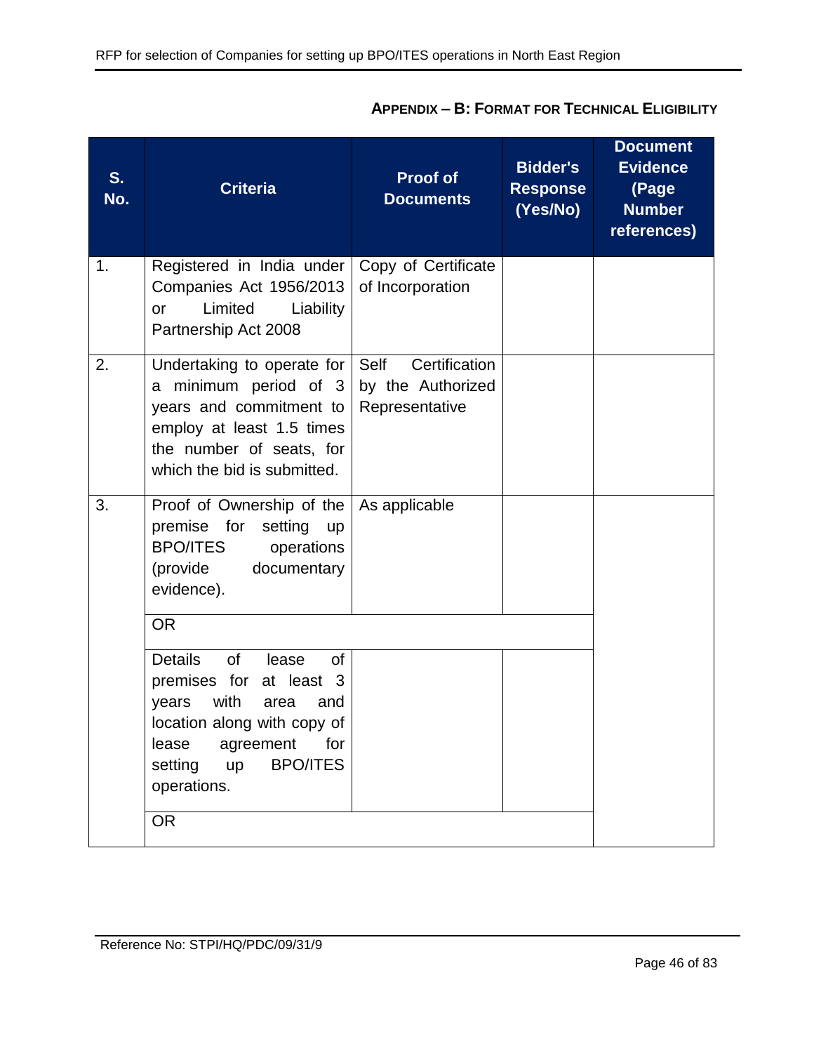## APPENDIX – B: FORMAT FOR TECHNICAL ELIGIBILITY

| S. No. | Criteria | Proof of Documents | Bidder's Response (Yes/No) | Document Evidence (Page Number references) |
|---|---|---|---|---|
| 1. | Registered in India under Companies Act 1956/2013 or Limited Liability Partnership Act 2008 | Copy of Certificate of Incorporation | | |
| 2. | Undertaking to operate for a minimum period of 3 years and commitment to employ at least 1.5 times the number of seats, for which the bid is submitted. | Self Certification by the Authorized Representative | | |
| 3. | Proof of Ownership of the premise for setting up BPO/ITES operations (provide documentary evidence). | As applicable | | |
| | OR | | | |
| | Details of lease of premises for at least 3 years with area and location along with copy of lease agreement for setting up BPO/ITES operations. | | | |
| | OR | | | |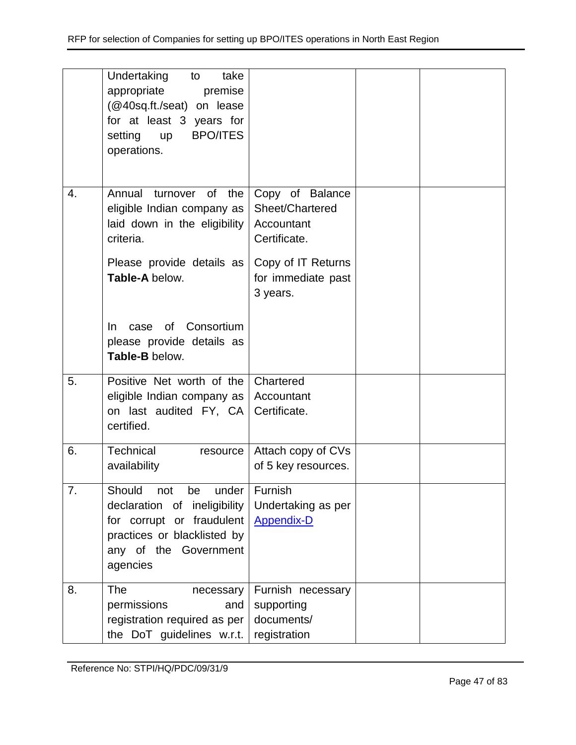| | | | | |
|---|---|---|---|---|
| | Undertaking to take appropriate premise (@40sq.ft./seat) on lease for at least 3 years for setting up BPO/ITES operations. | | | |
| 4. | Annual turnover of the eligible Indian company as laid down in the eligibility criteria.<br><br>Please provide details as **Table-A** below.<br><br>In case of Consortium please provide details as **Table-B** below. | Copy of Balance Sheet/Chartered Accountant Certificate.<br><br>Copy of IT Returns for immediate past 3 years. | | |
| 5. | Positive Net worth of the eligible Indian company as on last audited FY, CA certified. | Chartered Accountant Certificate. | | |
| 6. | Technical resource availability | Attach copy of CVs of 5 key resources. | | |
| 7. | Should not be under declaration of ineligibility for corrupt or fraudulent practices or blacklisted by any of the Government agencies | Furnish Undertaking as per Appendix-D | | |
| 8. | The necessary permissions and registration required as per the DoT guidelines w.r.t. | Furnish necessary supporting documents/ registration | | |

Reference No: STPI/HQ/PDC/09/31/9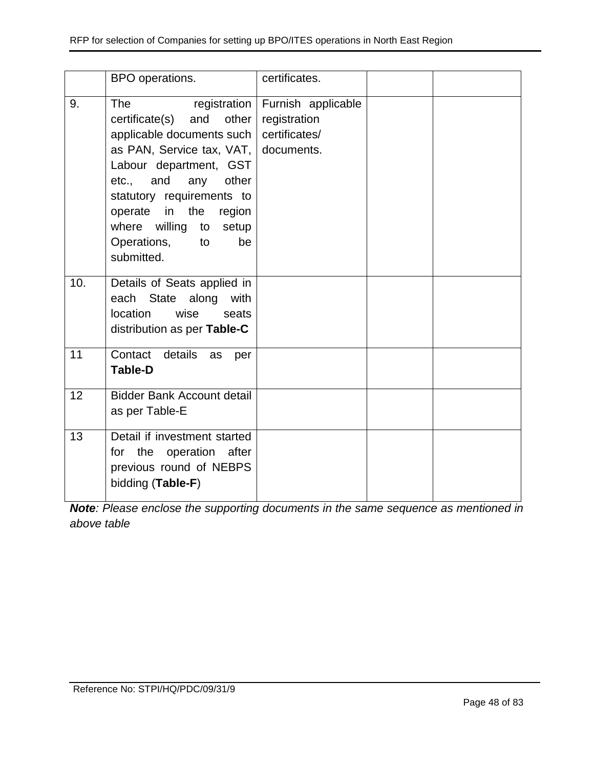| | | | | |
|---|---|---|---|---|
| | BPO operations. | certificates. | | |
| 9. | The registration certificate(s) and other applicable documents such as PAN, Service tax, VAT, Labour department, GST etc., and any other statutory requirements to operate in the region where willing to setup Operations, to be submitted. | Furnish applicable registration certificates/ documents. | | |
| 10. | Details of Seats applied in each State along with location wise seats distribution as per **Table-C** | | | |
| 11 | Contact details as per **Table-D** | | | |
| 12 | Bidder Bank Account detail as per Table-E | | | |
| 13 | Detail if investment started for the operation after previous round of NEBPS bidding (**Table-F**) | | | |

***Note**: Please enclose the supporting documents in the same sequence as mentioned in above table*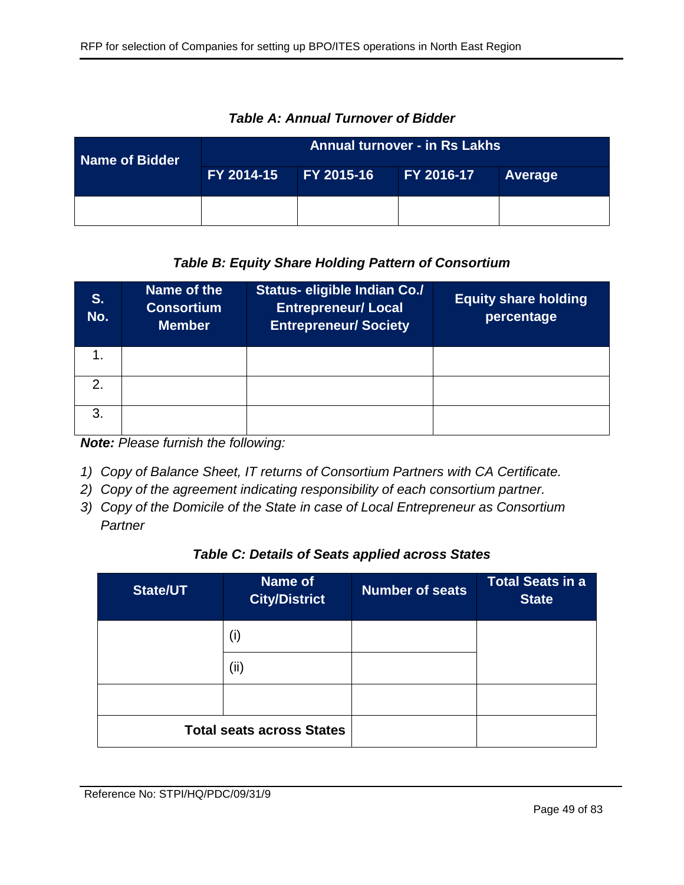***Table A: Annual Turnover of Bidder***

| Name of Bidder | Annual turnover - in Rs Lakhs | | | |
|---|---|---|---|---|
| | FY 2014-15 | FY 2015-16 | FY 2016-17 | Average |
| | | | | |

***Table B: Equity Share Holding Pattern of Consortium***

| S. No. | Name of the Consortium Member | Status- eligible Indian Co./ Entrepreneur/ Local Entrepreneur/ Society | Equity share holding percentage |
|---|---|---|---|
| 1. | | | |
| 2. | | | |
| 3. | | | |

***Note:*** *Please furnish the following:*

1) *Copy of Balance Sheet, IT returns of Consortium Partners with CA Certificate.*
2) *Copy of the agreement indicating responsibility of each consortium partner.*
3) *Copy of the Domicile of the State in case of Local Entrepreneur as Consortium Partner*

***Table C: Details of Seats applied across States***

| State/UT | Name of City/District | Number of seats | Total Seats in a State |
|---|---|---|---|
| | (i) | | |
| | (ii) | | |
| | | | |
| **Total seats across States** | | | |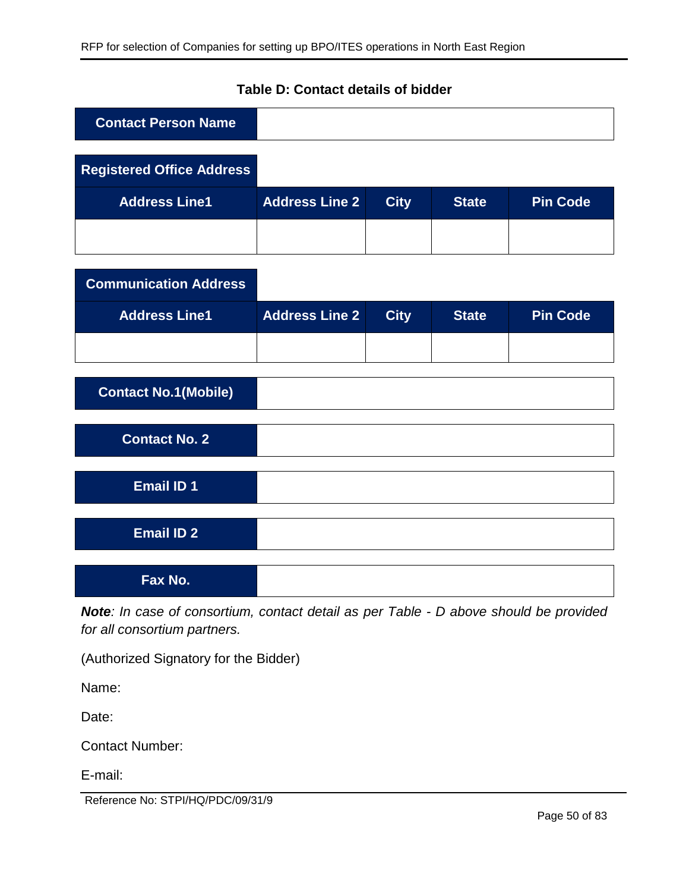**Table D: Contact details of bidder**

| Contact Person Name | |
|---|---|
| | |

| Registered Office Address | | | | |
|---|---|---|---|---|
| **Address Line1** | **Address Line 2** | **City** | **State** | **Pin Code** |
| | | | | |

| Communication Address | | | | |
|---|---|---|---|---|
| **Address Line1** | **Address Line 2** | **City** | **State** | **Pin Code** |
| | | | | |

| Contact No.1(Mobile) | |
|---|---|
| | |

| Contact No. 2 | |
|---|---|
| | |

| Email ID 1 | |
|---|---|
| | |

| Email ID 2 | |
|---|---|
| | |

| Fax No. | |
|---|---|
| | |

***Note**: In case of consortium, contact detail as per Table - D above should be provided for all consortium partners.*

(Authorized Signatory for the Bidder)

Name:

Date:

Contact Number:

E-mail:

Reference No: STPI/HQ/PDC/09/31/9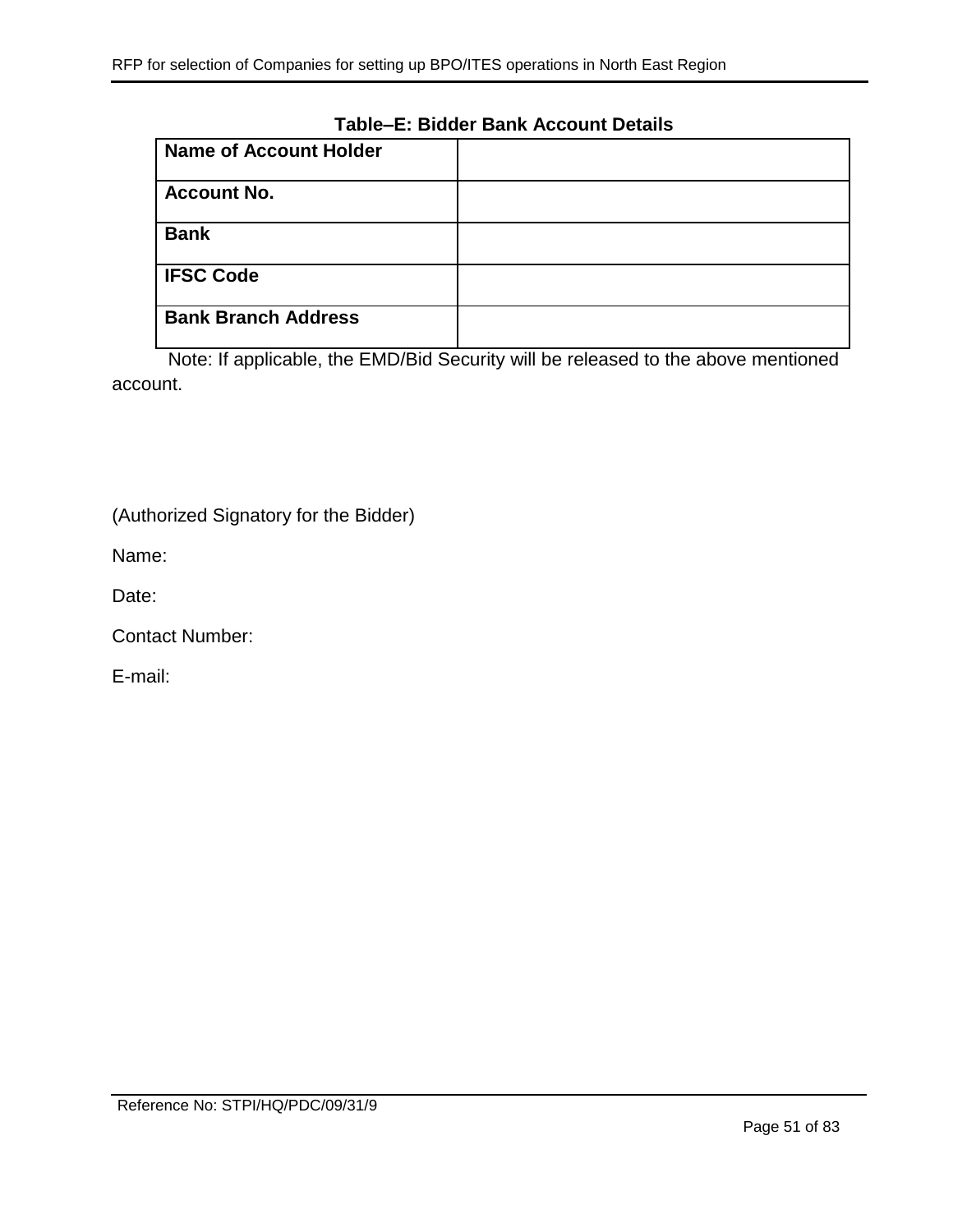**Table–E: Bidder Bank Account Details**

| Name of Account Holder | |
|---|---|
| **Account No.** | |
| **Bank** | |
| **IFSC Code** | |
| **Bank Branch Address** | |

Note: If applicable, the EMD/Bid Security will be released to the above mentioned account.

(Authorized Signatory for the Bidder)

Name:

Date:

Contact Number:

E-mail: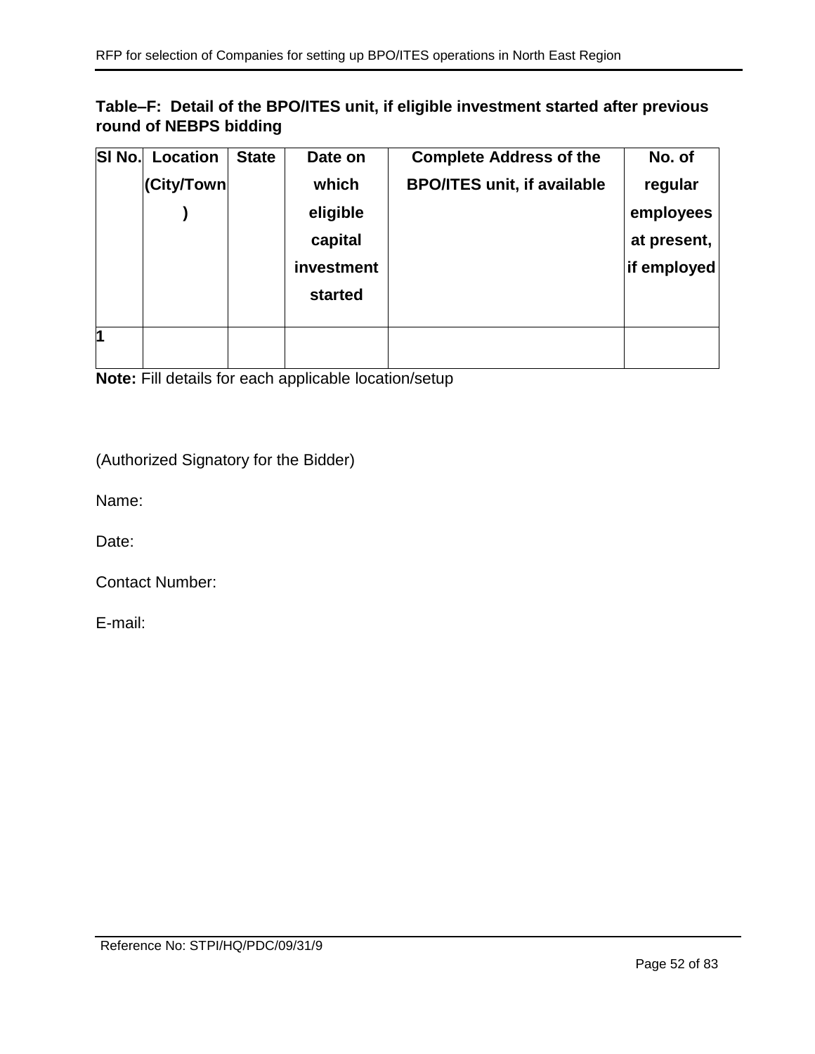**Table–F: Detail of the BPO/ITES unit, if eligible investment started after previous round of NEBPS bidding**

| Sl No. | Location (City/Town) | State | Date on which eligible capital investment started | Complete Address of the BPO/ITES unit, if available | No. of regular employees at present, if employed |
|---|---|---|---|---|---|
| **1** | | | | | |

**Note:** Fill details for each applicable location/setup

(Authorized Signatory for the Bidder)

Name:

Date:

Contact Number:

E-mail: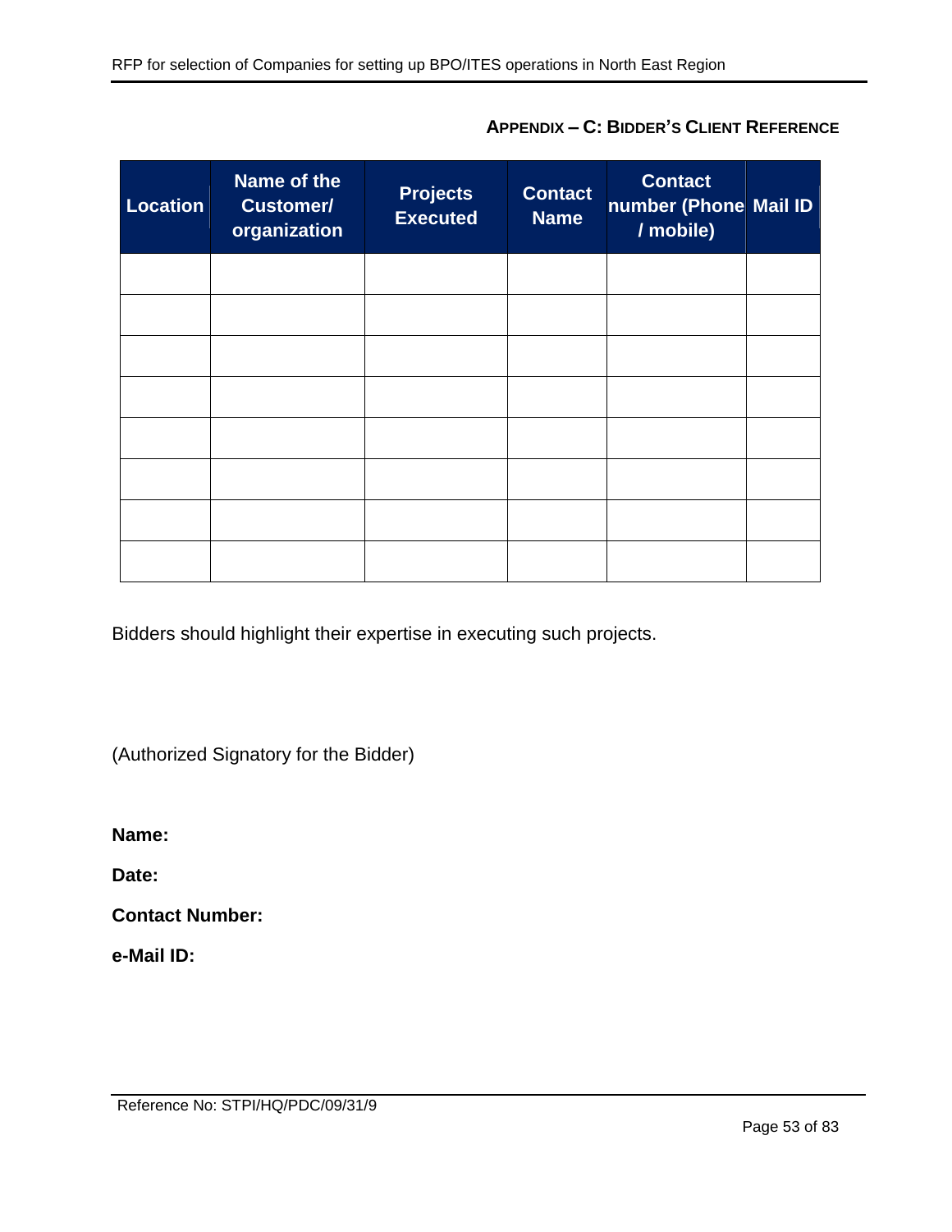### APPENDIX – C: BIDDER'S CLIENT REFERENCE

| Location | Name of the Customer/ organization | Projects Executed | Contact Name | Contact number (Phone / mobile) | Mail ID |
|---|---|---|---|---|---|
| | | | | | |
| | | | | | |
| | | | | | |
| | | | | | |
| | | | | | |
| | | | | | |
| | | | | | |
| | | | | | |

Bidders should highlight their expertise in executing such projects.

(Authorized Signatory for the Bidder)

**Name:**

**Date:**

**Contact Number:**

**e-Mail ID:**

Reference No: STPI/HQ/PDC/09/31/9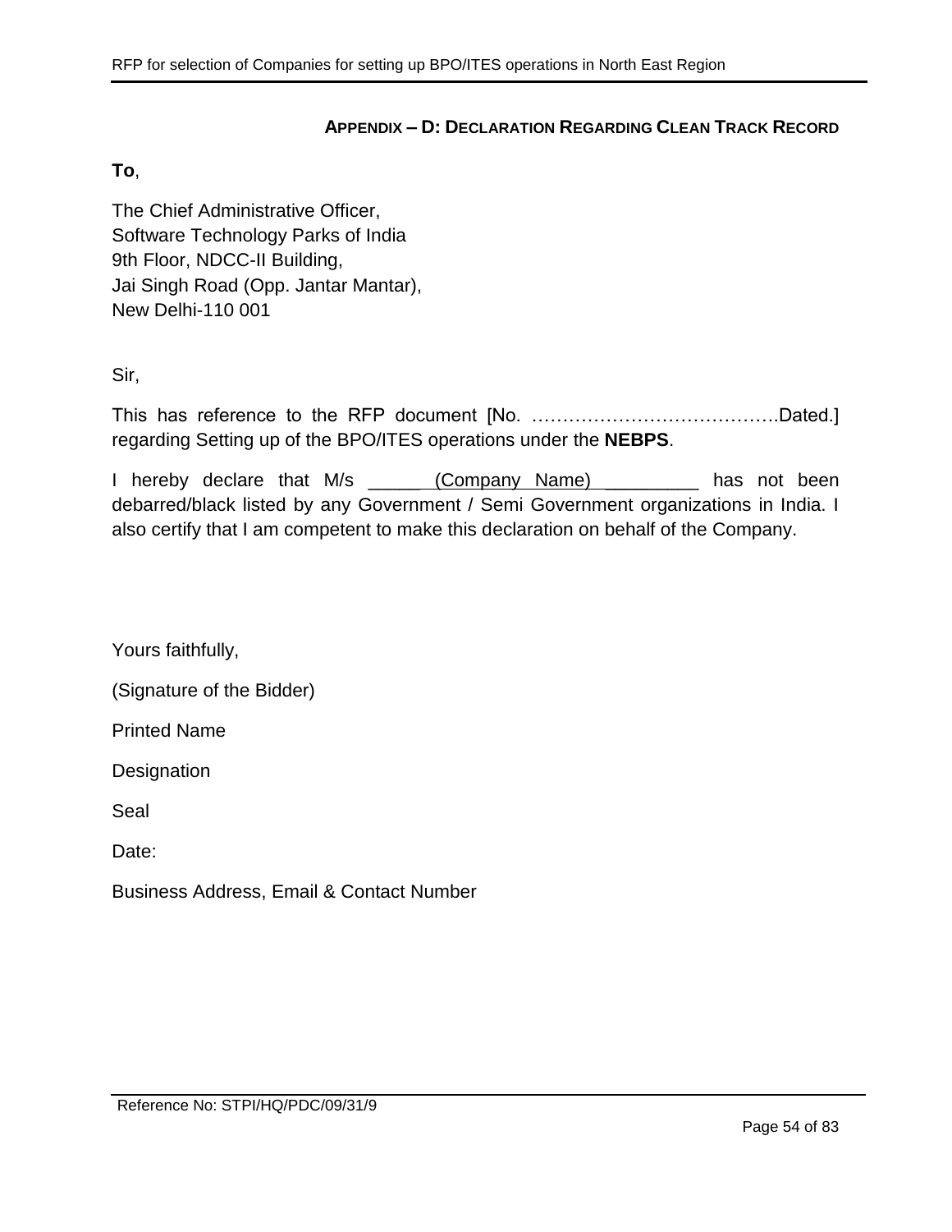### APPENDIX – D: DECLARATION REGARDING CLEAN TRACK RECORD

**To**,

The Chief Administrative Officer,
Software Technology Parks of India
9th Floor, NDCC-II Building,
Jai Singh Road (Opp. Jantar Mantar),
New Delhi-110 001

Sir,

This has reference to the RFP document [No. ………………………………….Dated.] regarding Setting up of the BPO/ITES operations under the **NEBPS**.

I hereby declare that M/s _____ (Company Name) _________ has not been debarred/black listed by any Government / Semi Government organizations in India. I also certify that I am competent to make this declaration on behalf of the Company.

Yours faithfully,

(Signature of the Bidder)

Printed Name

Designation

Seal

Date:

Business Address, Email & Contact Number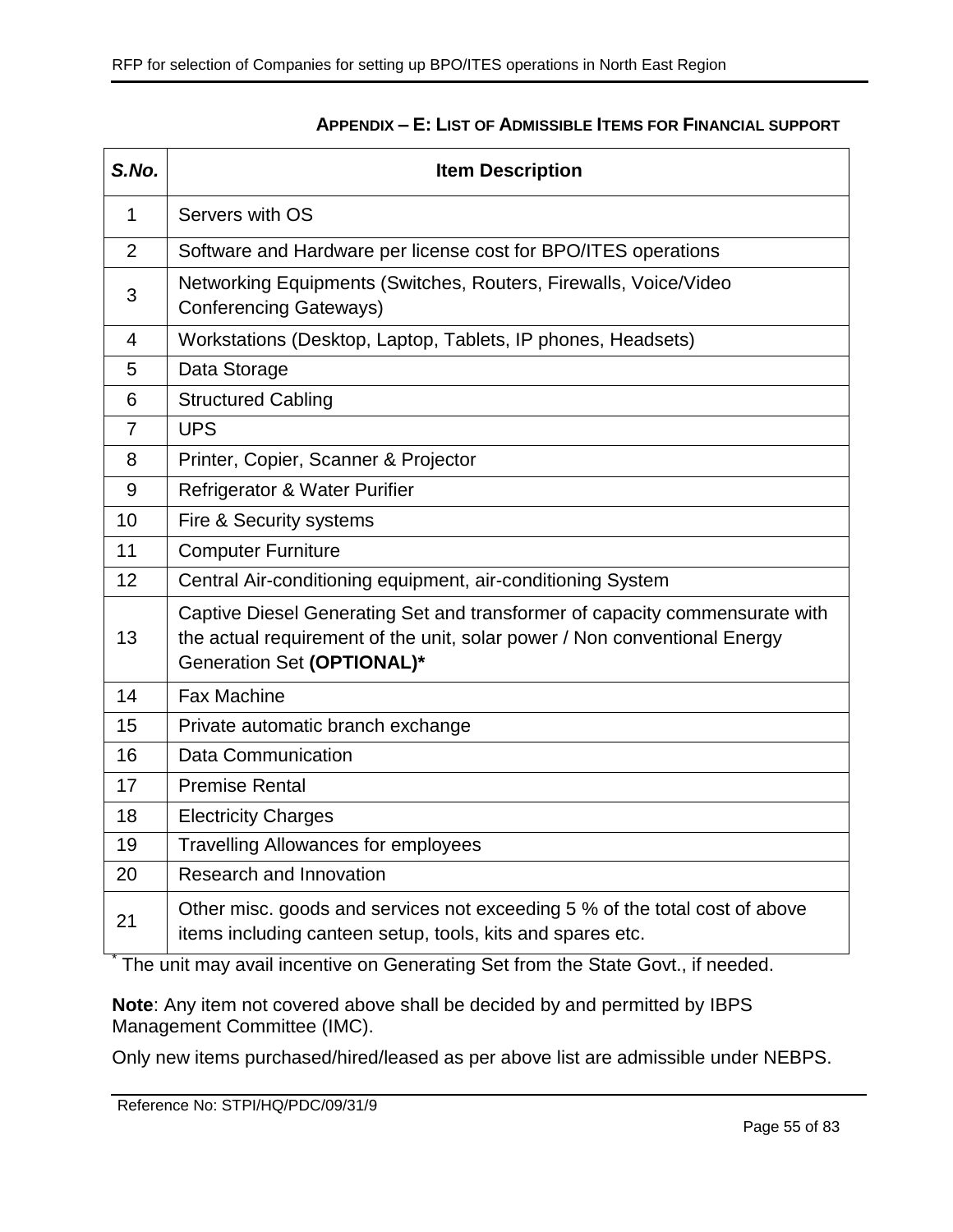## APPENDIX – E: LIST OF ADMISSIBLE ITEMS FOR FINANCIAL SUPPORT

| *S.No.* | Item Description |
|---|---|
| 1 | Servers with OS |
| 2 | Software and Hardware per license cost for BPO/ITES operations |
| 3 | Networking Equipments (Switches, Routers, Firewalls, Voice/Video Conferencing Gateways) |
| 4 | Workstations (Desktop, Laptop, Tablets, IP phones, Headsets) |
| 5 | Data Storage |
| 6 | Structured Cabling |
| 7 | UPS |
| 8 | Printer, Copier, Scanner & Projector |
| 9 | Refrigerator & Water Purifier |
| 10 | Fire & Security systems |
| 11 | Computer Furniture |
| 12 | Central Air-conditioning equipment, air-conditioning System |
| 13 | Captive Diesel Generating Set and transformer of capacity commensurate with the actual requirement of the unit, solar power / Non conventional Energy Generation Set **(OPTIONAL)*** |
| 14 | Fax Machine |
| 15 | Private automatic branch exchange |
| 16 | Data Communication |
| 17 | Premise Rental |
| 18 | Electricity Charges |
| 19 | Travelling Allowances for employees |
| 20 | Research and Innovation |
| 21 | Other misc. goods and services not exceeding 5 % of the total cost of above items including canteen setup, tools, kits and spares etc. |

* The unit may avail incentive on Generating Set from the State Govt., if needed.

**Note**: Any item not covered above shall be decided by and permitted by IBPS Management Committee (IMC).

Only new items purchased/hired/leased as per above list are admissible under NEBPS.

Reference No: STPI/HQ/PDC/09/31/9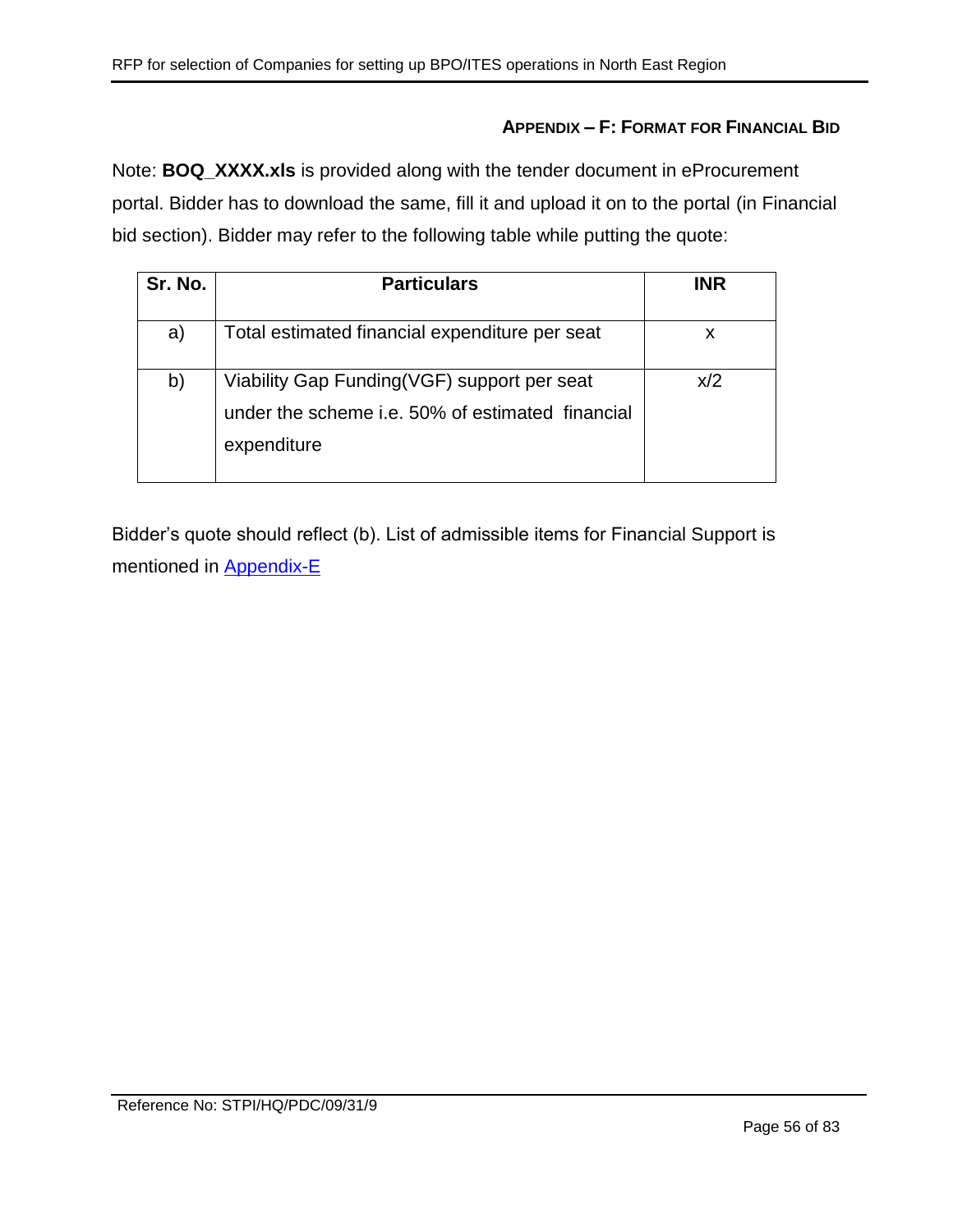## APPENDIX – F: FORMAT FOR FINANCIAL BID

Note: **BOQ_XXXX.xls** is provided along with the tender document in eProcurement portal. Bidder has to download the same, fill it and upload it on to the portal (in Financial bid section). Bidder may refer to the following table while putting the quote:

| Sr. No. | Particulars | INR |
|---|---|---|
| a) | Total estimated financial expenditure per seat | x |
| b) | Viability Gap Funding(VGF) support per seat under the scheme i.e. 50% of estimated financial expenditure | x/2 |

Bidder's quote should reflect (b). List of admissible items for Financial Support is mentioned in Appendix-E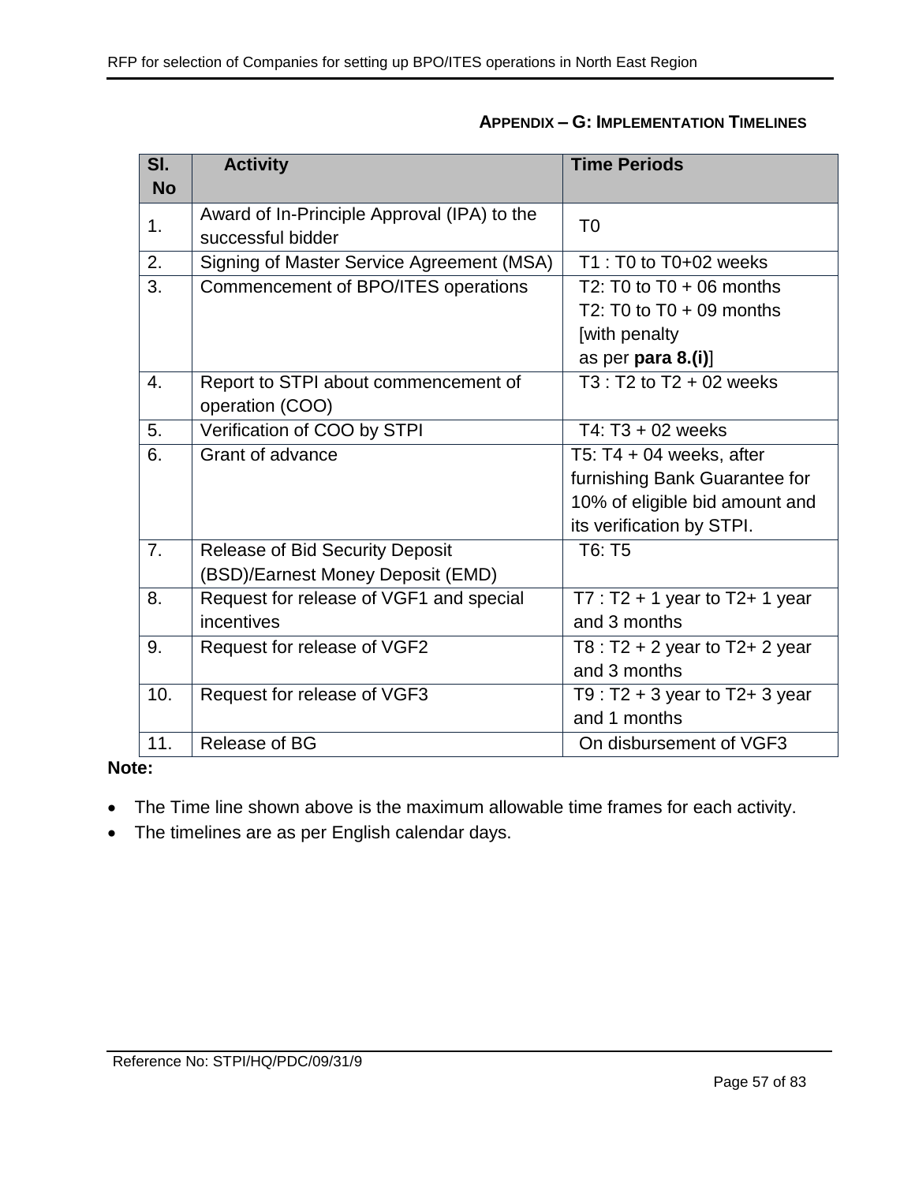## APPENDIX – G: IMPLEMENTATION TIMELINES

| Sl. No | Activity | Time Periods |
|---|---|---|
| 1. | Award of In-Principle Approval (IPA) to the successful bidder | T0 |
| 2. | Signing of Master Service Agreement (MSA) | T1 : T0 to T0+02 weeks |
| 3. | Commencement of BPO/ITES operations | T2: T0 to T0 + 06 months<br>T2: T0 to T0 + 09 months [with penalty as per **para 8.(i)**] |
| 4. | Report to STPI about commencement of operation (COO) | T3 : T2 to T2 + 02 weeks |
| 5. | Verification of COO by STPI | T4: T3 + 02 weeks |
| 6. | Grant of advance | T5: T4 + 04 weeks, after furnishing Bank Guarantee for 10% of eligible bid amount and its verification by STPI. |
| 7. | Release of Bid Security Deposit (BSD)/Earnest Money Deposit (EMD) | T6: T5 |
| 8. | Request for release of VGF1 and special incentives | T7 : T2 + 1 year to T2+ 1 year and 3 months |
| 9. | Request for release of VGF2 | T8 : T2 + 2 year to T2+ 2 year and 3 months |
| 10. | Request for release of VGF3 | T9 : T2 + 3 year to T2+ 3 year and 1 months |
| 11. | Release of BG | On disbursement of VGF3 |

**Note:**

- The Time line shown above is the maximum allowable time frames for each activity.
- The timelines are as per English calendar days.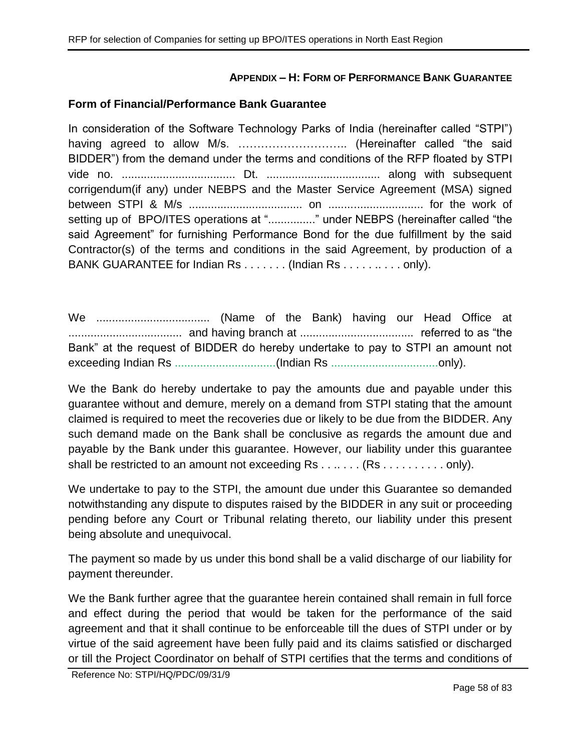**APPENDIX – H: FORM OF PERFORMANCE BANK GUARANTEE**

## Form of Financial/Performance Bank Guarantee

In consideration of the Software Technology Parks of India (hereinafter called "STPI") having agreed to allow M/s. ……………………….. (Hereinafter called "the said BIDDER") from the demand under the terms and conditions of the RFP floated by STPI vide no. .................................... Dt. .................................... along with subsequent corrigendum(if any) under NEBPS and the Master Service Agreement (MSA) signed between STPI & M/s .................................... on .............................. for the work of setting up of BPO/ITES operations at "..............." under NEBPS (hereinafter called "the said Agreement" for furnishing Performance Bond for the due fulfillment by the said Contractor(s) of the terms and conditions in the said Agreement, by production of a BANK GUARANTEE for Indian Rs . . . . . . . (Indian Rs . . . . . .. . . . only).

We .................................... (Name of the Bank) having our Head Office at .................................... and having branch at .................................... referred to as "the Bank" at the request of BIDDER do hereby undertake to pay to STPI an amount not exceeding Indian Rs ................................(Indian Rs ..................................only).

We the Bank do hereby undertake to pay the amounts due and payable under this guarantee without and demure, merely on a demand from STPI stating that the amount claimed is required to meet the recoveries due or likely to be due from the BIDDER. Any such demand made on the Bank shall be conclusive as regards the amount due and payable by the Bank under this guarantee. However, our liability under this guarantee shall be restricted to an amount not exceeding Rs . . .. . . . (Rs . . . . . . . . . . only).

We undertake to pay to the STPI, the amount due under this Guarantee so demanded notwithstanding any dispute to disputes raised by the BIDDER in any suit or proceeding pending before any Court or Tribunal relating thereto, our liability under this present being absolute and unequivocal.

The payment so made by us under this bond shall be a valid discharge of our liability for payment thereunder.

We the Bank further agree that the guarantee herein contained shall remain in full force and effect during the period that would be taken for the performance of the said agreement and that it shall continue to be enforceable till the dues of STPI under or by virtue of the said agreement have been fully paid and its claims satisfied or discharged or till the Project Coordinator on behalf of STPI certifies that the terms and conditions of

Reference No: STPI/HQ/PDC/09/31/9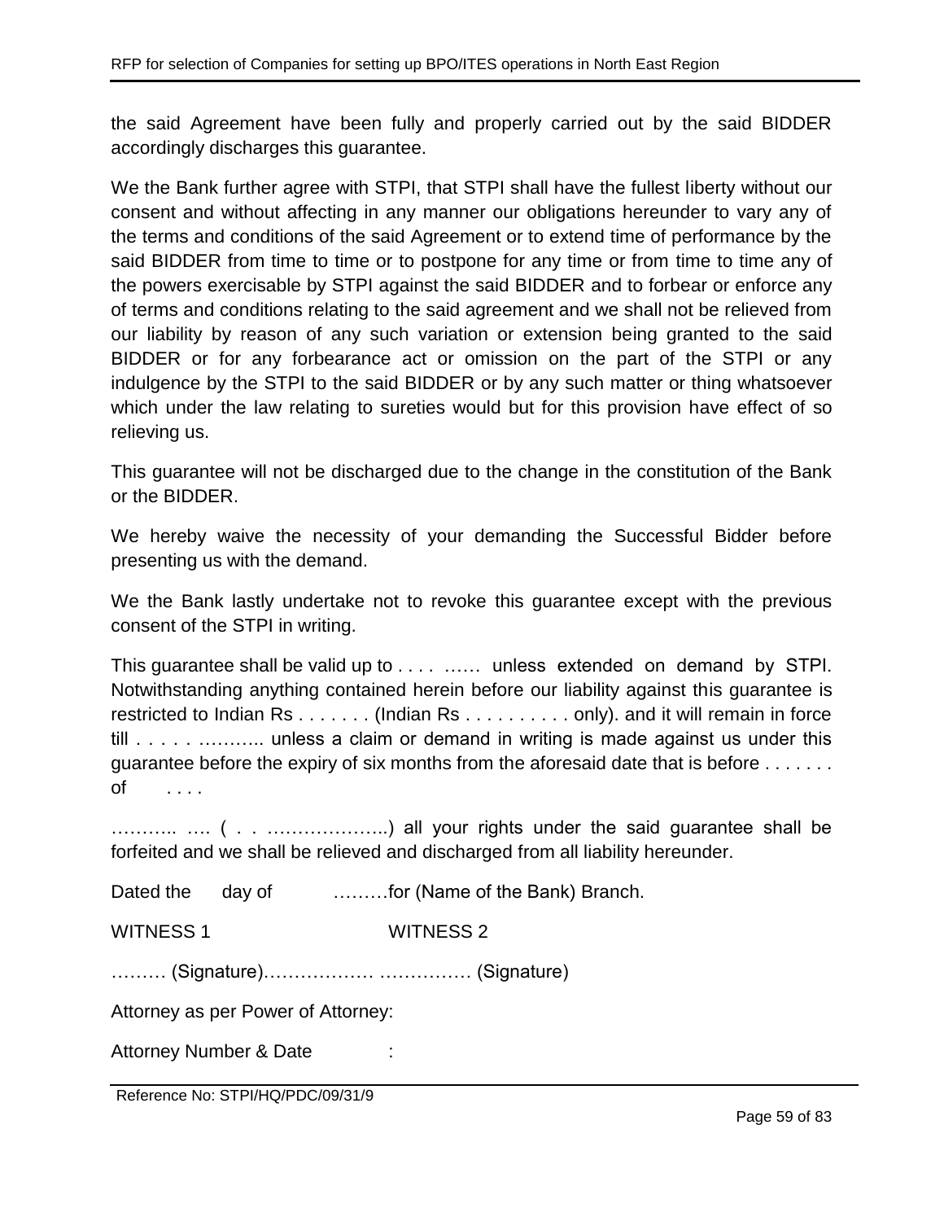the said Agreement have been fully and properly carried out by the said BIDDER accordingly discharges this guarantee.

We the Bank further agree with STPI, that STPI shall have the fullest liberty without our consent and without affecting in any manner our obligations hereunder to vary any of the terms and conditions of the said Agreement or to extend time of performance by the said BIDDER from time to time or to postpone for any time or from time to time any of the powers exercisable by STPI against the said BIDDER and to forbear or enforce any of terms and conditions relating to the said agreement and we shall not be relieved from our liability by reason of any such variation or extension being granted to the said BIDDER or for any forbearance act or omission on the part of the STPI or any indulgence by the STPI to the said BIDDER or by any such matter or thing whatsoever which under the law relating to sureties would but for this provision have effect of so relieving us.

This guarantee will not be discharged due to the change in the constitution of the Bank or the BIDDER.

We hereby waive the necessity of your demanding the Successful Bidder before presenting us with the demand.

We the Bank lastly undertake not to revoke this guarantee except with the previous consent of the STPI in writing.

This guarantee shall be valid up to . . . . …… unless extended on demand by STPI. Notwithstanding anything contained herein before our liability against this guarantee is restricted to Indian Rs . . . . . . . (Indian Rs . . . . . . . . . . only). and it will remain in force till . . . . . ……….. unless a claim or demand in writing is made against us under this guarantee before the expiry of six months from the aforesaid date that is before . . . . . . . of . . . .

……….. …. ( . . ………………..) all your rights under the said guarantee shall be forfeited and we shall be relieved and discharged from all liability hereunder.

Dated the day of ………for (Name of the Bank) Branch.

WITNESS 1 WITNESS 2

……… (Signature)……………… …………… (Signature)

Attorney as per Power of Attorney:

Attorney Number & Date :

Reference No: STPI/HQ/PDC/09/31/9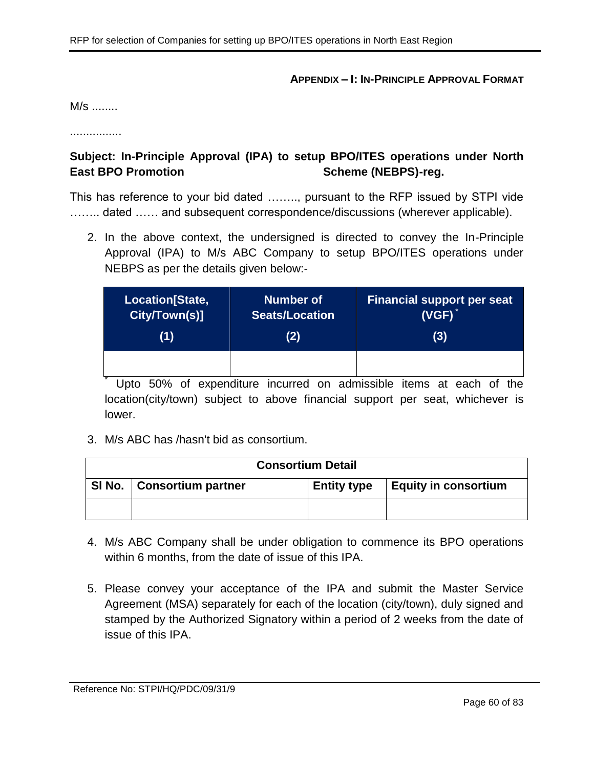### Appendix – I: In-Principle Approval Format

M/s ........

................

**Subject: In-Principle Approval (IPA) to setup BPO/ITES operations under North East BPO Promotion Scheme (NEBPS)-reg.**

This has reference to your bid dated …….., pursuant to the RFP issued by STPI vide …….. dated …… and subsequent correspondence/discussions (wherever applicable).

2. In the above context, the undersigned is directed to convey the In-Principle Approval (IPA) to M/s ABC Company to setup BPO/ITES operations under NEBPS as per the details given below:-

| Location[State, City/Town(s)] (1) | Number of Seats/Location (2) | Financial support per seat (VGF) * (3) |
|---|---|---|
| | | |

\* Upto 50% of expenditure incurred on admissible items at each of the location(city/town) subject to above financial support per seat, whichever is lower.

3. M/s ABC has /hasn't bid as consortium.

| Consortium Detail | | | |
|---|---|---|---|
| Sl No. | Consortium partner | Entity type | Equity in consortium |
| | | | |

4. M/s ABC Company shall be under obligation to commence its BPO operations within 6 months, from the date of issue of this IPA.

5. Please convey your acceptance of the IPA and submit the Master Service Agreement (MSA) separately for each of the location (city/town), duly signed and stamped by the Authorized Signatory within a period of 2 weeks from the date of issue of this IPA.

Reference No: STPI/HQ/PDC/09/31/9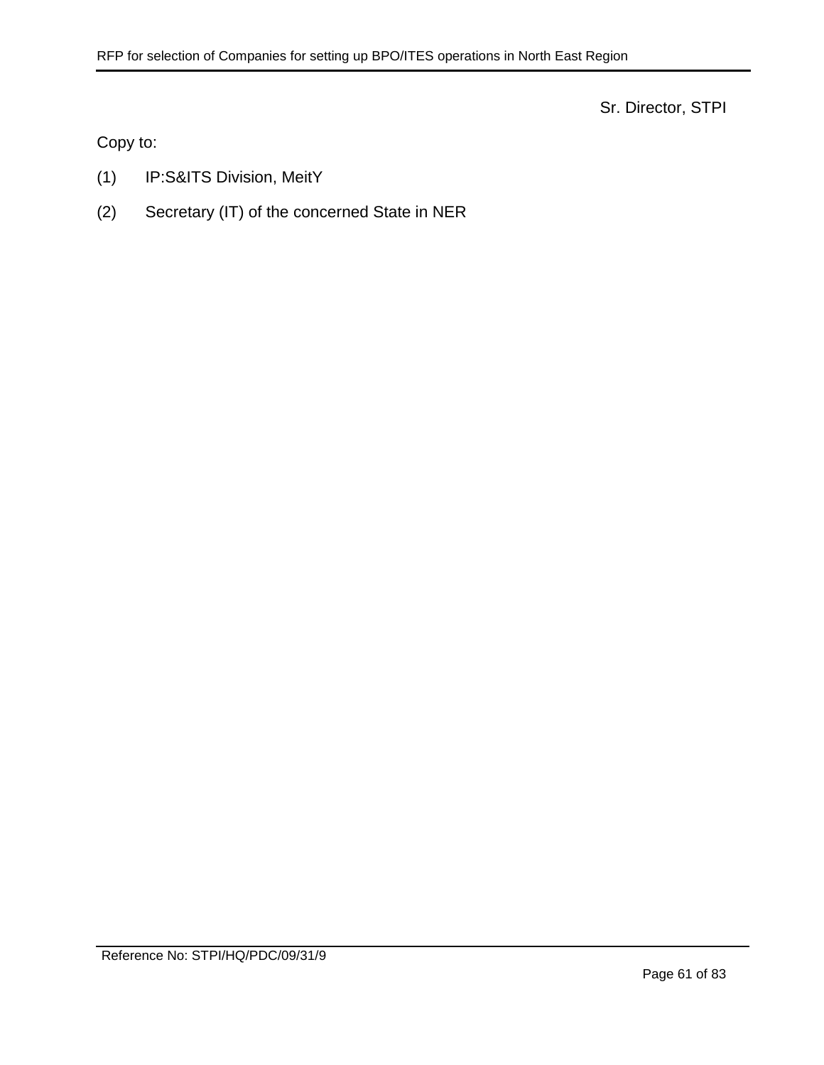Sr. Director, STPI

Copy to:

(1) IP:S&ITS Division, MeitY

(2) Secretary (IT) of the concerned State in NER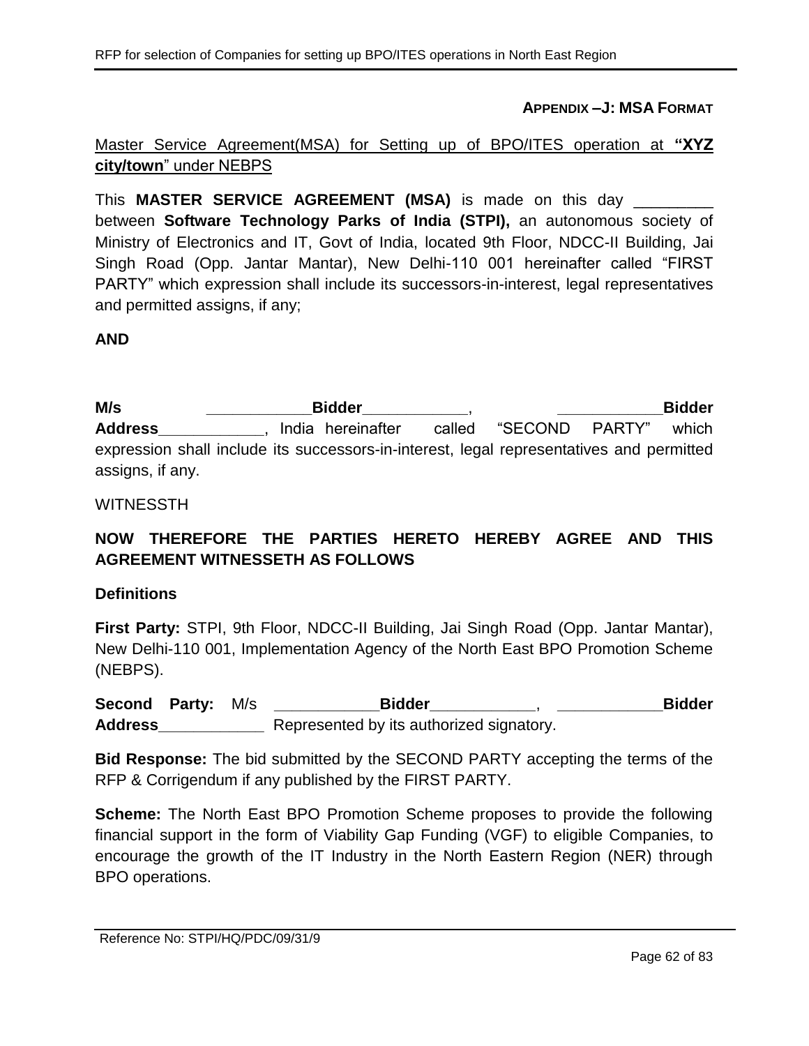**APPENDIX –J: MSA FORMAT**

Master Service Agreement(MSA) for Setting up of BPO/ITES operation at **"XYZ city/town"** under NEBPS

This **MASTER SERVICE AGREEMENT (MSA)** is made on this day _________ between **Software Technology Parks of India (STPI),** an autonomous society of Ministry of Electronics and IT, Govt of India, located 9th Floor, NDCC-II Building, Jai Singh Road (Opp. Jantar Mantar), New Delhi-110 001 hereinafter called "FIRST PARTY" which expression shall include its successors-in-interest, legal representatives and permitted assigns, if any;

**AND**

**M/s ____________Bidder____________, ____________Bidder Address____________**, India hereinafter called "SECOND PARTY" which expression shall include its successors-in-interest, legal representatives and permitted assigns, if any.

WITNESSTH

**NOW THEREFORE THE PARTIES HERETO HEREBY AGREE AND THIS AGREEMENT WITNESSETH AS FOLLOWS**

**Definitions**

**First Party:** STPI, 9th Floor, NDCC-II Building, Jai Singh Road (Opp. Jantar Mantar), New Delhi-110 001, Implementation Agency of the North East BPO Promotion Scheme (NEBPS).

**Second Party:** M/s **____________Bidder____________, ____________Bidder Address____________** Represented by its authorized signatory.

**Bid Response:** The bid submitted by the SECOND PARTY accepting the terms of the RFP & Corrigendum if any published by the FIRST PARTY.

**Scheme:** The North East BPO Promotion Scheme proposes to provide the following financial support in the form of Viability Gap Funding (VGF) to eligible Companies, to encourage the growth of the IT Industry in the North Eastern Region (NER) through BPO operations.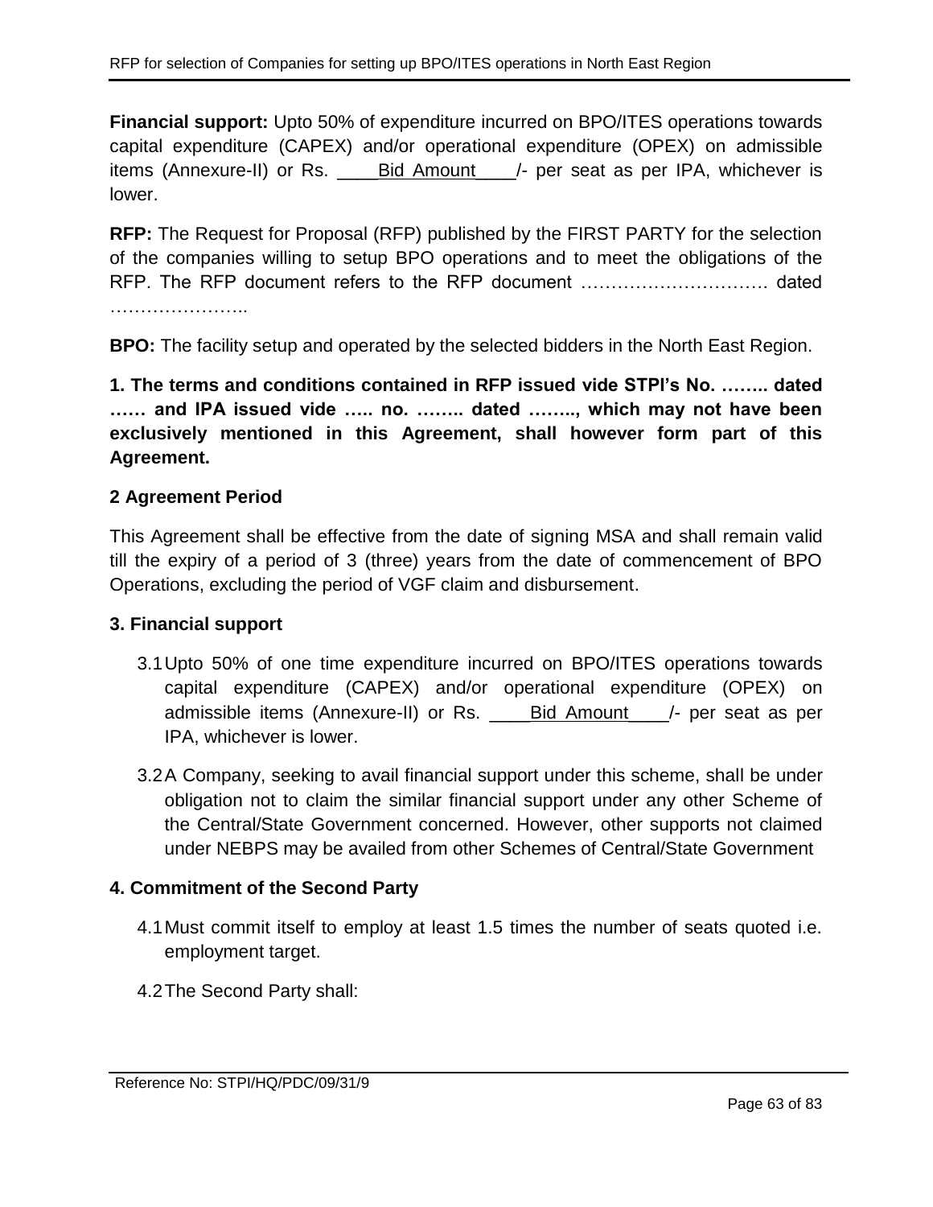**Financial support:** Upto 50% of expenditure incurred on BPO/ITES operations towards capital expenditure (CAPEX) and/or operational expenditure (OPEX) on admissible items (Annexure-II) or Rs. ____Bid Amount____/- per seat as per IPA, whichever is lower.

**RFP:** The Request for Proposal (RFP) published by the FIRST PARTY for the selection of the companies willing to setup BPO operations and to meet the obligations of the RFP. The RFP document refers to the RFP document ………………………… dated …………………..

**BPO:** The facility setup and operated by the selected bidders in the North East Region.

**1. The terms and conditions contained in RFP issued vide STPI's No. …….. dated …… and IPA issued vide ….. no. …….. dated …….., which may not have been exclusively mentioned in this Agreement, shall however form part of this Agreement.**

**2 Agreement Period**

This Agreement shall be effective from the date of signing MSA and shall remain valid till the expiry of a period of 3 (three) years from the date of commencement of BPO Operations, excluding the period of VGF claim and disbursement.

**3. Financial support**

3.1 Upto 50% of one time expenditure incurred on BPO/ITES operations towards capital expenditure (CAPEX) and/or operational expenditure (OPEX) on admissible items (Annexure-II) or Rs. ____Bid Amount____/- per seat as per IPA, whichever is lower.

3.2 A Company, seeking to avail financial support under this scheme, shall be under obligation not to claim the similar financial support under any other Scheme of the Central/State Government concerned. However, other supports not claimed under NEBPS may be availed from other Schemes of Central/State Government

**4. Commitment of the Second Party**

4.1 Must commit itself to employ at least 1.5 times the number of seats quoted i.e. employment target.

4.2 The Second Party shall: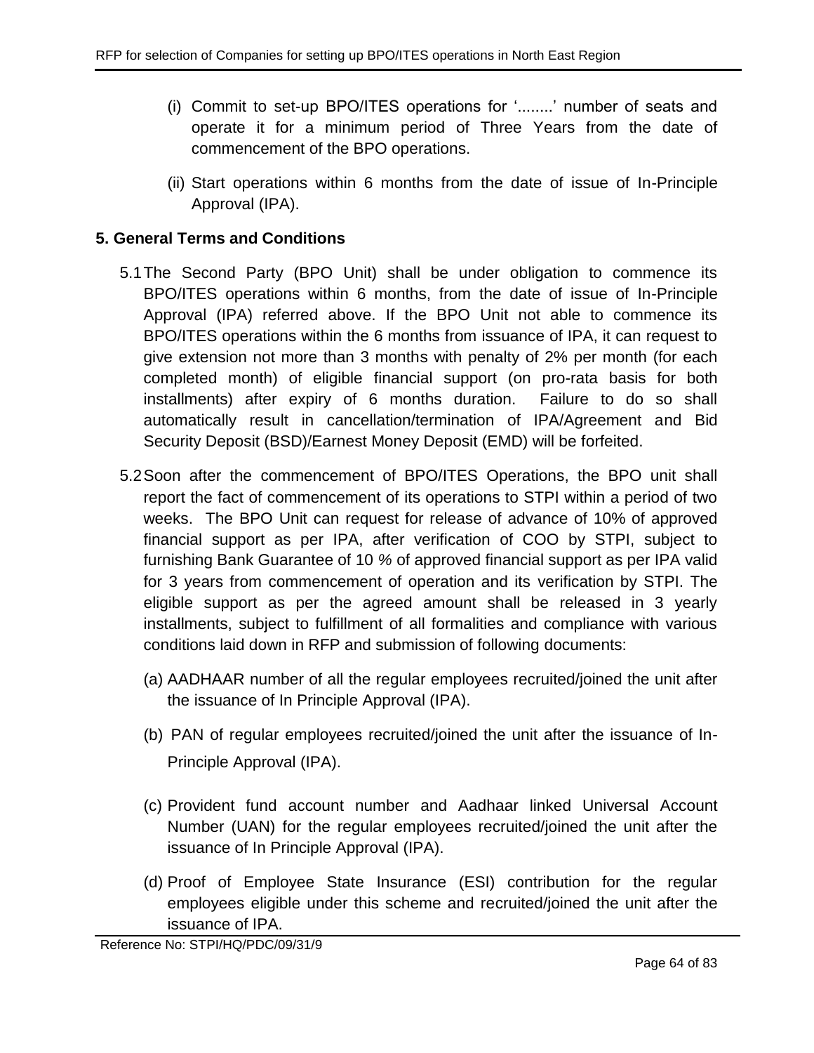(i) Commit to set-up BPO/ITES operations for '........' number of seats and operate it for a minimum period of Three Years from the date of commencement of the BPO operations.

(ii) Start operations within 6 months from the date of issue of In-Principle Approval (IPA).

## 5. General Terms and Conditions

5.1 The Second Party (BPO Unit) shall be under obligation to commence its BPO/ITES operations within 6 months, from the date of issue of In-Principle Approval (IPA) referred above. If the BPO Unit not able to commence its BPO/ITES operations within the 6 months from issuance of IPA, it can request to give extension not more than 3 months with penalty of 2% per month (for each completed month) of eligible financial support (on pro-rata basis for both installments) after expiry of 6 months duration. Failure to do so shall automatically result in cancellation/termination of IPA/Agreement and Bid Security Deposit (BSD)/Earnest Money Deposit (EMD) will be forfeited.

5.2 Soon after the commencement of BPO/ITES Operations, the BPO unit shall report the fact of commencement of its operations to STPI within a period of two weeks. The BPO Unit can request for release of advance of 10% of approved financial support as per IPA, after verification of COO by STPI, subject to furnishing Bank Guarantee of 10 % of approved financial support as per IPA valid for 3 years from commencement of operation and its verification by STPI. The eligible support as per the agreed amount shall be released in 3 yearly installments, subject to fulfillment of all formalities and compliance with various conditions laid down in RFP and submission of following documents:

(a) AADHAAR number of all the regular employees recruited/joined the unit after the issuance of In Principle Approval (IPA).

(b) PAN of regular employees recruited/joined the unit after the issuance of In-Principle Approval (IPA).

(c) Provident fund account number and Aadhaar linked Universal Account Number (UAN) for the regular employees recruited/joined the unit after the issuance of In Principle Approval (IPA).

(d) Proof of Employee State Insurance (ESI) contribution for the regular employees eligible under this scheme and recruited/joined the unit after the issuance of IPA.

Reference No: STPI/HQ/PDC/09/31/9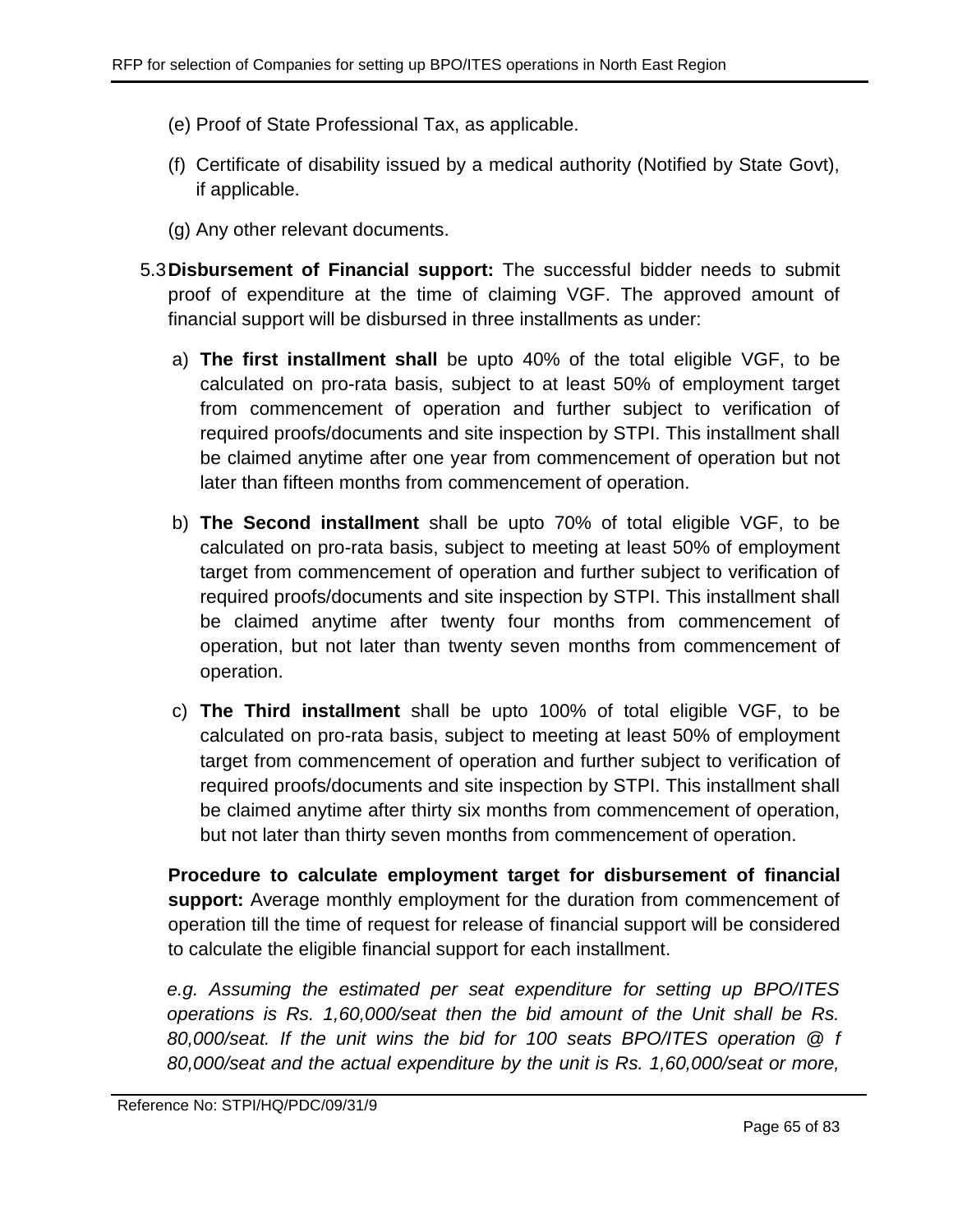(e) Proof of State Professional Tax, as applicable.

(f) Certificate of disability issued by a medical authority (Notified by State Govt), if applicable.

(g) Any other relevant documents.

5.3 **Disbursement of Financial support:** The successful bidder needs to submit proof of expenditure at the time of claiming VGF. The approved amount of financial support will be disbursed in three installments as under:

a) **The first installment shall** be upto 40% of the total eligible VGF, to be calculated on pro-rata basis, subject to at least 50% of employment target from commencement of operation and further subject to verification of required proofs/documents and site inspection by STPI. This installment shall be claimed anytime after one year from commencement of operation but not later than fifteen months from commencement of operation.

b) **The Second installment** shall be upto 70% of total eligible VGF, to be calculated on pro-rata basis, subject to meeting at least 50% of employment target from commencement of operation and further subject to verification of required proofs/documents and site inspection by STPI. This installment shall be claimed anytime after twenty four months from commencement of operation, but not later than twenty seven months from commencement of operation.

c) **The Third installment** shall be upto 100% of total eligible VGF, to be calculated on pro-rata basis, subject to meeting at least 50% of employment target from commencement of operation and further subject to verification of required proofs/documents and site inspection by STPI. This installment shall be claimed anytime after thirty six months from commencement of operation, but not later than thirty seven months from commencement of operation.

**Procedure to calculate employment target for disbursement of financial support:** Average monthly employment for the duration from commencement of operation till the time of request for release of financial support will be considered to calculate the eligible financial support for each installment.

*e.g. Assuming the estimated per seat expenditure for setting up BPO/ITES operations is Rs. 1,60,000/seat then the bid amount of the Unit shall be Rs. 80,000/seat. If the unit wins the bid for 100 seats BPO/ITES operation @ f 80,000/seat and the actual expenditure by the unit is Rs. 1,60,000/seat or more,*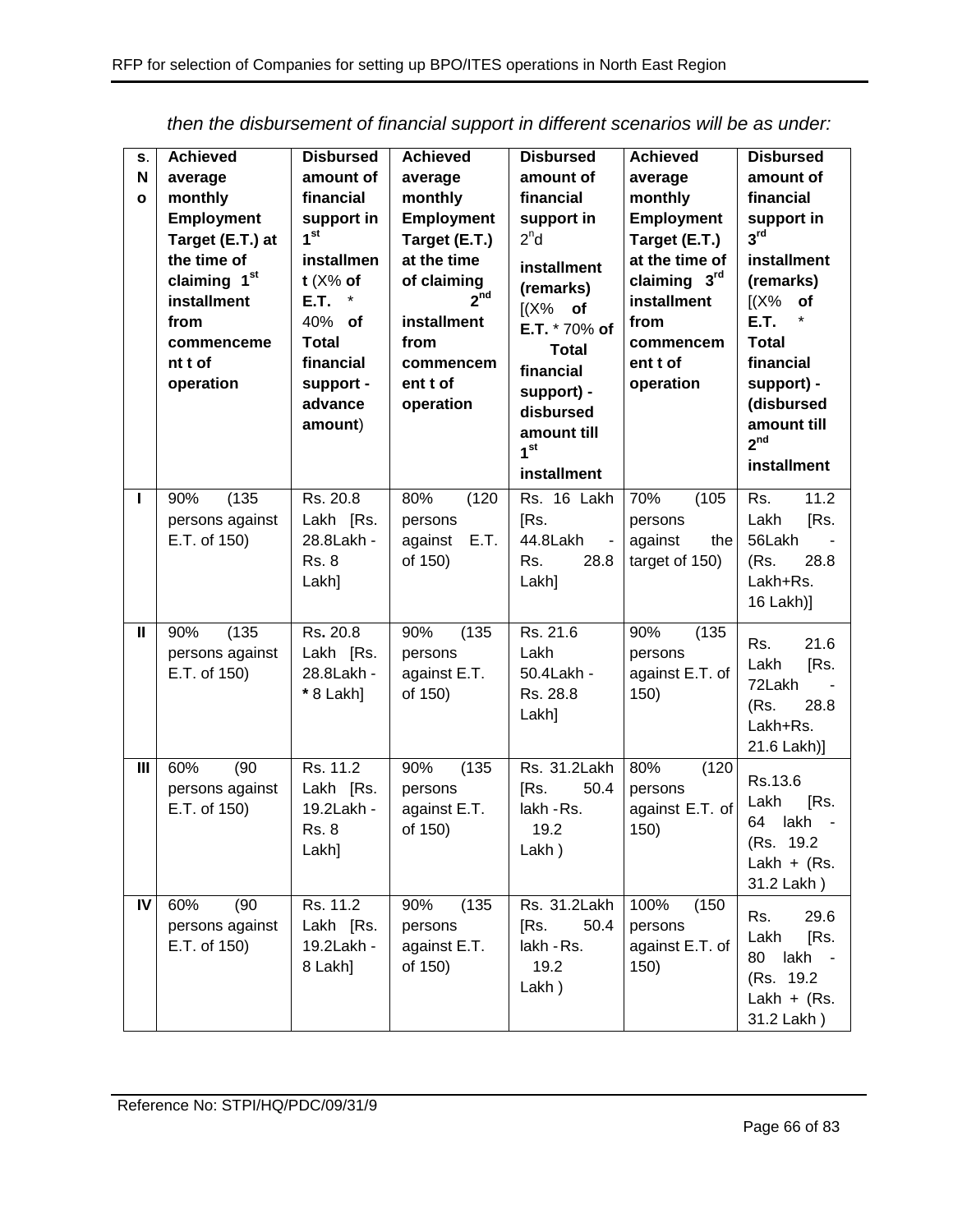*then the disbursement of financial support in different scenarios will be as under:*

| S. No | Achieved average monthly Employment Target (E.T.) at the time of claiming 1st installment from commencement of operation | Disbursed amount of financial support in 1st installment (X% of E.T. * 40% of Total financial support - advance amount) | Achieved average monthly Employment Target (E.T.) at the time of claiming 2nd installment from commencement of operation | Disbursed amount of financial support in 2nd installment (remarks) [(X% of E.T. * 70% of Total financial support) - disbursed amount till 1st installment | Achieved average monthly Employment Target (E.T.) at the time of claiming 3rd installment from commencement of operation | Disbursed amount of financial support in 3rd installment (remarks) [(X% of E.T. * Total financial support) - (disbursed amount till 2nd installment |
|---|---|---|---|---|---|---|
| I | 90% (135 persons against E.T. of 150) | Rs. 20.8 Lakh [Rs. 28.8Lakh - Rs. 8 Lakh] | 80% (120 persons against E.T. of 150) | Rs. 16 Lakh [Rs. 44.8Lakh - Rs. 28.8 Lakh] | 70% (105 persons against the target of 150) | Rs. 11.2 Lakh [Rs. 56Lakh - (Rs. 28.8 Lakh+Rs. 16 Lakh)] |
| II | 90% (135 persons against E.T. of 150) | Rs. 20.8 Lakh [Rs. 28.8Lakh - * 8 Lakh] | 90% (135 persons against E.T. of 150) | Rs. 21.6 Lakh 50.4Lakh - Rs. 28.8 Lakh] | 90% (135 persons against E.T. of 150) | Rs. 21.6 Lakh [Rs. 72Lakh - (Rs. 28.8 Lakh+Rs. 21.6 Lakh)] |
| III | 60% (90 persons against E.T. of 150) | Rs. 11.2 Lakh [Rs. 19.2Lakh - Rs. 8 Lakh] | 90% (135 persons against E.T. of 150) | Rs. 31.2Lakh [Rs. 50.4 lakh - Rs. 19.2 Lakh ) | 80% (120 persons against E.T. of 150) | Rs.13.6 Lakh [Rs. 64 lakh - (Rs. 19.2 Lakh + (Rs. 31.2 Lakh ) |
| IV | 60% (90 persons against E.T. of 150) | Rs. 11.2 Lakh [Rs. 19.2Lakh - 8 Lakh] | 90% (135 persons against E.T. of 150) | Rs. 31.2Lakh [Rs. 50.4 lakh - Rs. 19.2 Lakh ) | 100% (150 persons against E.T. of 150) | Rs. 29.6 Lakh [Rs. 80 lakh - (Rs. 19.2 Lakh + (Rs. 31.2 Lakh ) |

Reference No: STPI/HQ/PDC/09/31/9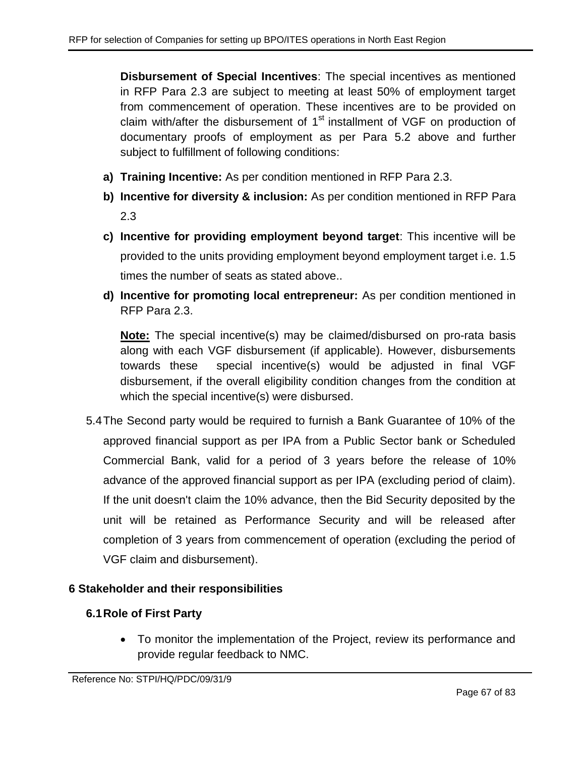**Disbursement of Special Incentives**: The special incentives as mentioned in RFP Para 2.3 are subject to meeting at least 50% of employment target from commencement of operation. These incentives are to be provided on claim with/after the disbursement of 1st installment of VGF on production of documentary proofs of employment as per Para 5.2 above and further subject to fulfillment of following conditions:

a) **Training Incentive:** As per condition mentioned in RFP Para 2.3.
b) **Incentive for diversity & inclusion:** As per condition mentioned in RFP Para 2.3
c) **Incentive for providing employment beyond target**: This incentive will be provided to the units providing employment beyond employment target i.e. 1.5 times the number of seats as stated above..
d) **Incentive for promoting local entrepreneur:** As per condition mentioned in RFP Para 2.3.

**Note:** The special incentive(s) may be claimed/disbursed on pro-rata basis along with each VGF disbursement (if applicable). However, disbursements towards these special incentive(s) would be adjusted in final VGF disbursement, if the overall eligibility condition changes from the condition at which the special incentive(s) were disbursed.

5.4 The Second party would be required to furnish a Bank Guarantee of 10% of the approved financial support as per IPA from a Public Sector bank or Scheduled Commercial Bank, valid for a period of 3 years before the release of 10% advance of the approved financial support as per IPA (excluding period of claim). If the unit doesn't claim the 10% advance, then the Bid Security deposited by the unit will be retained as Performance Security and will be released after completion of 3 years from commencement of operation (excluding the period of VGF claim and disbursement).

# 6 Stakeholder and their responsibilities

## 6.1 Role of First Party

- To monitor the implementation of the Project, review its performance and provide regular feedback to NMC.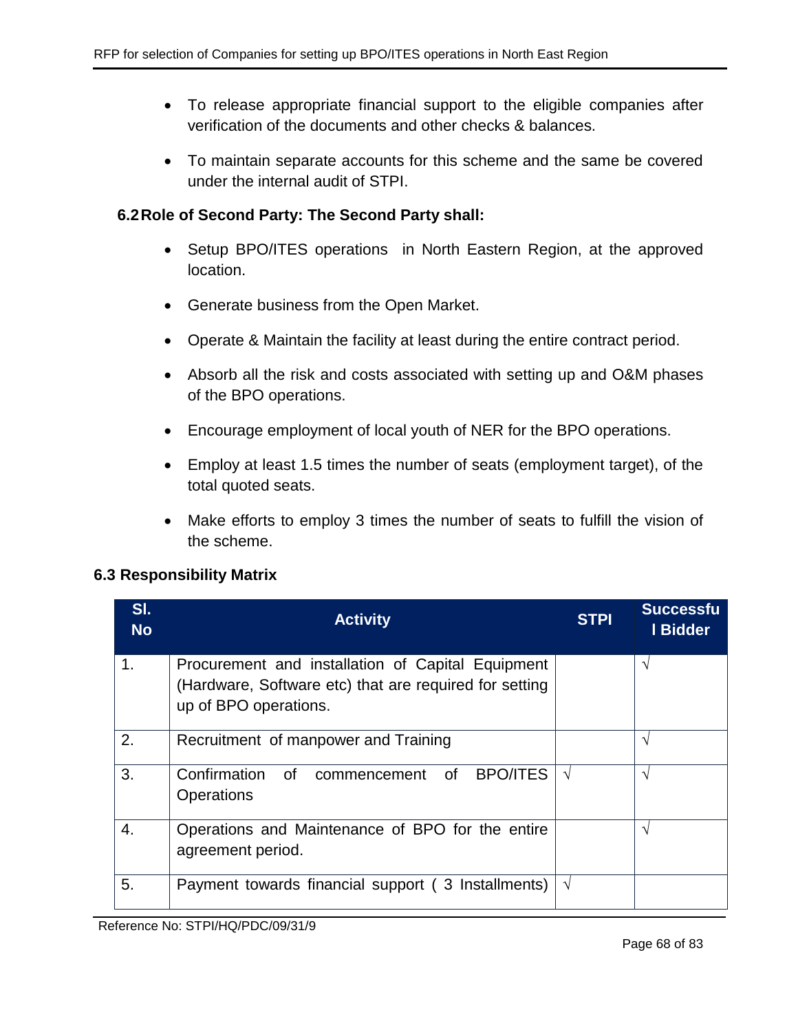- To release appropriate financial support to the eligible companies after verification of the documents and other checks & balances.

- To maintain separate accounts for this scheme and the same be covered under the internal audit of STPI.

### 6.2 Role of Second Party: The Second Party shall:

- Setup BPO/ITES operations in North Eastern Region, at the approved location.

- Generate business from the Open Market.

- Operate & Maintain the facility at least during the entire contract period.

- Absorb all the risk and costs associated with setting up and O&M phases of the BPO operations.

- Encourage employment of local youth of NER for the BPO operations.

- Employ at least 1.5 times the number of seats (employment target), of the total quoted seats.

- Make efforts to employ 3 times the number of seats to fulfill the vision of the scheme.

### 6.3 Responsibility Matrix

| Sl. No | Activity | STPI | Successful Bidder |
|---|---|---|---|
| 1. | Procurement and installation of Capital Equipment (Hardware, Software etc) that are required for setting up of BPO operations. | | √ |
| 2. | Recruitment of manpower and Training | | √ |
| 3. | Confirmation of commencement of BPO/ITES Operations | √ | √ |
| 4. | Operations and Maintenance of BPO for the entire agreement period. | | √ |
| 5. | Payment towards financial support ( 3 Installments) | √ | |

Reference No: STPI/HQ/PDC/09/31/9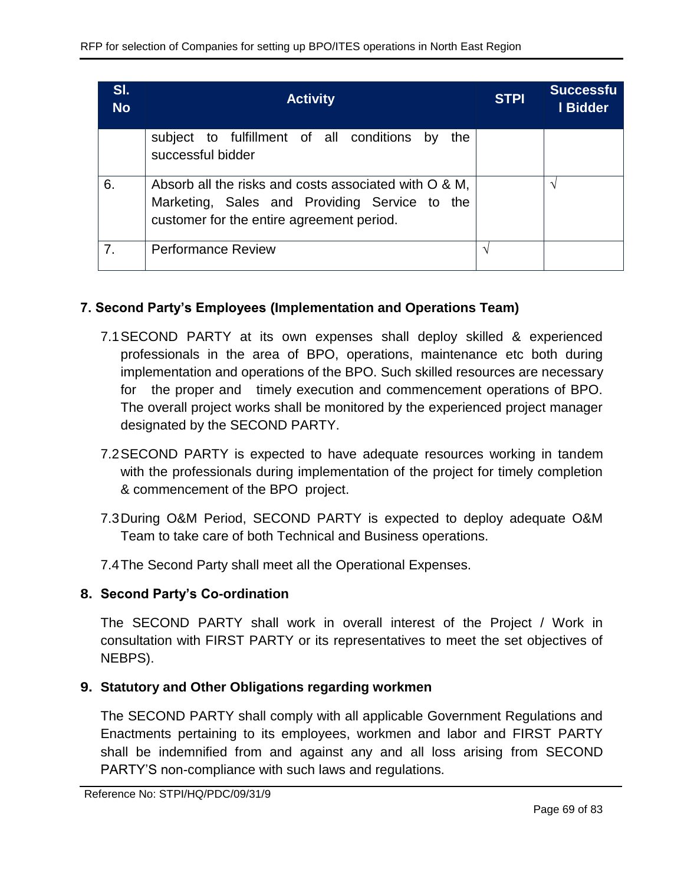| Sl. No | Activity | STPI | Successful Bidder |
|---|---|---|---|
| | subject to fulfillment of all conditions by the successful bidder | | |
| 6. | Absorb all the risks and costs associated with O & M, Marketing, Sales and Providing Service to the customer for the entire agreement period. | | √ |
| 7. | Performance Review | √ | |

## 7. Second Party's Employees (Implementation and Operations Team)

7.1 SECOND PARTY at its own expenses shall deploy skilled & experienced professionals in the area of BPO, operations, maintenance etc both during implementation and operations of the BPO. Such skilled resources are necessary for the proper and timely execution and commencement operations of BPO. The overall project works shall be monitored by the experienced project manager designated by the SECOND PARTY.

7.2 SECOND PARTY is expected to have adequate resources working in tandem with the professionals during implementation of the project for timely completion & commencement of the BPO project.

7.3 During O&M Period, SECOND PARTY is expected to deploy adequate O&M Team to take care of both Technical and Business operations.

7.4 The Second Party shall meet all the Operational Expenses.

## 8. Second Party's Co-ordination

The SECOND PARTY shall work in overall interest of the Project / Work in consultation with FIRST PARTY or its representatives to meet the set objectives of NEBPS).

## 9. Statutory and Other Obligations regarding workmen

The SECOND PARTY shall comply with all applicable Government Regulations and Enactments pertaining to its employees, workmen and labor and FIRST PARTY shall be indemnified from and against any and all loss arising from SECOND PARTY'S non-compliance with such laws and regulations.

Reference No: STPI/HQ/PDC/09/31/9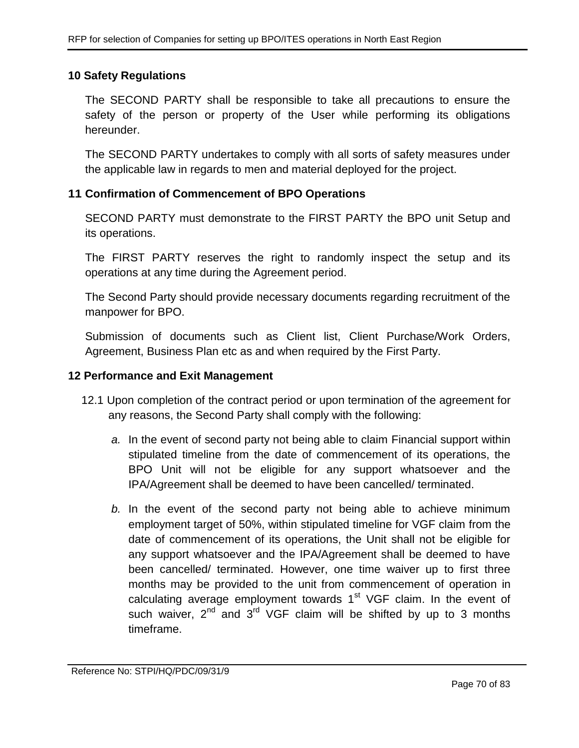## 10 Safety Regulations

The SECOND PARTY shall be responsible to take all precautions to ensure the safety of the person or property of the User while performing its obligations hereunder.

The SECOND PARTY undertakes to comply with all sorts of safety measures under the applicable law in regards to men and material deployed for the project.

## 11 Confirmation of Commencement of BPO Operations

SECOND PARTY must demonstrate to the FIRST PARTY the BPO unit Setup and its operations.

The FIRST PARTY reserves the right to randomly inspect the setup and its operations at any time during the Agreement period.

The Second Party should provide necessary documents regarding recruitment of the manpower for BPO.

Submission of documents such as Client list, Client Purchase/Work Orders, Agreement, Business Plan etc as and when required by the First Party.

## 12 Performance and Exit Management

12.1 Upon completion of the contract period or upon termination of the agreement for any reasons, the Second Party shall comply with the following:

*a.* In the event of second party not being able to claim Financial support within stipulated timeline from the date of commencement of its operations, the BPO Unit will not be eligible for any support whatsoever and the IPA/Agreement shall be deemed to have been cancelled/ terminated.

*b.* In the event of the second party not being able to achieve minimum employment target of 50%, within stipulated timeline for VGF claim from the date of commencement of its operations, the Unit shall not be eligible for any support whatsoever and the IPA/Agreement shall be deemed to have been cancelled/ terminated. However, one time waiver up to first three months may be provided to the unit from commencement of operation in calculating average employment towards 1st VGF claim. In the event of such waiver, 2nd and 3rd VGF claim will be shifted by up to 3 months timeframe.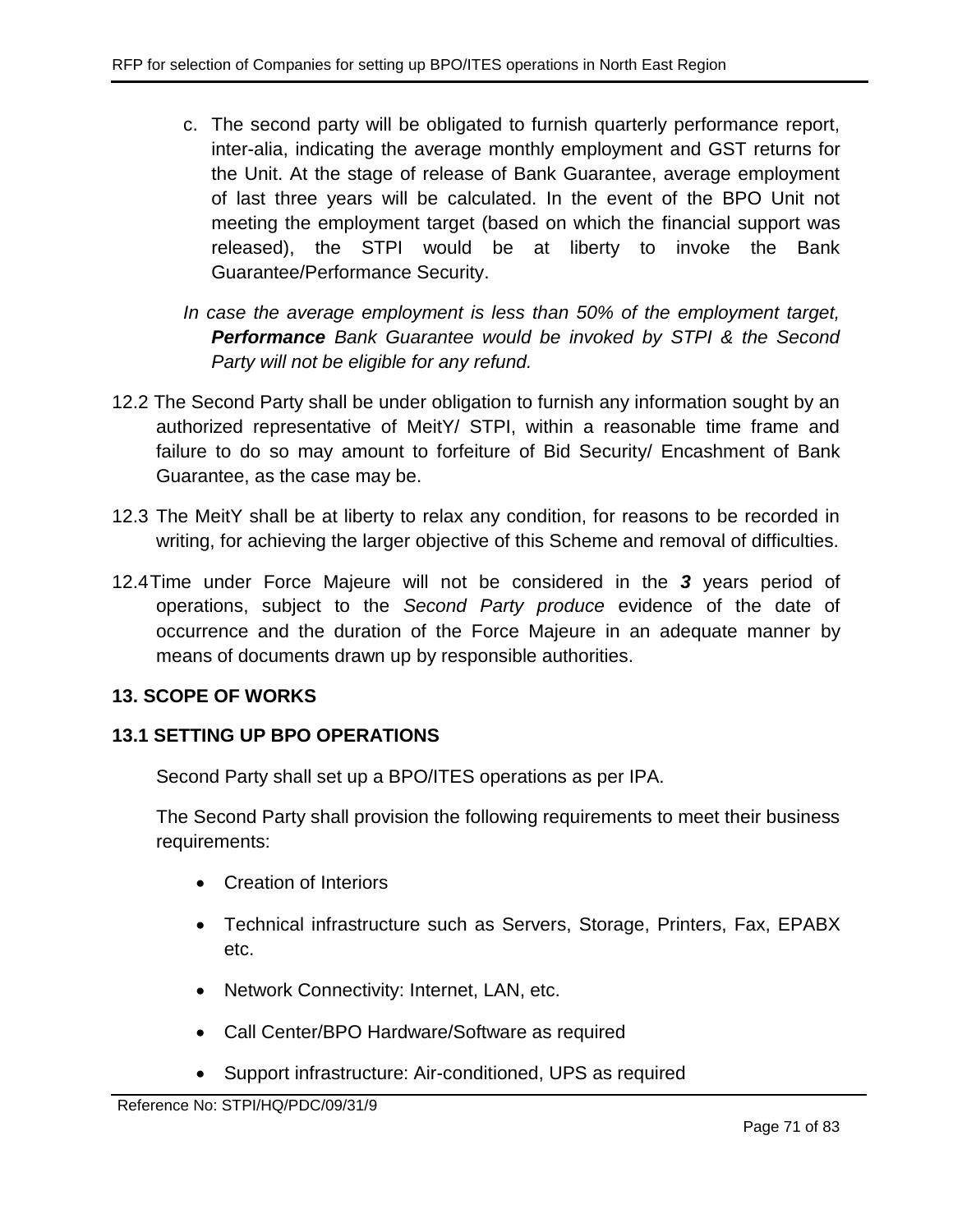c. The second party will be obligated to furnish quarterly performance report, inter-alia, indicating the average monthly employment and GST returns for the Unit. At the stage of release of Bank Guarantee, average employment of last three years will be calculated. In the event of the BPO Unit not meeting the employment target (based on which the financial support was released), the STPI would be at liberty to invoke the Bank Guarantee/Performance Security.

*In case the average employment is less than 50% of the employment target,* ***Performance*** *Bank Guarantee would be invoked by STPI & the Second Party will not be eligible for any refund.*

12.2 The Second Party shall be under obligation to furnish any information sought by an authorized representative of MeitY/ STPI, within a reasonable time frame and failure to do so may amount to forfeiture of Bid Security/ Encashment of Bank Guarantee, as the case may be.

12.3 The MeitY shall be at liberty to relax any condition, for reasons to be recorded in writing, for achieving the larger objective of this Scheme and removal of difficulties.

12.4 Time under Force Majeure will not be considered in the ***3*** years period of operations, subject to the *Second Party produce* evidence of the date of occurrence and the duration of the Force Majeure in an adequate manner by means of documents drawn up by responsible authorities.

## 13. SCOPE OF WORKS

### 13.1 SETTING UP BPO OPERATIONS

Second Party shall set up a BPO/ITES operations as per IPA.

The Second Party shall provision the following requirements to meet their business requirements:

- Creation of Interiors
- Technical infrastructure such as Servers, Storage, Printers, Fax, EPABX etc.
- Network Connectivity: Internet, LAN, etc.
- Call Center/BPO Hardware/Software as required
- Support infrastructure: Air-conditioned, UPS as required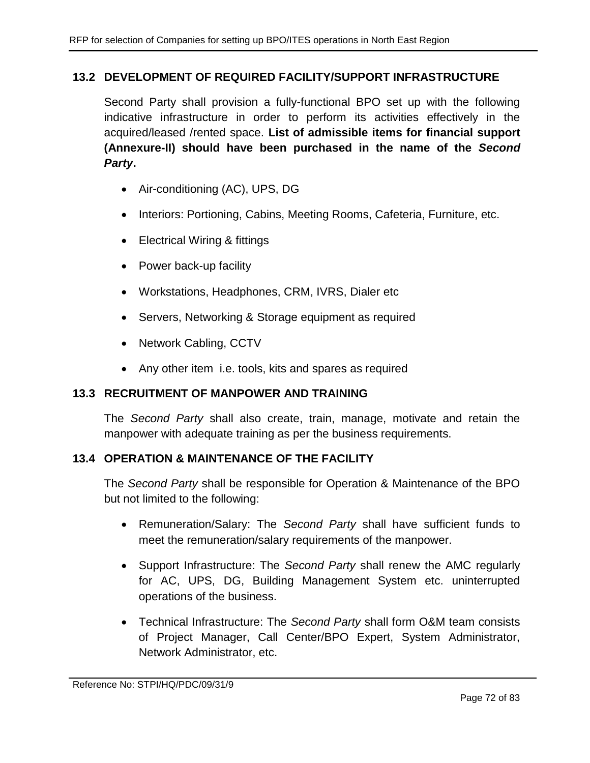### 13.2 DEVELOPMENT OF REQUIRED FACILITY/SUPPORT INFRASTRUCTURE

Second Party shall provision a fully-functional BPO set up with the following indicative infrastructure in order to perform its activities effectively in the acquired/leased /rented space. **List of admissible items for financial support (Annexure-II) should have been purchased in the name of the *Second Party*.**

- Air-conditioning (AC), UPS, DG
- Interiors: Portioning, Cabins, Meeting Rooms, Cafeteria, Furniture, etc.
- Electrical Wiring & fittings
- Power back-up facility
- Workstations, Headphones, CRM, IVRS, Dialer etc
- Servers, Networking & Storage equipment as required
- Network Cabling, CCTV
- Any other item i.e. tools, kits and spares as required

### 13.3 RECRUITMENT OF MANPOWER AND TRAINING

The *Second Party* shall also create, train, manage, motivate and retain the manpower with adequate training as per the business requirements.

### 13.4 OPERATION & MAINTENANCE OF THE FACILITY

The *Second Party* shall be responsible for Operation & Maintenance of the BPO but not limited to the following:

- Remuneration/Salary: The *Second Party* shall have sufficient funds to meet the remuneration/salary requirements of the manpower.
- Support Infrastructure: The *Second Party* shall renew the AMC regularly for AC, UPS, DG, Building Management System etc. uninterrupted operations of the business.
- Technical Infrastructure: The *Second Party* shall form O&M team consists of Project Manager, Call Center/BPO Expert, System Administrator, Network Administrator, etc.

Reference No: STPI/HQ/PDC/09/31/9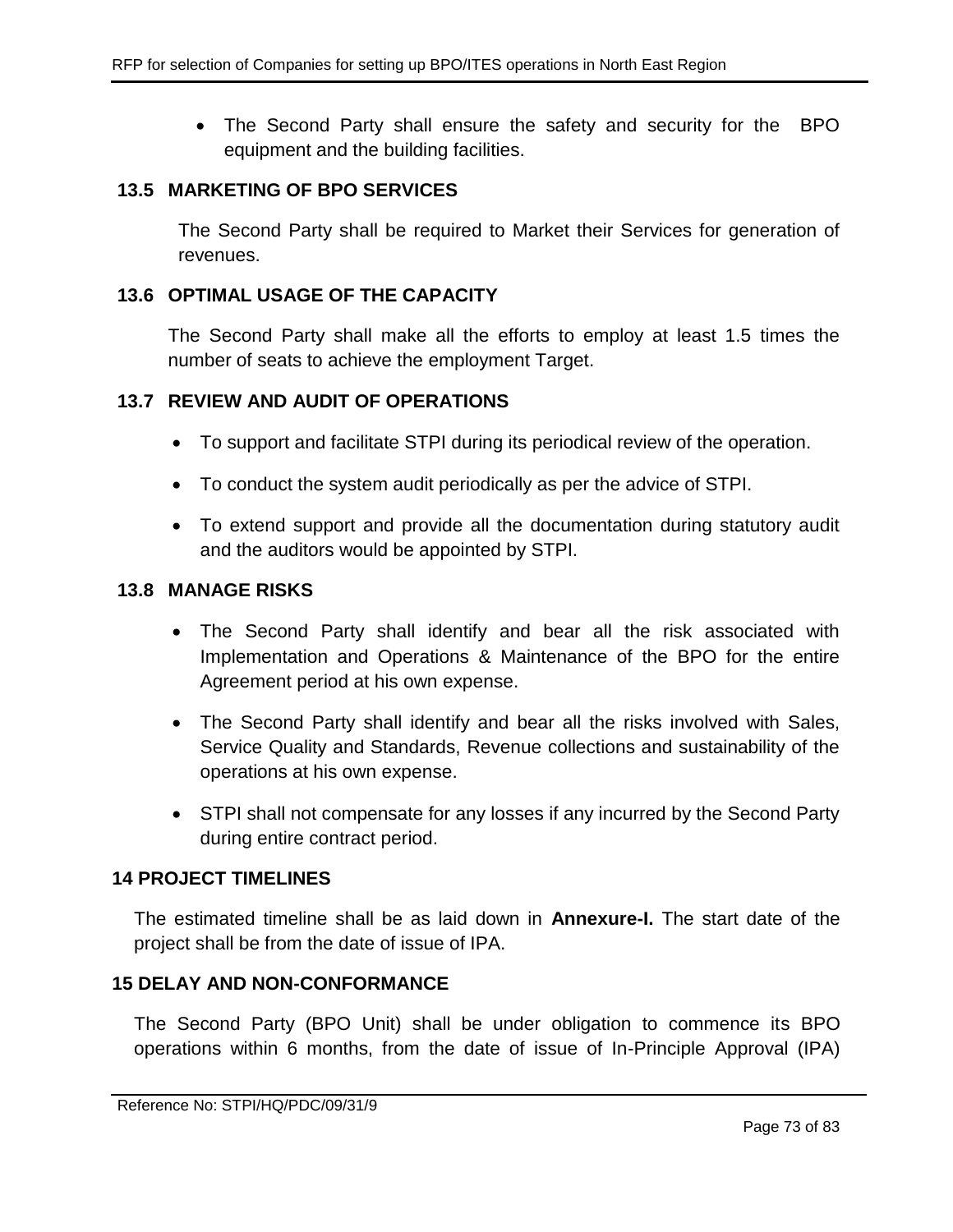- The Second Party shall ensure the safety and security for the BPO equipment and the building facilities.

### 13.5 MARKETING OF BPO SERVICES

The Second Party shall be required to Market their Services for generation of revenues.

### 13.6 OPTIMAL USAGE OF THE CAPACITY

The Second Party shall make all the efforts to employ at least 1.5 times the number of seats to achieve the employment Target.

### 13.7 REVIEW AND AUDIT OF OPERATIONS

- To support and facilitate STPI during its periodical review of the operation.
- To conduct the system audit periodically as per the advice of STPI.
- To extend support and provide all the documentation during statutory audit and the auditors would be appointed by STPI.

### 13.8 MANAGE RISKS

- The Second Party shall identify and bear all the risk associated with Implementation and Operations & Maintenance of the BPO for the entire Agreement period at his own expense.
- The Second Party shall identify and bear all the risks involved with Sales, Service Quality and Standards, Revenue collections and sustainability of the operations at his own expense.
- STPI shall not compensate for any losses if any incurred by the Second Party during entire contract period.

## 14 PROJECT TIMELINES

The estimated timeline shall be as laid down in **Annexure-I.** The start date of the project shall be from the date of issue of IPA.

## 15 DELAY AND NON-CONFORMANCE

The Second Party (BPO Unit) shall be under obligation to commence its BPO operations within 6 months, from the date of issue of In-Principle Approval (IPA)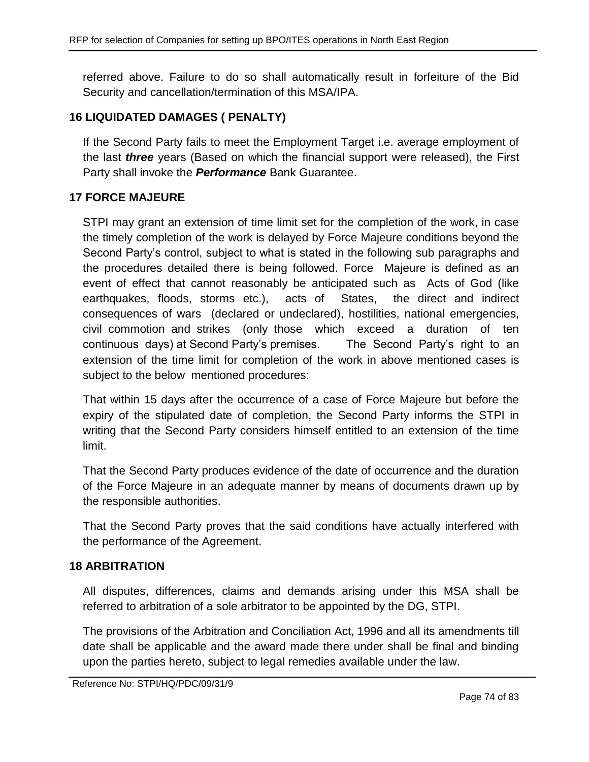referred above. Failure to do so shall automatically result in forfeiture of the Bid Security and cancellation/termination of this MSA/IPA.

## 16 LIQUIDATED DAMAGES ( PENALTY)

If the Second Party fails to meet the Employment Target i.e. average employment of the last ***three*** years (Based on which the financial support were released), the First Party shall invoke the ***Performance*** Bank Guarantee.

## 17 FORCE MAJEURE

STPI may grant an extension of time limit set for the completion of the work, in case the timely completion of the work is delayed by Force Majeure conditions beyond the Second Party's control, subject to what is stated in the following sub paragraphs and the procedures detailed there is being followed. Force Majeure is defined as an event of effect that cannot reasonably be anticipated such as Acts of God (like earthquakes, floods, storms etc.), acts of States, the direct and indirect consequences of wars (declared or undeclared), hostilities, national emergencies, civil commotion and strikes (only those which exceed a duration of ten continuous days) at Second Party's premises. The Second Party's right to an extension of the time limit for completion of the work in above mentioned cases is subject to the below mentioned procedures:

That within 15 days after the occurrence of a case of Force Majeure but before the expiry of the stipulated date of completion, the Second Party informs the STPI in writing that the Second Party considers himself entitled to an extension of the time limit.

That the Second Party produces evidence of the date of occurrence and the duration of the Force Majeure in an adequate manner by means of documents drawn up by the responsible authorities.

That the Second Party proves that the said conditions have actually interfered with the performance of the Agreement.

## 18 ARBITRATION

All disputes, differences, claims and demands arising under this MSA shall be referred to arbitration of a sole arbitrator to be appointed by the DG, STPI.

The provisions of the Arbitration and Conciliation Act, 1996 and all its amendments till date shall be applicable and the award made there under shall be final and binding upon the parties hereto, subject to legal remedies available under the law.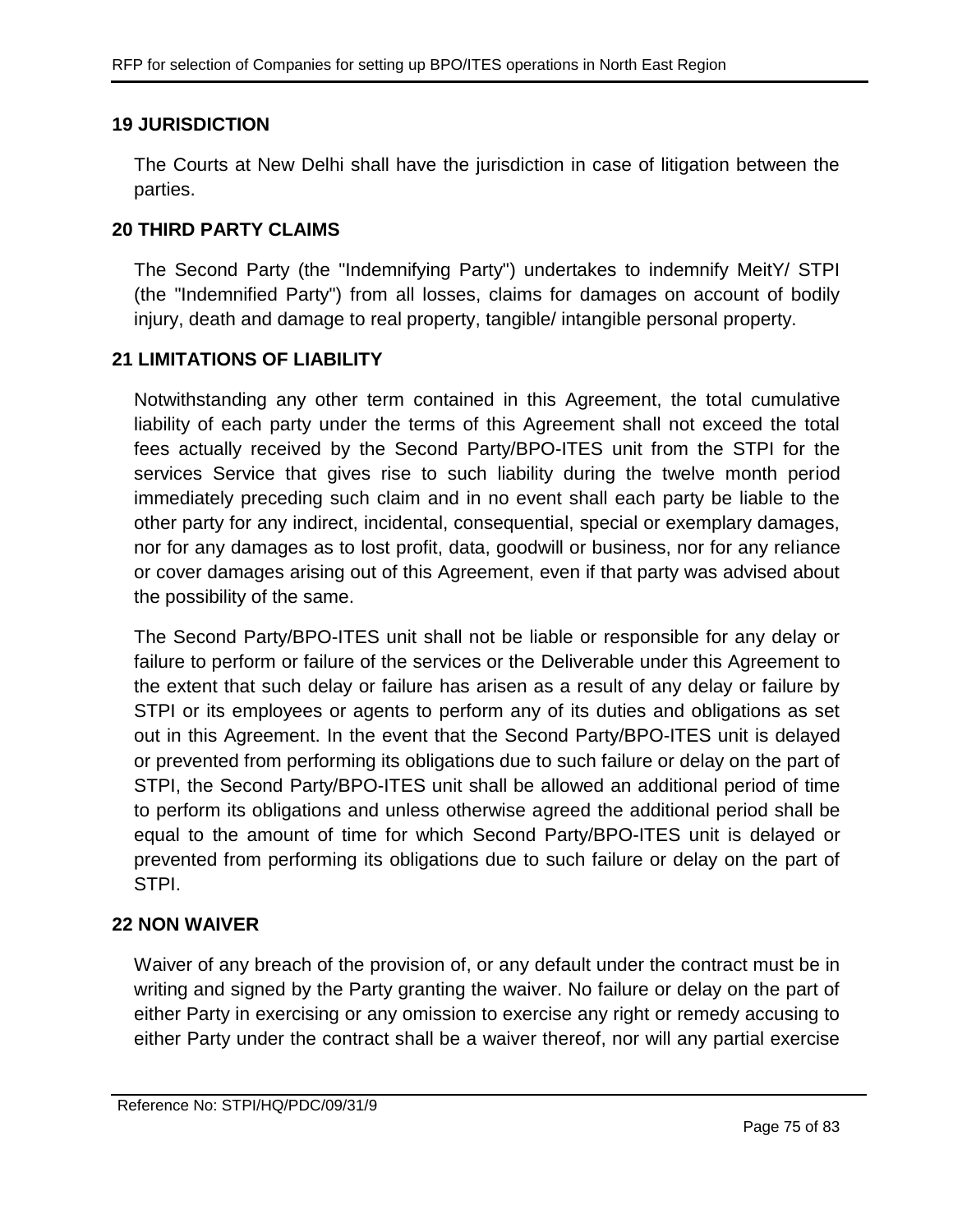## 19 JURISDICTION

The Courts at New Delhi shall have the jurisdiction in case of litigation between the parties.

## 20 THIRD PARTY CLAIMS

The Second Party (the "Indemnifying Party") undertakes to indemnify MeitY/ STPI (the "Indemnified Party") from all losses, claims for damages on account of bodily injury, death and damage to real property, tangible/ intangible personal property.

## 21 LIMITATIONS OF LIABILITY

Notwithstanding any other term contained in this Agreement, the total cumulative liability of each party under the terms of this Agreement shall not exceed the total fees actually received by the Second Party/BPO-ITES unit from the STPI for the services Service that gives rise to such liability during the twelve month period immediately preceding such claim and in no event shall each party be liable to the other party for any indirect, incidental, consequential, special or exemplary damages, nor for any damages as to lost profit, data, goodwill or business, nor for any reliance or cover damages arising out of this Agreement, even if that party was advised about the possibility of the same.

The Second Party/BPO-ITES unit shall not be liable or responsible for any delay or failure to perform or failure of the services or the Deliverable under this Agreement to the extent that such delay or failure has arisen as a result of any delay or failure by STPI or its employees or agents to perform any of its duties and obligations as set out in this Agreement. In the event that the Second Party/BPO-ITES unit is delayed or prevented from performing its obligations due to such failure or delay on the part of STPI, the Second Party/BPO-ITES unit shall be allowed an additional period of time to perform its obligations and unless otherwise agreed the additional period shall be equal to the amount of time for which Second Party/BPO-ITES unit is delayed or prevented from performing its obligations due to such failure or delay on the part of STPI.

## 22 NON WAIVER

Waiver of any breach of the provision of, or any default under the contract must be in writing and signed by the Party granting the waiver. No failure or delay on the part of either Party in exercising or any omission to exercise any right or remedy accusing to either Party under the contract shall be a waiver thereof, nor will any partial exercise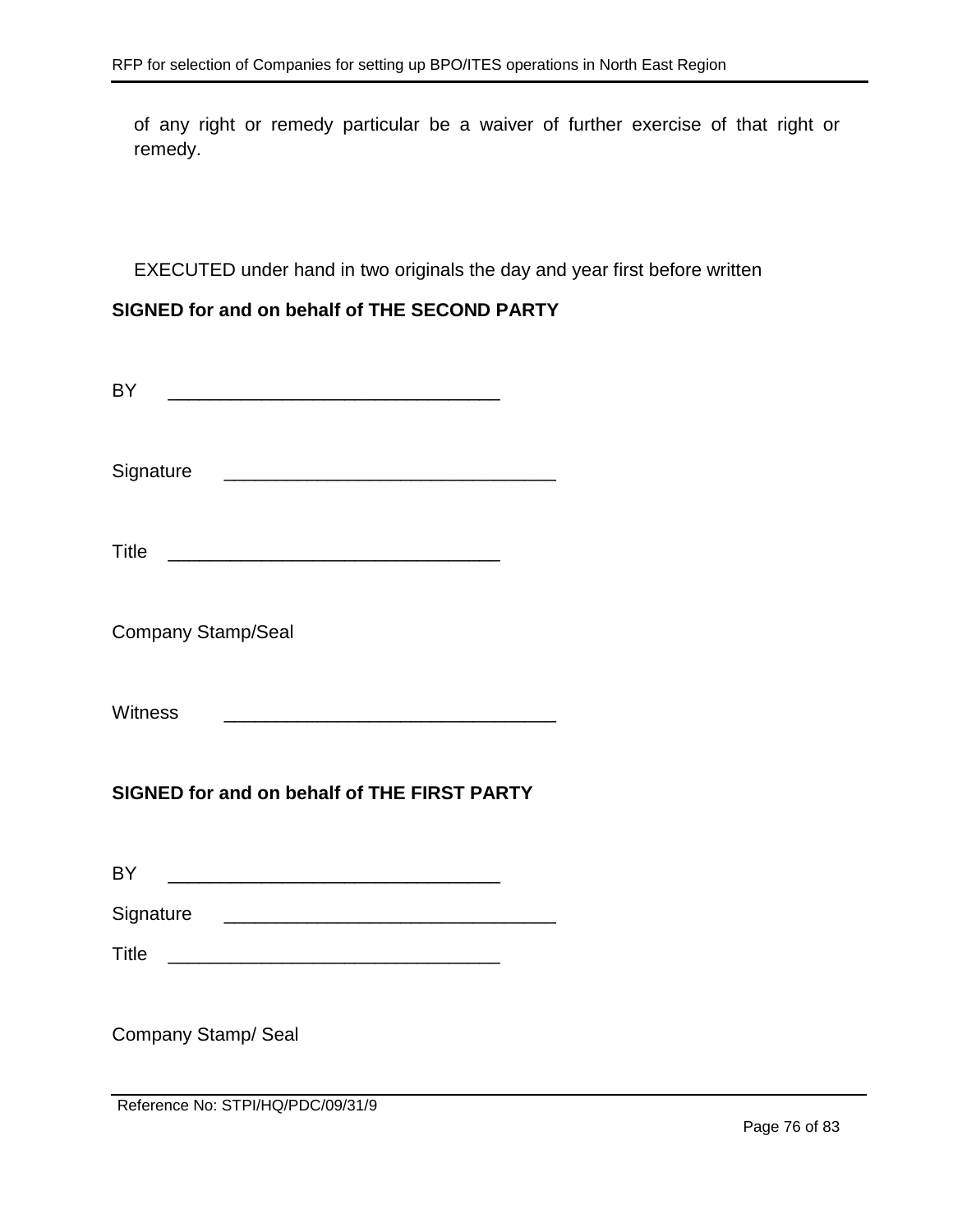of any right or remedy particular be a waiver of further exercise of that right or remedy.

EXECUTED under hand in two originals the day and year first before written

**SIGNED for and on behalf of THE SECOND PARTY**

BY ________________________________

Signature ________________________________

Title ________________________________

Company Stamp/Seal

Witness ________________________________

**SIGNED for and on behalf of THE FIRST PARTY**

BY ________________________________

Signature ________________________________

Title ________________________________

Company Stamp/ Seal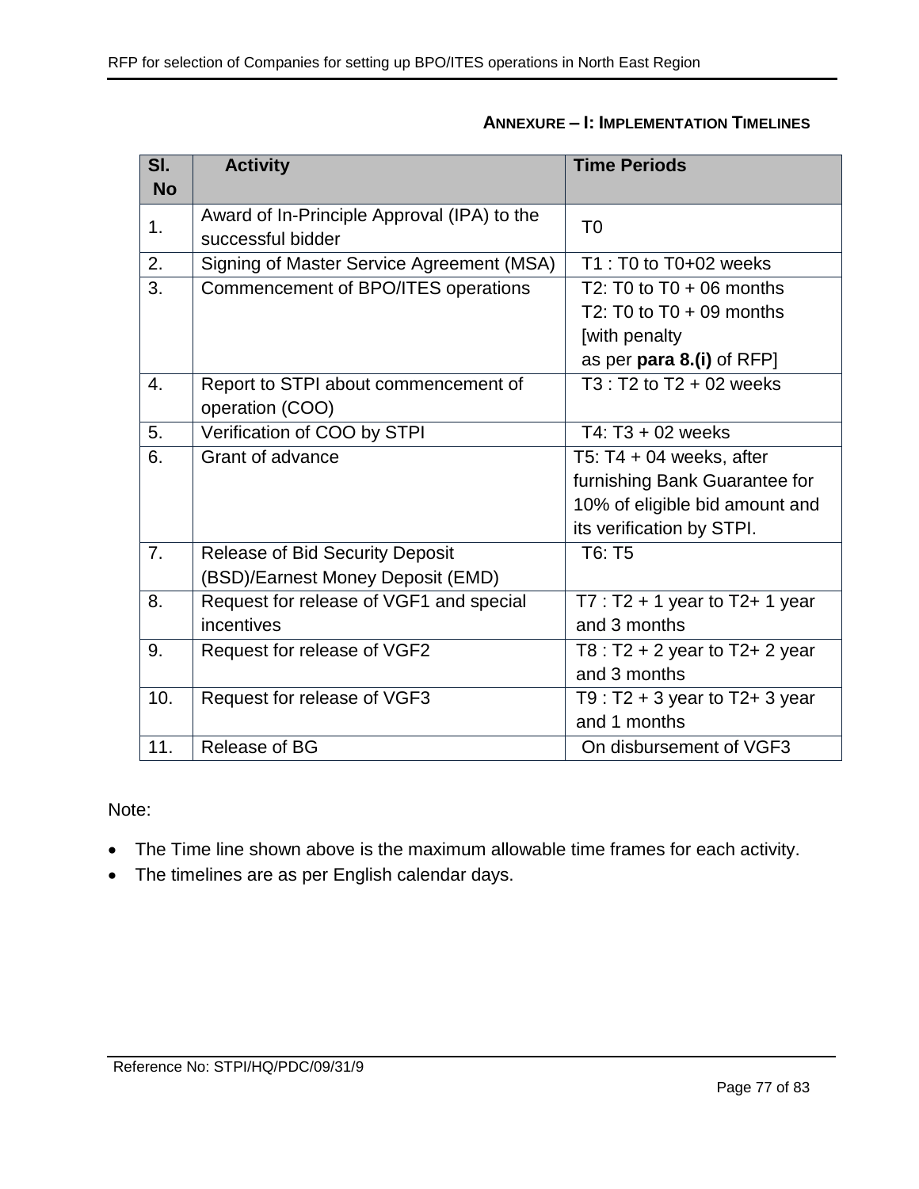## ANNEXURE – I: IMPLEMENTATION TIMELINES

| Sl. No | Activity | Time Periods |
|---|---|---|
| 1. | Award of In-Principle Approval (IPA) to the successful bidder | T0 |
| 2. | Signing of Master Service Agreement (MSA) | T1 : T0 to T0+02 weeks |
| 3. | Commencement of BPO/ITES operations | T2: T0 to T0 + 06 months<br>T2: T0 to T0 + 09 months [with penalty as per **para 8.(i)** of RFP] |
| 4. | Report to STPI about commencement of operation (COO) | T3 : T2 to T2 + 02 weeks |
| 5. | Verification of COO by STPI | T4: T3 + 02 weeks |
| 6. | Grant of advance | T5: T4 + 04 weeks, after furnishing Bank Guarantee for 10% of eligible bid amount and its verification by STPI. |
| 7. | Release of Bid Security Deposit (BSD)/Earnest Money Deposit (EMD) | T6: T5 |
| 8. | Request for release of VGF1 and special incentives | T7 : T2 + 1 year to T2+ 1 year and 3 months |
| 9. | Request for release of VGF2 | T8 : T2 + 2 year to T2+ 2 year and 3 months |
| 10. | Request for release of VGF3 | T9 : T2 + 3 year to T2+ 3 year and 1 months |
| 11. | Release of BG | On disbursement of VGF3 |

Note:

- The Time line shown above is the maximum allowable time frames for each activity.
- The timelines are as per English calendar days.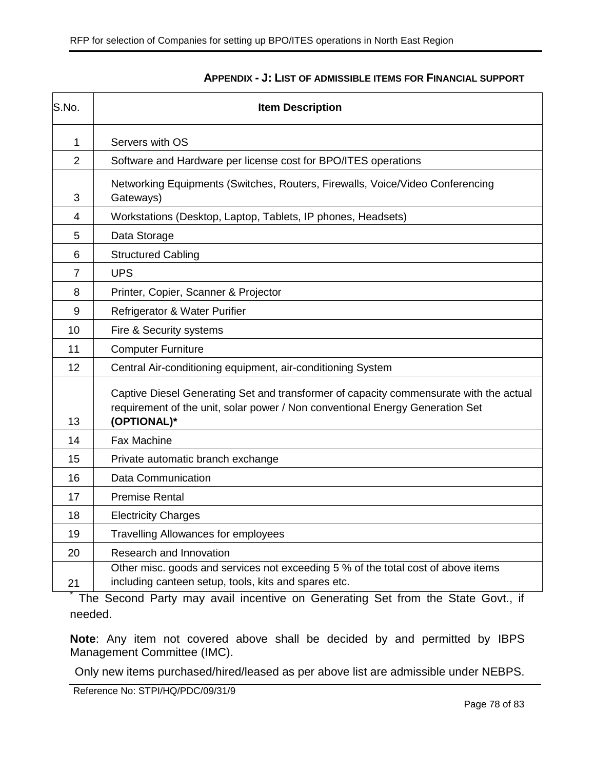## APPENDIX - J: LIST OF ADMISSIBLE ITEMS FOR FINANCIAL SUPPORT

| S.No. | Item Description |
|---|---|
| 1 | Servers with OS |
| 2 | Software and Hardware per license cost for BPO/ITES operations |
| 3 | Networking Equipments (Switches, Routers, Firewalls, Voice/Video Conferencing Gateways) |
| 4 | Workstations (Desktop, Laptop, Tablets, IP phones, Headsets) |
| 5 | Data Storage |
| 6 | Structured Cabling |
| 7 | UPS |
| 8 | Printer, Copier, Scanner & Projector |
| 9 | Refrigerator & Water Purifier |
| 10 | Fire & Security systems |
| 11 | Computer Furniture |
| 12 | Central Air-conditioning equipment, air-conditioning System |
| 13 | Captive Diesel Generating Set and transformer of capacity commensurate with the actual requirement of the unit, solar power / Non conventional Energy Generation Set **(OPTIONAL)*** |
| 14 | Fax Machine |
| 15 | Private automatic branch exchange |
| 16 | Data Communication |
| 17 | Premise Rental |
| 18 | Electricity Charges |
| 19 | Travelling Allowances for employees |
| 20 | Research and Innovation |
| 21 | Other misc. goods and services not exceeding 5 % of the total cost of above items including canteen setup, tools, kits and spares etc. |

* The Second Party may avail incentive on Generating Set from the State Govt., if needed.

**Note**: Any item not covered above shall be decided by and permitted by IBPS Management Committee (IMC).

Only new items purchased/hired/leased as per above list are admissible under NEBPS.

Reference No: STPI/HQ/PDC/09/31/9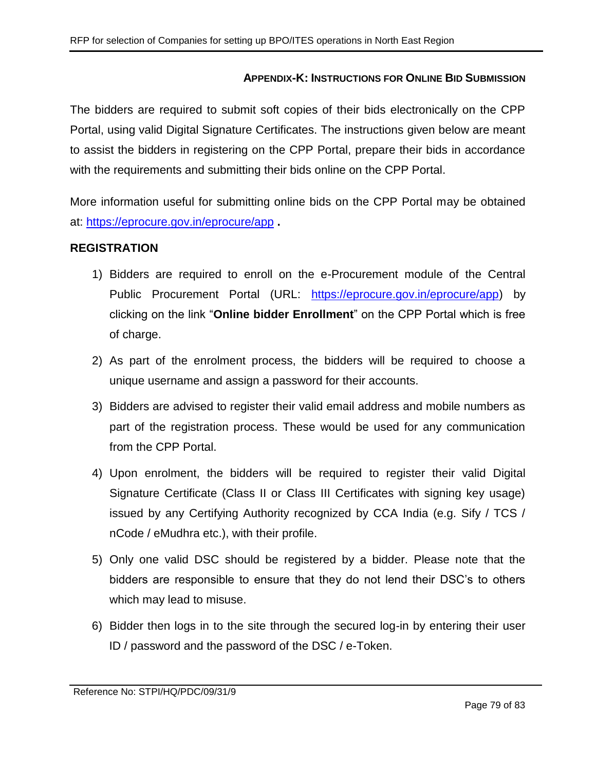## APPENDIX-K: INSTRUCTIONS FOR ONLINE BID SUBMISSION

The bidders are required to submit soft copies of their bids electronically on the CPP Portal, using valid Digital Signature Certificates. The instructions given below are meant to assist the bidders in registering on the CPP Portal, prepare their bids in accordance with the requirements and submitting their bids online on the CPP Portal.

More information useful for submitting online bids on the CPP Portal may be obtained at: https://eprocure.gov.in/eprocure/app **.**

### REGISTRATION

1) Bidders are required to enroll on the e-Procurement module of the Central Public Procurement Portal (URL: https://eprocure.gov.in/eprocure/app) by clicking on the link "**Online bidder Enrollment**" on the CPP Portal which is free of charge.

2) As part of the enrolment process, the bidders will be required to choose a unique username and assign a password for their accounts.

3) Bidders are advised to register their valid email address and mobile numbers as part of the registration process. These would be used for any communication from the CPP Portal.

4) Upon enrolment, the bidders will be required to register their valid Digital Signature Certificate (Class II or Class III Certificates with signing key usage) issued by any Certifying Authority recognized by CCA India (e.g. Sify / TCS / nCode / eMudhra etc.), with their profile.

5) Only one valid DSC should be registered by a bidder. Please note that the bidders are responsible to ensure that they do not lend their DSC's to others which may lead to misuse.

6) Bidder then logs in to the site through the secured log-in by entering their user ID / password and the password of the DSC / e-Token.

Reference No: STPI/HQ/PDC/09/31/9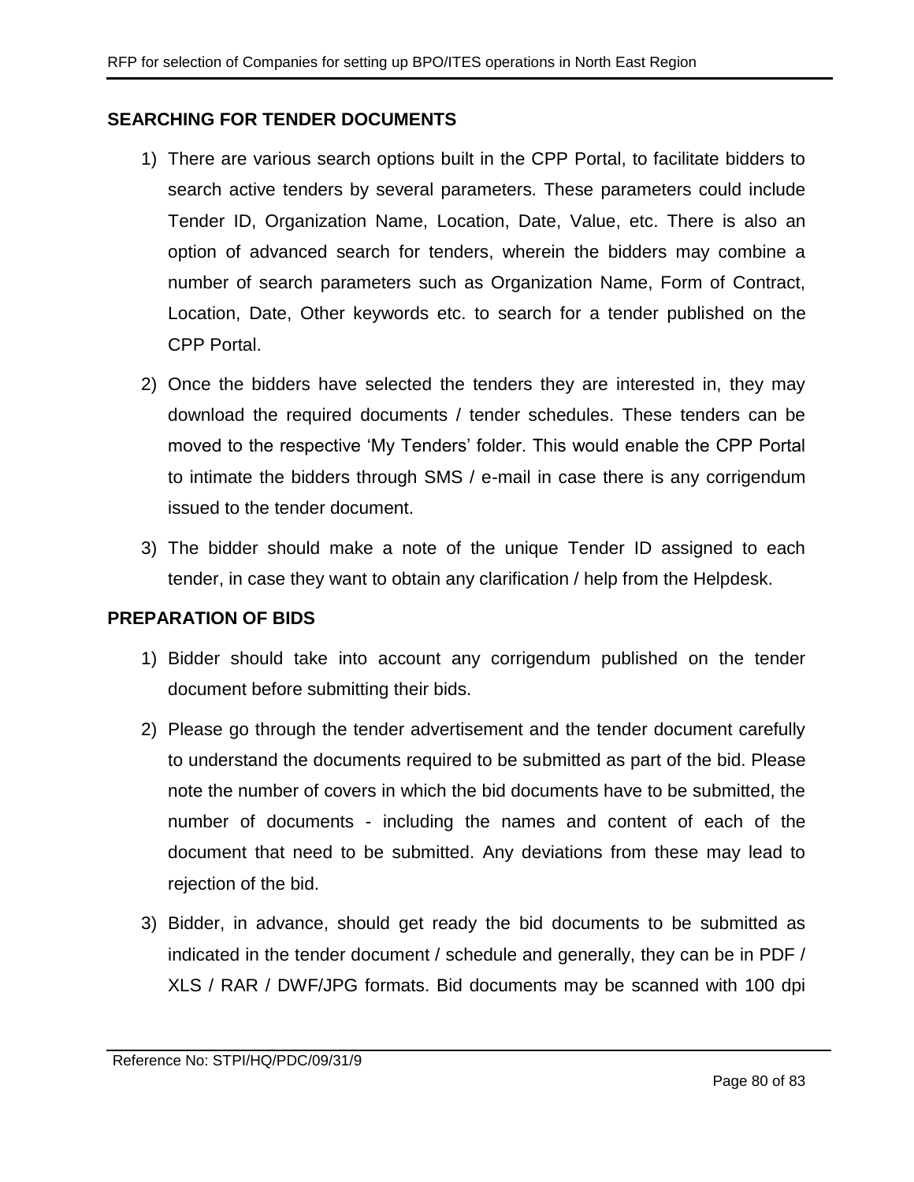## SEARCHING FOR TENDER DOCUMENTS

1) There are various search options built in the CPP Portal, to facilitate bidders to search active tenders by several parameters. These parameters could include Tender ID, Organization Name, Location, Date, Value, etc. There is also an option of advanced search for tenders, wherein the bidders may combine a number of search parameters such as Organization Name, Form of Contract, Location, Date, Other keywords etc. to search for a tender published on the CPP Portal.

2) Once the bidders have selected the tenders they are interested in, they may download the required documents / tender schedules. These tenders can be moved to the respective 'My Tenders' folder. This would enable the CPP Portal to intimate the bidders through SMS / e-mail in case there is any corrigendum issued to the tender document.

3) The bidder should make a note of the unique Tender ID assigned to each tender, in case they want to obtain any clarification / help from the Helpdesk.

## PREPARATION OF BIDS

1) Bidder should take into account any corrigendum published on the tender document before submitting their bids.

2) Please go through the tender advertisement and the tender document carefully to understand the documents required to be submitted as part of the bid. Please note the number of covers in which the bid documents have to be submitted, the number of documents - including the names and content of each of the document that need to be submitted. Any deviations from these may lead to rejection of the bid.

3) Bidder, in advance, should get ready the bid documents to be submitted as indicated in the tender document / schedule and generally, they can be in PDF / XLS / RAR / DWF/JPG formats. Bid documents may be scanned with 100 dpi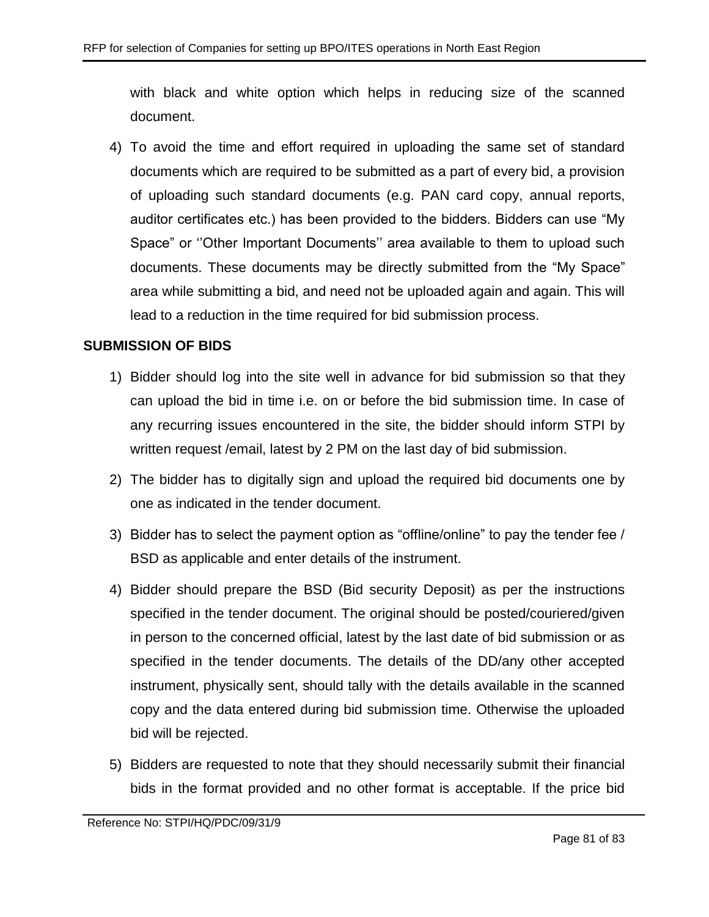with black and white option which helps in reducing size of the scanned document.

4) To avoid the time and effort required in uploading the same set of standard documents which are required to be submitted as a part of every bid, a provision of uploading such standard documents (e.g. PAN card copy, annual reports, auditor certificates etc.) has been provided to the bidders. Bidders can use “My Space” or ‘’Other Important Documents’’ area available to them to upload such documents. These documents may be directly submitted from the “My Space” area while submitting a bid, and need not be uploaded again and again. This will lead to a reduction in the time required for bid submission process.

**SUBMISSION OF BIDS**

1) Bidder should log into the site well in advance for bid submission so that they can upload the bid in time i.e. on or before the bid submission time. In case of any recurring issues encountered in the site, the bidder should inform STPI by written request /email, latest by 2 PM on the last day of bid submission.

2) The bidder has to digitally sign and upload the required bid documents one by one as indicated in the tender document.

3) Bidder has to select the payment option as “offline/online” to pay the tender fee / BSD as applicable and enter details of the instrument.

4) Bidder should prepare the BSD (Bid security Deposit) as per the instructions specified in the tender document. The original should be posted/couriered/given in person to the concerned official, latest by the last date of bid submission or as specified in the tender documents. The details of the DD/any other accepted instrument, physically sent, should tally with the details available in the scanned copy and the data entered during bid submission time. Otherwise the uploaded bid will be rejected.

5) Bidders are requested to note that they should necessarily submit their financial bids in the format provided and no other format is acceptable. If the price bid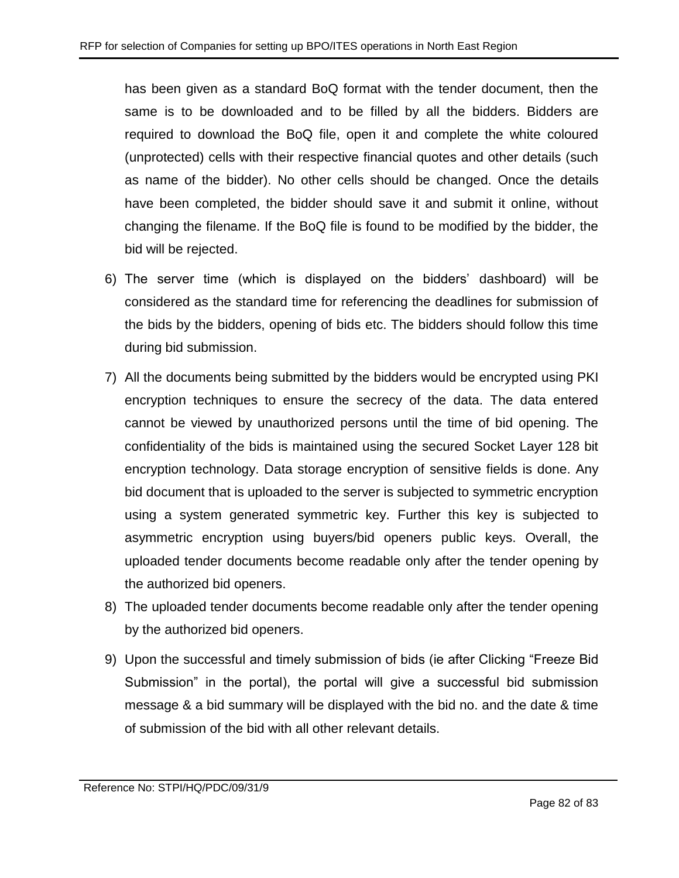has been given as a standard BoQ format with the tender document, then the same is to be downloaded and to be filled by all the bidders. Bidders are required to download the BoQ file, open it and complete the white coloured (unprotected) cells with their respective financial quotes and other details (such as name of the bidder). No other cells should be changed. Once the details have been completed, the bidder should save it and submit it online, without changing the filename. If the BoQ file is found to be modified by the bidder, the bid will be rejected.

6) The server time (which is displayed on the bidders' dashboard) will be considered as the standard time for referencing the deadlines for submission of the bids by the bidders, opening of bids etc. The bidders should follow this time during bid submission.

7) All the documents being submitted by the bidders would be encrypted using PKI encryption techniques to ensure the secrecy of the data. The data entered cannot be viewed by unauthorized persons until the time of bid opening. The confidentiality of the bids is maintained using the secured Socket Layer 128 bit encryption technology. Data storage encryption of sensitive fields is done. Any bid document that is uploaded to the server is subjected to symmetric encryption using a system generated symmetric key. Further this key is subjected to asymmetric encryption using buyers/bid openers public keys. Overall, the uploaded tender documents become readable only after the tender opening by the authorized bid openers.

8) The uploaded tender documents become readable only after the tender opening by the authorized bid openers.

9) Upon the successful and timely submission of bids (ie after Clicking "Freeze Bid Submission" in the portal), the portal will give a successful bid submission message & a bid summary will be displayed with the bid no. and the date & time of submission of the bid with all other relevant details.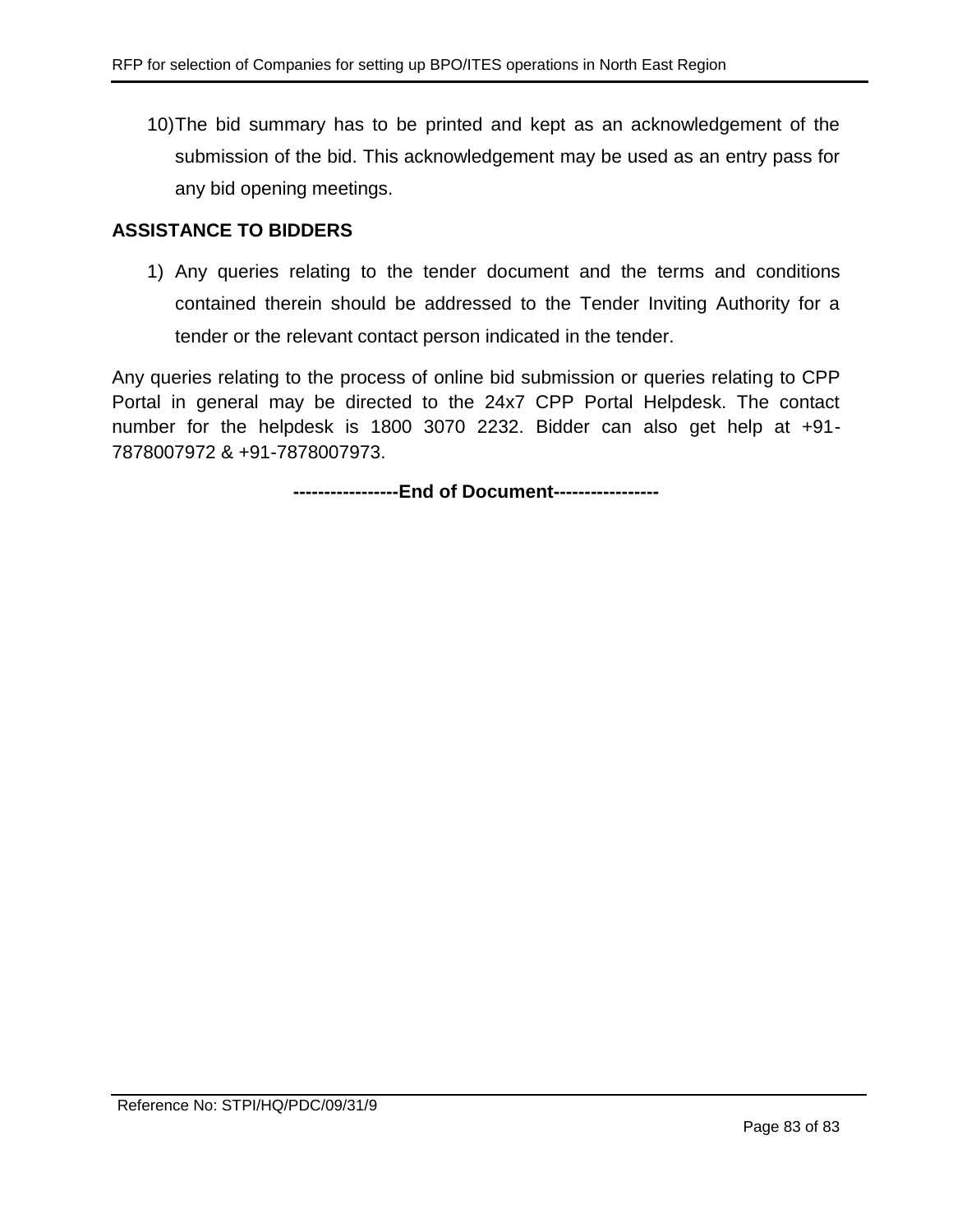10) The bid summary has to be printed and kept as an acknowledgement of the submission of the bid. This acknowledgement may be used as an entry pass for any bid opening meetings.

**ASSISTANCE TO BIDDERS**

1) Any queries relating to the tender document and the terms and conditions contained therein should be addressed to the Tender Inviting Authority for a tender or the relevant contact person indicated in the tender.

Any queries relating to the process of online bid submission or queries relating to CPP Portal in general may be directed to the 24x7 CPP Portal Helpdesk. The contact number for the helpdesk is 1800 3070 2232. Bidder can also get help at +91-7878007972 & +91-7878007973.

**-----------------End of Document-----------------**